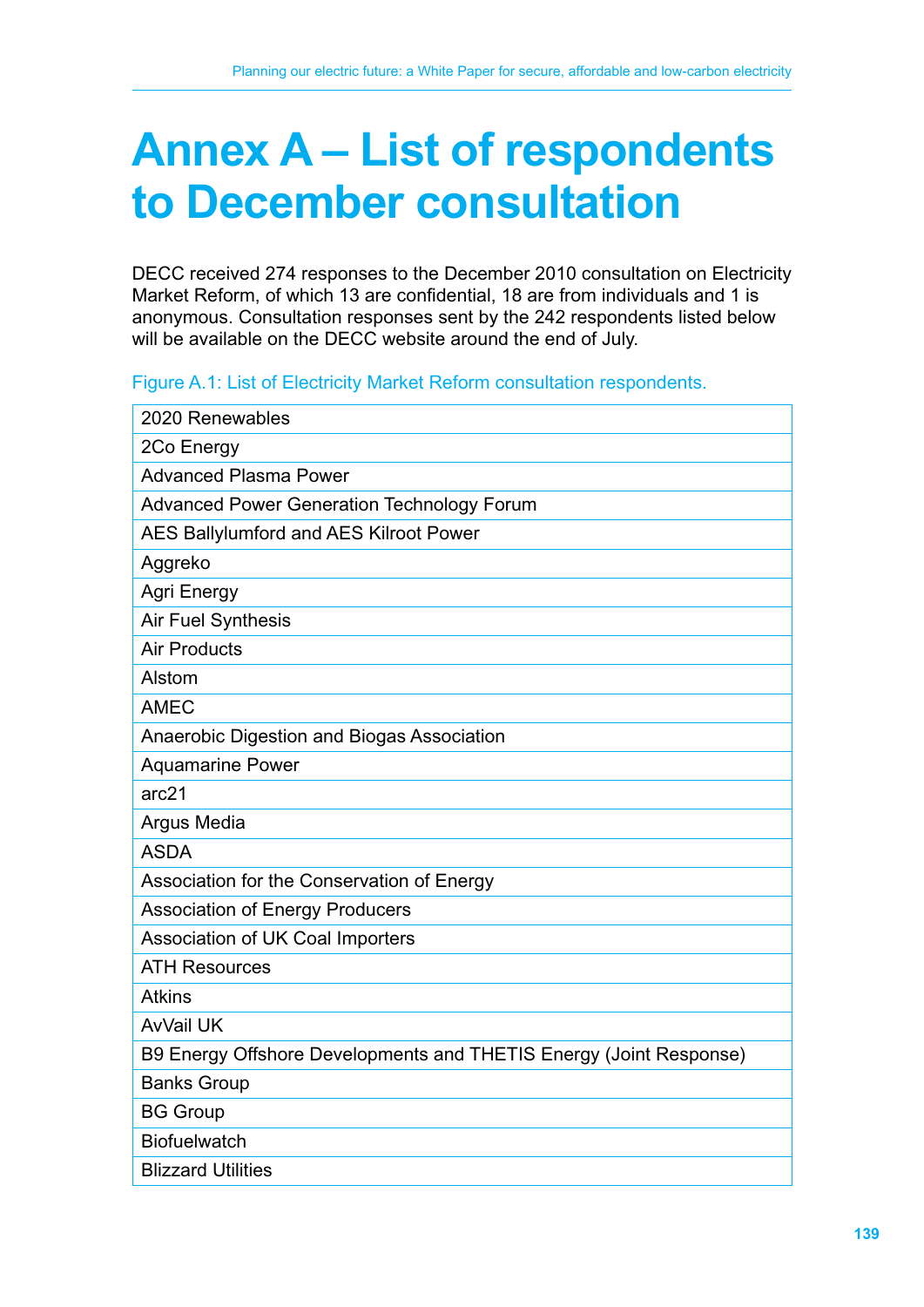# Annex A – List of respondents to December consultation

DECC received 274 responses to the December 2010 consultation on Electricity Market Reform, of which 13 are confidential, 18 are from individuals and 1 is anonymous. Consultation responses sent by the 242 respondents listed below will be available on the DECC website around the end of July.

Figure A.1: List of Electricity Market Reform consultation respondents.

| |
|---|
| 2020 Renewables |
| 2Co Energy |
| Advanced Plasma Power |
| Advanced Power Generation Technology Forum |
| AES Ballylumford and AES Kilroot Power |
| Aggreko |
| Agri Energy |
| Air Fuel Synthesis |
| Air Products |
| Alstom |
| AMEC |
| Anaerobic Digestion and Biogas Association |
| Aquamarine Power |
| arc21 |
| Argus Media |
| ASDA |
| Association for the Conservation of Energy |
| Association of Energy Producers |
| Association of UK Coal Importers |
| ATH Resources |
| Atkins |
| AvVail UK |
| B9 Energy Offshore Developments and THETIS Energy (Joint Response) |
| Banks Group |
| BG Group |
| Biofuelwatch |
| Blizzard Utilities |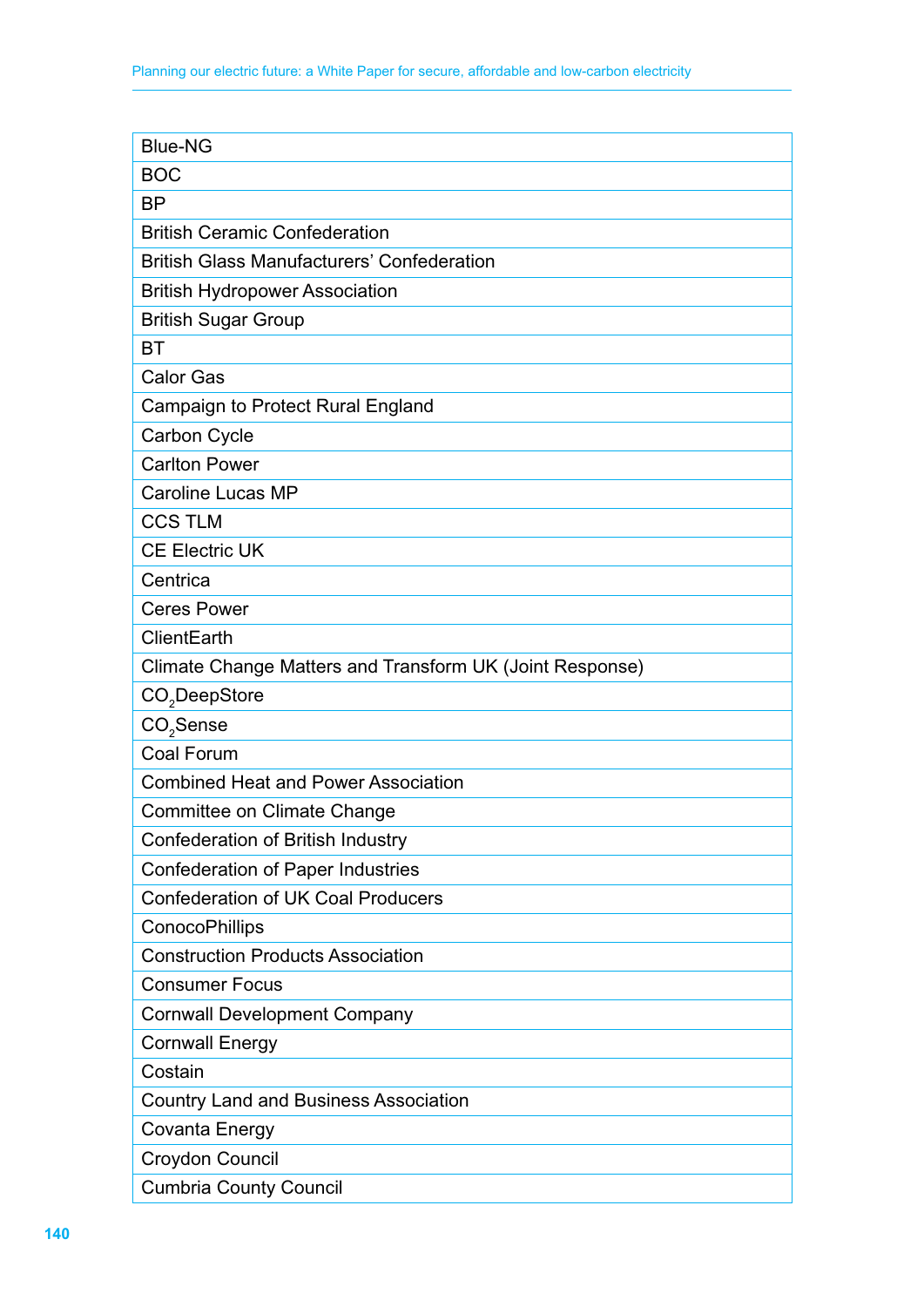| Blue-NG |
| --- |
| BOC |
| BP |
| British Ceramic Confederation |
| British Glass Manufacturers' Confederation |
| British Hydropower Association |
| British Sugar Group |
| BT |
| Calor Gas |
| Campaign to Protect Rural England |
| Carbon Cycle |
| Carlton Power |
| Caroline Lucas MP |
| CCS TLM |
| CE Electric UK |
| Centrica |
| Ceres Power |
| ClientEarth |
| Climate Change Matters and Transform UK (Joint Response) |
| $CO_2$DeepStore |
| $CO_2$Sense |
| Coal Forum |
| Combined Heat and Power Association |
| Committee on Climate Change |
| Confederation of British Industry |
| Confederation of Paper Industries |
| Confederation of UK Coal Producers |
| ConocoPhillips |
| Construction Products Association |
| Consumer Focus |
| Cornwall Development Company |
| Cornwall Energy |
| Costain |
| Country Land and Business Association |
| Covanta Energy |
| Croydon Council |
| Cumbria County Council |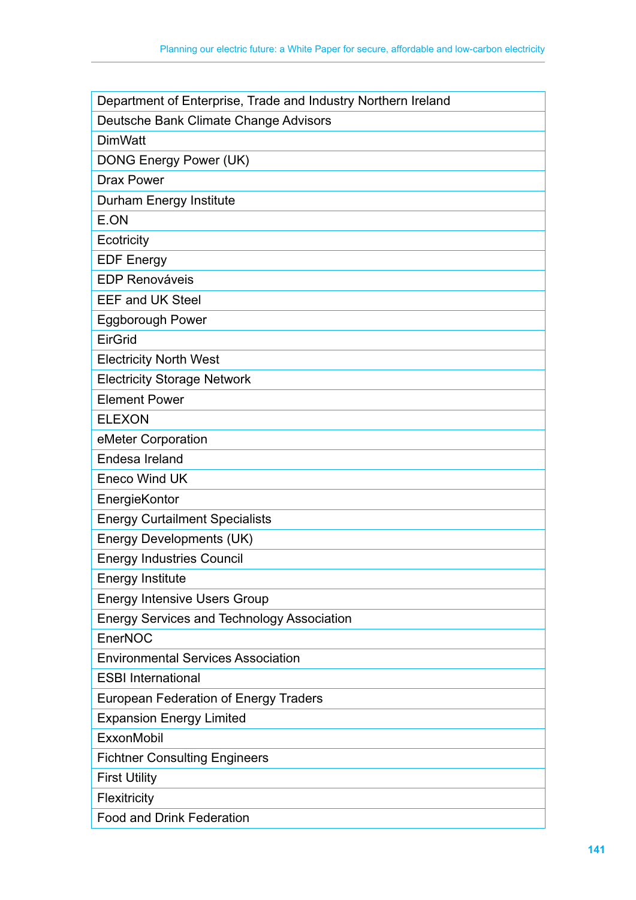| Department of Enterprise, Trade and Industry Northern Ireland |
|---|
| Deutsche Bank Climate Change Advisors |
| DimWatt |
| DONG Energy Power (UK) |
| Drax Power |
| Durham Energy Institute |
| E.ON |
| Ecotricity |
| EDF Energy |
| EDP Renováveis |
| EEF and UK Steel |
| Eggborough Power |
| EirGrid |
| Electricity North West |
| Electricity Storage Network |
| Element Power |
| ELEXON |
| eMeter Corporation |
| Endesa Ireland |
| Eneco Wind UK |
| EnergieKontor |
| Energy Curtailment Specialists |
| Energy Developments (UK) |
| Energy Industries Council |
| Energy Institute |
| Energy Intensive Users Group |
| Energy Services and Technology Association |
| EnerNOC |
| Environmental Services Association |
| ESBI International |
| European Federation of Energy Traders |
| Expansion Energy Limited |
| ExxonMobil |
| Fichtner Consulting Engineers |
| First Utility |
| Flexitricity |
| Food and Drink Federation |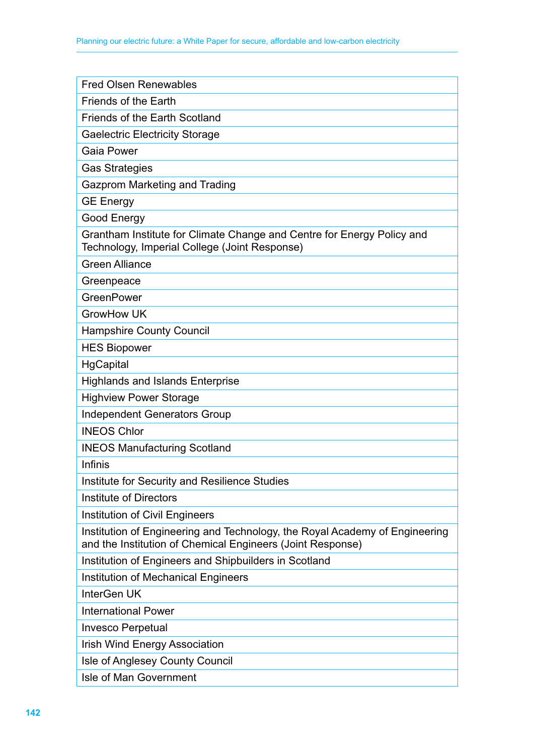| Fred Olsen Renewables |
| --- |
| Friends of the Earth |
| Friends of the Earth Scotland |
| Gaelectric Electricity Storage |
| Gaia Power |
| Gas Strategies |
| Gazprom Marketing and Trading |
| GE Energy |
| Good Energy |
| Grantham Institute for Climate Change and Centre for Energy Policy and Technology, Imperial College (Joint Response) |
| Green Alliance |
| Greenpeace |
| GreenPower |
| GrowHow UK |
| Hampshire County Council |
| HES Biopower |
| HgCapital |
| Highlands and Islands Enterprise |
| Highview Power Storage |
| Independent Generators Group |
| INEOS Chlor |
| INEOS Manufacturing Scotland |
| Infinis |
| Institute for Security and Resilience Studies |
| Institute of Directors |
| Institution of Civil Engineers |
| Institution of Engineering and Technology, the Royal Academy of Engineering and the Institution of Chemical Engineers (Joint Response) |
| Institution of Engineers and Shipbuilders in Scotland |
| Institution of Mechanical Engineers |
| InterGen UK |
| International Power |
| Invesco Perpetual |
| Irish Wind Energy Association |
| Isle of Anglesey County Council |
| Isle of Man Government |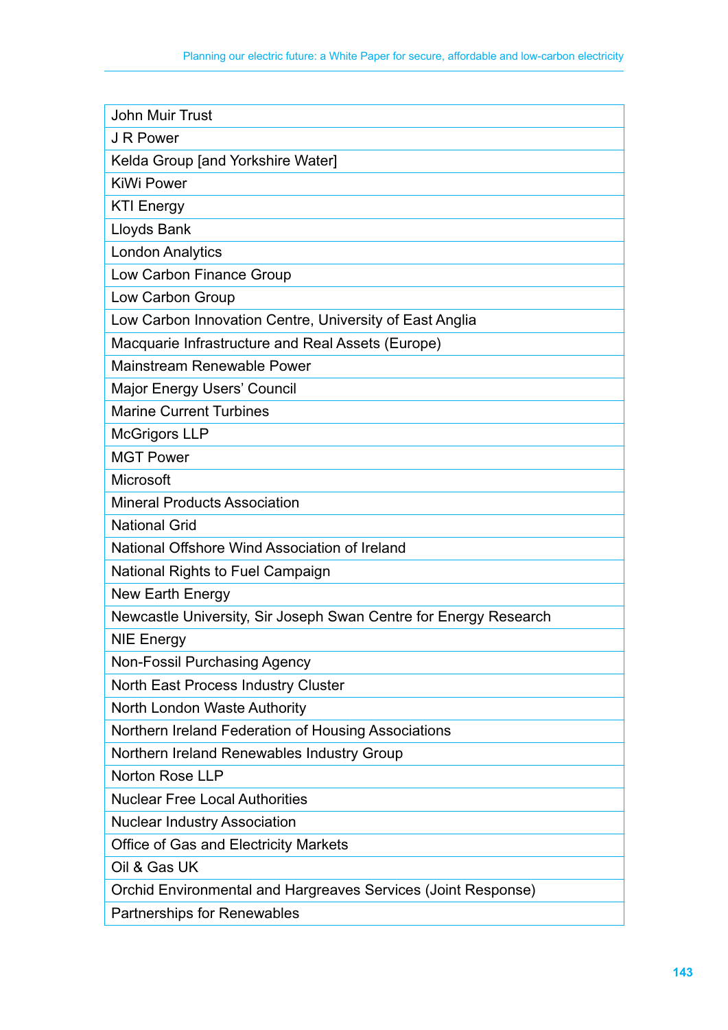| John Muir Trust |
|---|
| J R Power |
| Kelda Group [and Yorkshire Water] |
| KiWi Power |
| KTI Energy |
| Lloyds Bank |
| London Analytics |
| Low Carbon Finance Group |
| Low Carbon Group |
| Low Carbon Innovation Centre, University of East Anglia |
| Macquarie Infrastructure and Real Assets (Europe) |
| Mainstream Renewable Power |
| Major Energy Users' Council |
| Marine Current Turbines |
| McGrigors LLP |
| MGT Power |
| Microsoft |
| Mineral Products Association |
| National Grid |
| National Offshore Wind Association of Ireland |
| National Rights to Fuel Campaign |
| New Earth Energy |
| Newcastle University, Sir Joseph Swan Centre for Energy Research |
| NIE Energy |
| Non-Fossil Purchasing Agency |
| North East Process Industry Cluster |
| North London Waste Authority |
| Northern Ireland Federation of Housing Associations |
| Northern Ireland Renewables Industry Group |
| Norton Rose LLP |
| Nuclear Free Local Authorities |
| Nuclear Industry Association |
| Office of Gas and Electricity Markets |
| Oil & Gas UK |
| Orchid Environmental and Hargreaves Services (Joint Response) |
| Partnerships for Renewables |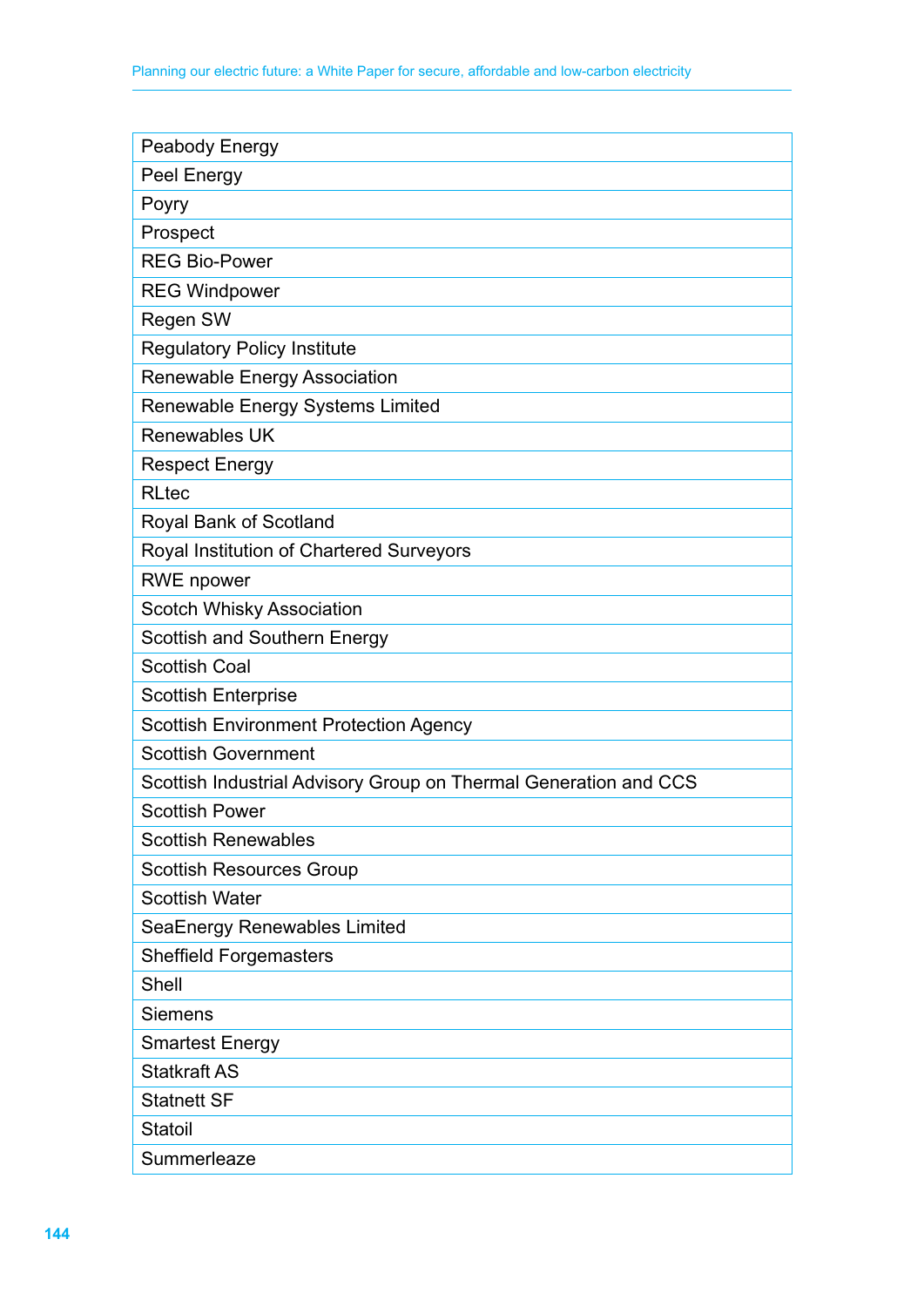| Peabody Energy |
|---|
| Peel Energy |
| Poyry |
| Prospect |
| REG Bio-Power |
| REG Windpower |
| Regen SW |
| Regulatory Policy Institute |
| Renewable Energy Association |
| Renewable Energy Systems Limited |
| Renewables UK |
| Respect Energy |
| RLtec |
| Royal Bank of Scotland |
| Royal Institution of Chartered Surveyors |
| RWE npower |
| Scotch Whisky Association |
| Scottish and Southern Energy |
| Scottish Coal |
| Scottish Enterprise |
| Scottish Environment Protection Agency |
| Scottish Government |
| Scottish Industrial Advisory Group on Thermal Generation and CCS |
| Scottish Power |
| Scottish Renewables |
| Scottish Resources Group |
| Scottish Water |
| SeaEnergy Renewables Limited |
| Sheffield Forgemasters |
| Shell |
| Siemens |
| Smartest Energy |
| Statkraft AS |
| Statnett SF |
| Statoil |
| Summerleaze |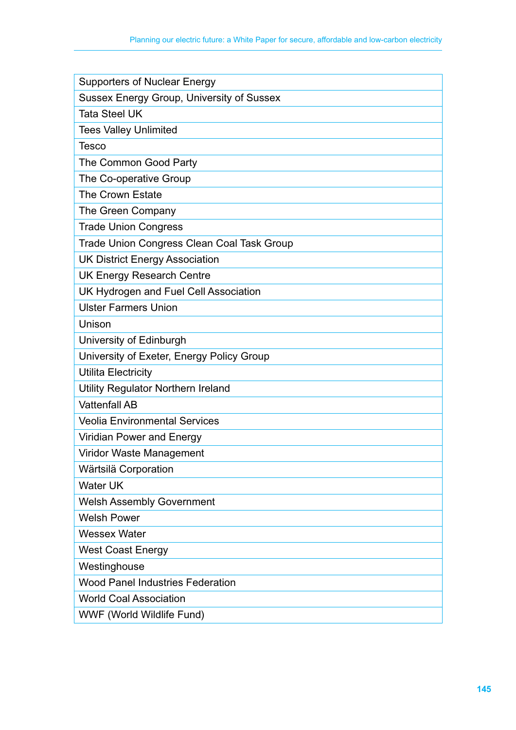| Supporters of Nuclear Energy |
|---|
| Sussex Energy Group, University of Sussex |
| Tata Steel UK |
| Tees Valley Unlimited |
| Tesco |
| The Common Good Party |
| The Co-operative Group |
| The Crown Estate |
| The Green Company |
| Trade Union Congress |
| Trade Union Congress Clean Coal Task Group |
| UK District Energy Association |
| UK Energy Research Centre |
| UK Hydrogen and Fuel Cell Association |
| Ulster Farmers Union |
| Unison |
| University of Edinburgh |
| University of Exeter, Energy Policy Group |
| Utilita Electricity |
| Utility Regulator Northern Ireland |
| Vattenfall AB |
| Veolia Environmental Services |
| Viridian Power and Energy |
| Viridor Waste Management |
| Wärtsilä Corporation |
| Water UK |
| Welsh Assembly Government |
| Welsh Power |
| Wessex Water |
| West Coast Energy |
| Westinghouse |
| Wood Panel Industries Federation |
| World Coal Association |
| WWF (World Wildlife Fund) |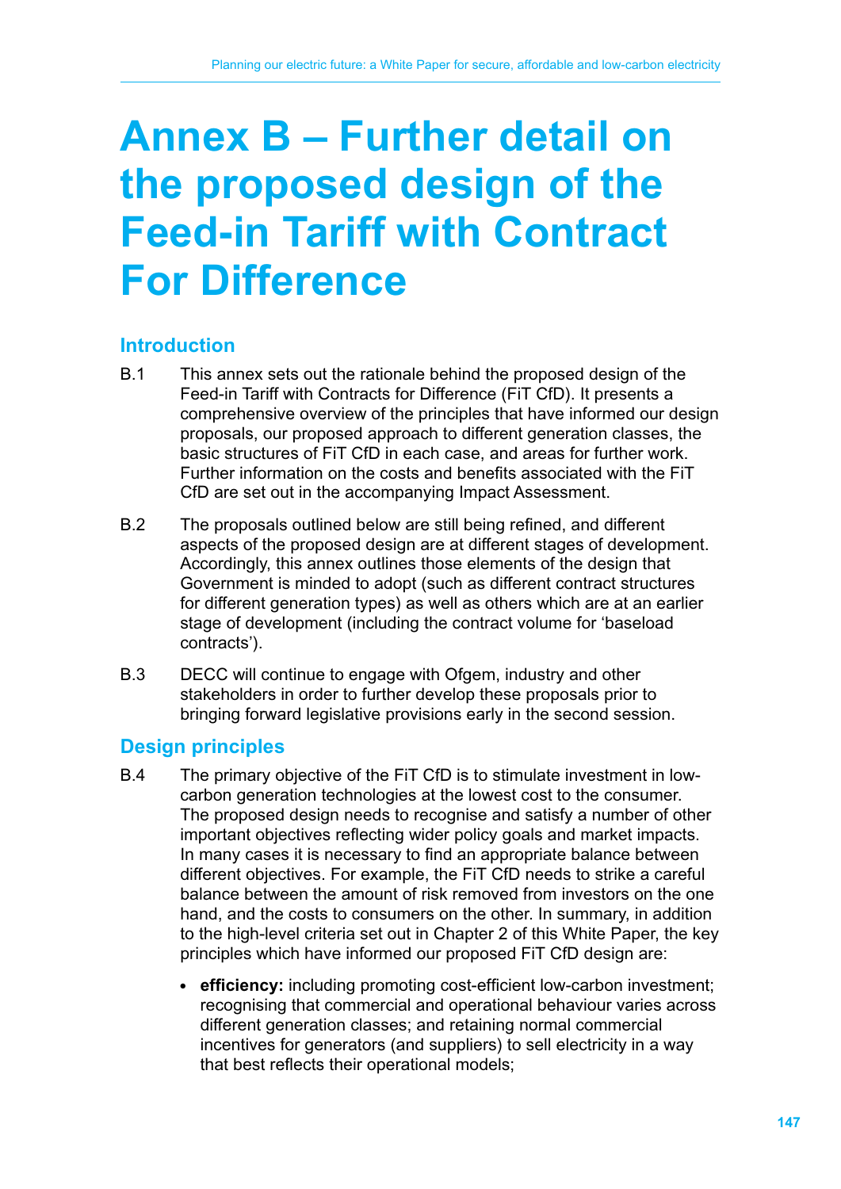# Annex B – Further detail on the proposed design of the Feed-in Tariff with Contract For Difference

## Introduction

B.1 This annex sets out the rationale behind the proposed design of the Feed-in Tariff with Contracts for Difference (FiT CfD). It presents a comprehensive overview of the principles that have informed our design proposals, our proposed approach to different generation classes, the basic structures of FiT CfD in each case, and areas for further work. Further information on the costs and benefits associated with the FiT CfD are set out in the accompanying Impact Assessment.

B.2 The proposals outlined below are still being refined, and different aspects of the proposed design are at different stages of development. Accordingly, this annex outlines those elements of the design that Government is minded to adopt (such as different contract structures for different generation types) as well as others which are at an earlier stage of development (including the contract volume for 'baseload contracts').

B.3 DECC will continue to engage with Ofgem, industry and other stakeholders in order to further develop these proposals prior to bringing forward legislative provisions early in the second session.

## Design principles

B.4 The primary objective of the FiT CfD is to stimulate investment in low-carbon generation technologies at the lowest cost to the consumer. The proposed design needs to recognise and satisfy a number of other important objectives reflecting wider policy goals and market impacts. In many cases it is necessary to find an appropriate balance between different objectives. For example, the FiT CfD needs to strike a careful balance between the amount of risk removed from investors on the one hand, and the costs to consumers on the other. In summary, in addition to the high-level criteria set out in Chapter 2 of this White Paper, the key principles which have informed our proposed FiT CfD design are:

- **efficiency:** including promoting cost-efficient low-carbon investment; recognising that commercial and operational behaviour varies across different generation classes; and retaining normal commercial incentives for generators (and suppliers) to sell electricity in a way that best reflects their operational models;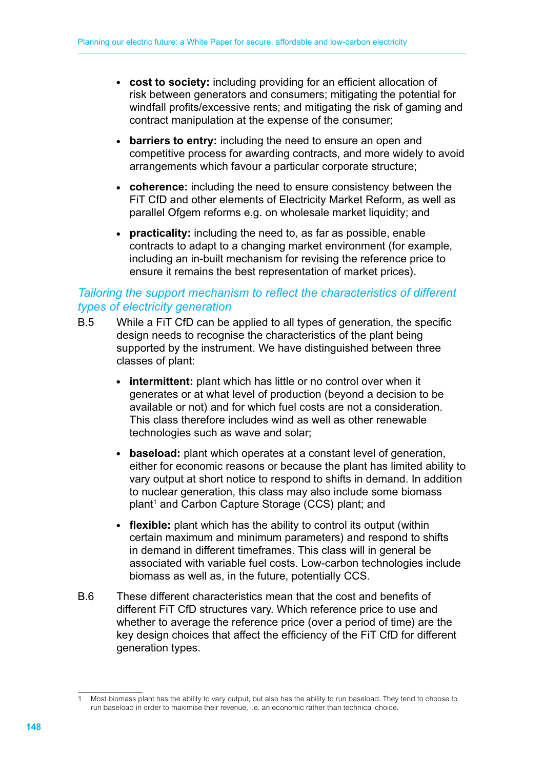- **cost to society:** including providing for an efficient allocation of risk between generators and consumers; mitigating the potential for windfall profits/excessive rents; and mitigating the risk of gaming and contract manipulation at the expense of the consumer;

- **barriers to entry:** including the need to ensure an open and competitive process for awarding contracts, and more widely to avoid arrangements which favour a particular corporate structure;

- **coherence:** including the need to ensure consistency between the FiT CfD and other elements of Electricity Market Reform, as well as parallel Ofgem reforms e.g. on wholesale market liquidity; and

- **practicality:** including the need to, as far as possible, enable contracts to adapt to a changing market environment (for example, including an in-built mechanism for revising the reference price to ensure it remains the best representation of market prices).

*Tailoring the support mechanism to reflect the characteristics of different types of electricity generation*

B.5 While a FiT CfD can be applied to all types of generation, the specific design needs to recognise the characteristics of the plant being supported by the instrument. We have distinguished between three classes of plant:

- **intermittent:** plant which has little or no control over when it generates or at what level of production (beyond a decision to be available or not) and for which fuel costs are not a consideration. This class therefore includes wind as well as other renewable technologies such as wave and solar;

- **baseload:** plant which operates at a constant level of generation, either for economic reasons or because the plant has limited ability to vary output at short notice to respond to shifts in demand. In addition to nuclear generation, this class may also include some biomass plant[1] and Carbon Capture Storage (CCS) plant; and

- **flexible:** plant which has the ability to control its output (within certain maximum and minimum parameters) and respond to shifts in demand in different timeframes. This class will in general be associated with variable fuel costs. Low-carbon technologies include biomass as well as, in the future, potentially CCS.

B.6 These different characteristics mean that the cost and benefits of different FiT CfD structures vary. Which reference price to use and whether to average the reference price (over a period of time) are the key design choices that affect the efficiency of the FiT CfD for different generation types.

---

1 Most biomass plant has the ability to vary output, but also has the ability to run baseload. They tend to choose to run baseload in order to maximise their revenue, i.e. an economic rather than technical choice.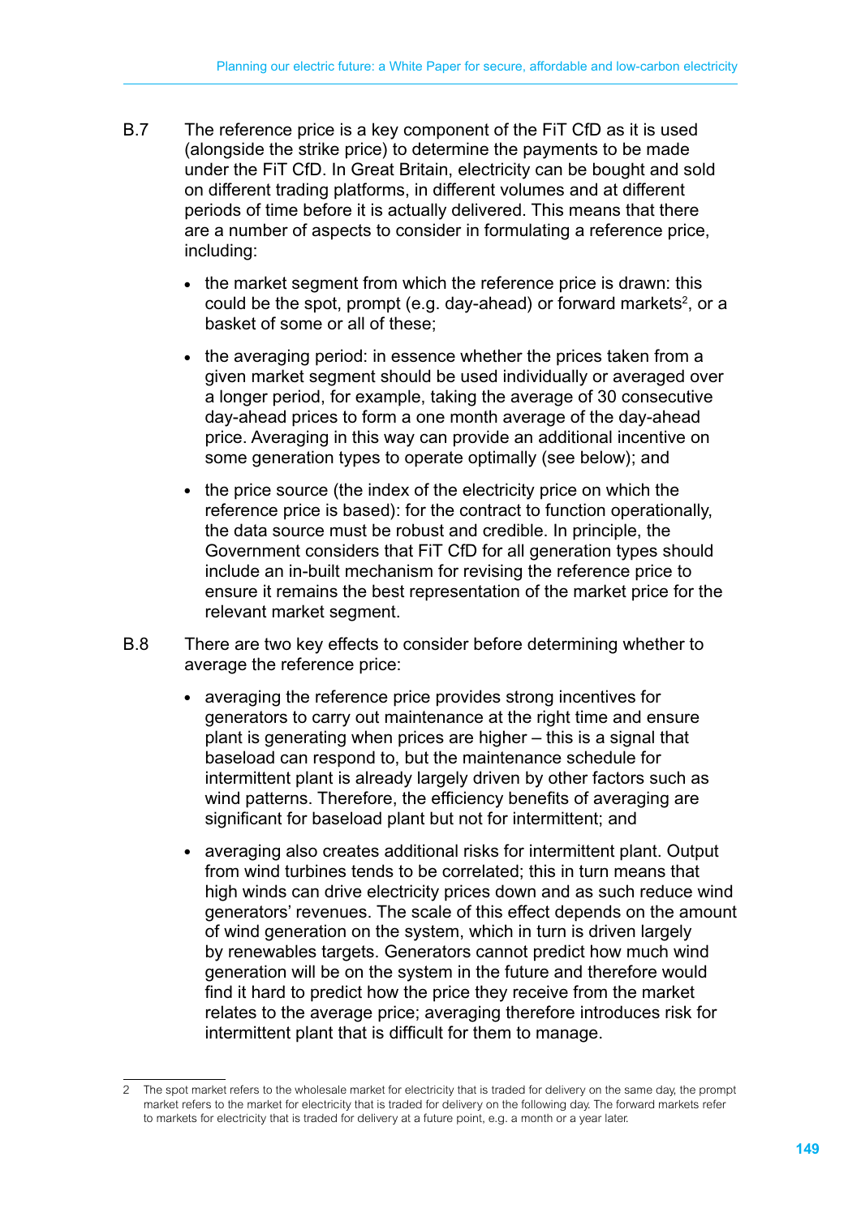B.7 The reference price is a key component of the FiT CfD as it is used (alongside the strike price) to determine the payments to be made under the FiT CfD. In Great Britain, electricity can be bought and sold on different trading platforms, in different volumes and at different periods of time before it is actually delivered. This means that there are a number of aspects to consider in formulating a reference price, including:

- the market segment from which the reference price is drawn: this could be the spot, prompt (e.g. day-ahead) or forward markets[2], or a basket of some or all of these;
- the averaging period: in essence whether the prices taken from a given market segment should be used individually or averaged over a longer period, for example, taking the average of 30 consecutive day-ahead prices to form a one month average of the day-ahead price. Averaging in this way can provide an additional incentive on some generation types to operate optimally (see below); and
- the price source (the index of the electricity price on which the reference price is based): for the contract to function operationally, the data source must be robust and credible. In principle, the Government considers that FiT CfD for all generation types should include an in-built mechanism for revising the reference price to ensure it remains the best representation of the market price for the relevant market segment.

B.8 There are two key effects to consider before determining whether to average the reference price:

- averaging the reference price provides strong incentives for generators to carry out maintenance at the right time and ensure plant is generating when prices are higher – this is a signal that baseload can respond to, but the maintenance schedule for intermittent plant is already largely driven by other factors such as wind patterns. Therefore, the efficiency benefits of averaging are significant for baseload plant but not for intermittent; and
- averaging also creates additional risks for intermittent plant. Output from wind turbines tends to be correlated; this in turn means that high winds can drive electricity prices down and as such reduce wind generators' revenues. The scale of this effect depends on the amount of wind generation on the system, which in turn is driven largely by renewables targets. Generators cannot predict how much wind generation will be on the system in the future and therefore would find it hard to predict how the price they receive from the market relates to the average price; averaging therefore introduces risk for intermittent plant that is difficult for them to manage.

---

2 The spot market refers to the wholesale market for electricity that is traded for delivery on the same day, the prompt market refers to the market for electricity that is traded for delivery on the following day. The forward markets refer to markets for electricity that is traded for delivery at a future point, e.g. a month or a year later.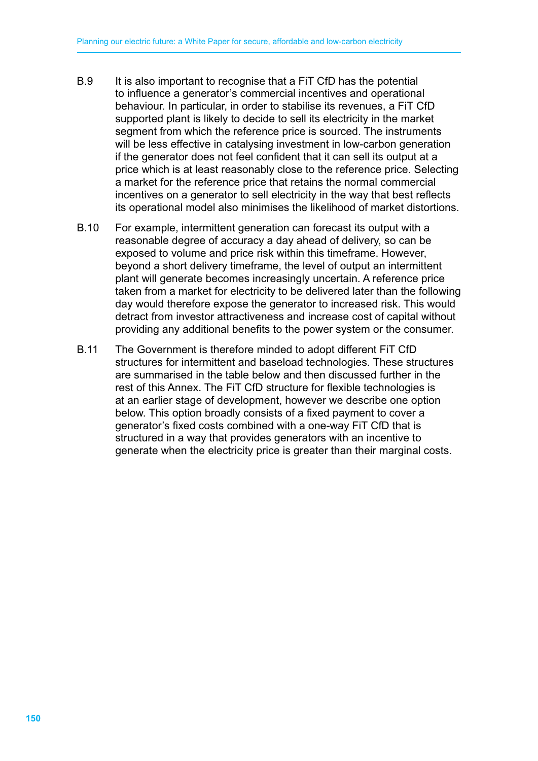B.9 It is also important to recognise that a FiT CfD has the potential to influence a generator's commercial incentives and operational behaviour. In particular, in order to stabilise its revenues, a FiT CfD supported plant is likely to decide to sell its electricity in the market segment from which the reference price is sourced. The instruments will be less effective in catalysing investment in low-carbon generation if the generator does not feel confident that it can sell its output at a price which is at least reasonably close to the reference price. Selecting a market for the reference price that retains the normal commercial incentives on a generator to sell electricity in the way that best reflects its operational model also minimises the likelihood of market distortions.

B.10 For example, intermittent generation can forecast its output with a reasonable degree of accuracy a day ahead of delivery, so can be exposed to volume and price risk within this timeframe. However, beyond a short delivery timeframe, the level of output an intermittent plant will generate becomes increasingly uncertain. A reference price taken from a market for electricity to be delivered later than the following day would therefore expose the generator to increased risk. This would detract from investor attractiveness and increase cost of capital without providing any additional benefits to the power system or the consumer.

B.11 The Government is therefore minded to adopt different FiT CfD structures for intermittent and baseload technologies. These structures are summarised in the table below and then discussed further in the rest of this Annex. The FiT CfD structure for flexible technologies is at an earlier stage of development, however we describe one option below. This option broadly consists of a fixed payment to cover a generator's fixed costs combined with a one-way FiT CfD that is structured in a way that provides generators with an incentive to generate when the electricity price is greater than their marginal costs.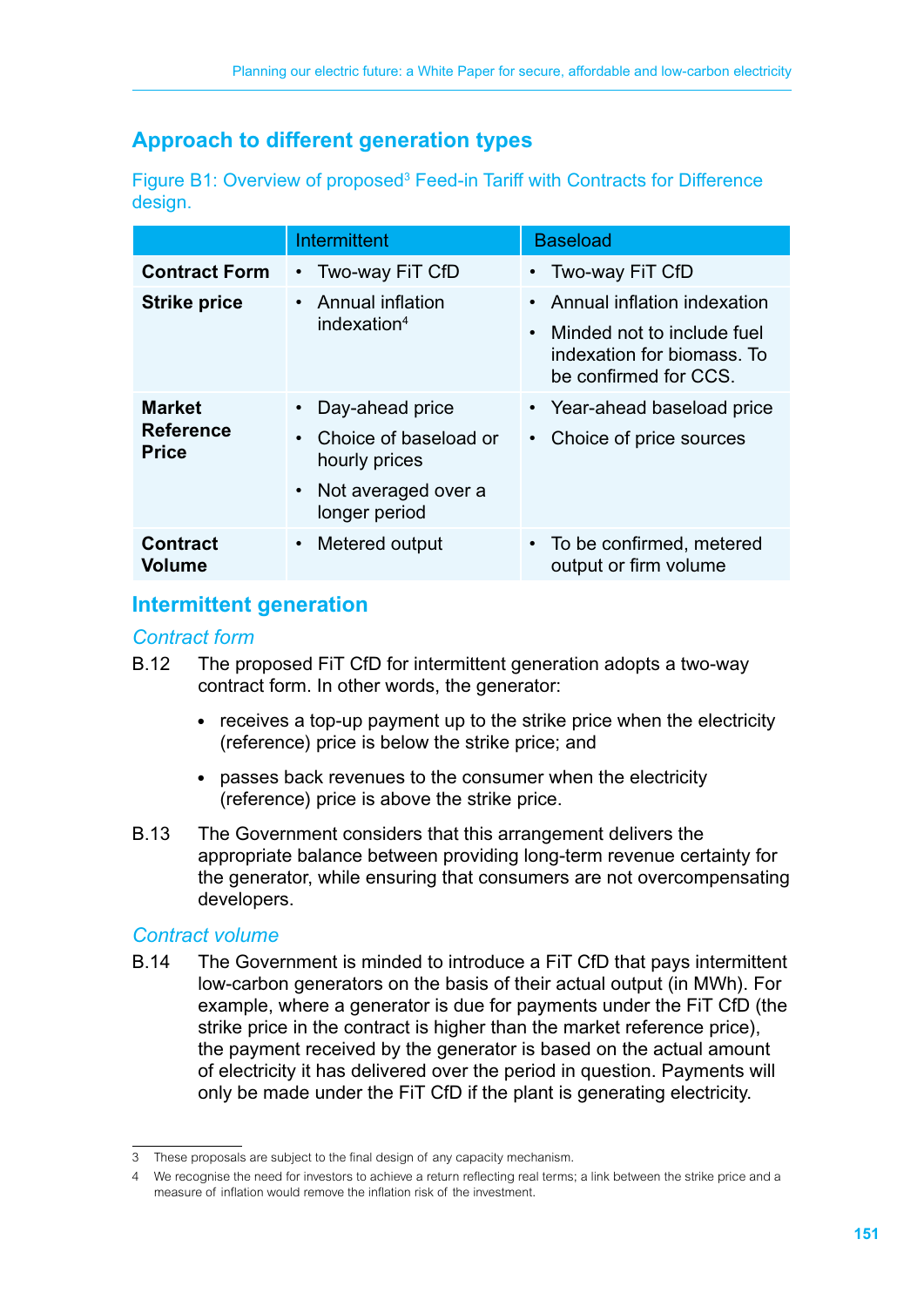## Approach to different generation types

Figure B1: Overview of proposed[3] Feed-in Tariff with Contracts for Difference design.

| | Intermittent | Baseload |
|---|---|---|
| **Contract Form** | • Two-way FiT CfD | • Two-way FiT CfD |
| **Strike price** | • Annual inflation indexation[4] | • Annual inflation indexation<br>• Minded not to include fuel indexation for biomass. To be confirmed for CCS. |
| **Market Reference Price** | • Day-ahead price<br>• Choice of baseload or hourly prices<br>• Not averaged over a longer period | • Year-ahead baseload price<br>• Choice of price sources |
| **Contract Volume** | • Metered output | • To be confirmed, metered output or firm volume |

## Intermittent generation

### *Contract form*

B.12 The proposed FiT CfD for intermittent generation adopts a two-way contract form. In other words, the generator:

- receives a top-up payment up to the strike price when the electricity (reference) price is below the strike price; and
- passes back revenues to the consumer when the electricity (reference) price is above the strike price.

B.13 The Government considers that this arrangement delivers the appropriate balance between providing long-term revenue certainty for the generator, while ensuring that consumers are not overcompensating developers.

### *Contract volume*

B.14 The Government is minded to introduce a FiT CfD that pays intermittent low-carbon generators on the basis of their actual output (in MWh). For example, where a generator is due for payments under the FiT CfD (the strike price in the contract is higher than the market reference price), the payment received by the generator is based on the actual amount of electricity it has delivered over the period in question. Payments will only be made under the FiT CfD if the plant is generating electricity.

3 These proposals are subject to the final design of any capacity mechanism.

4 We recognise the need for investors to achieve a return reflecting real terms; a link between the strike price and a measure of inflation would remove the inflation risk of the investment.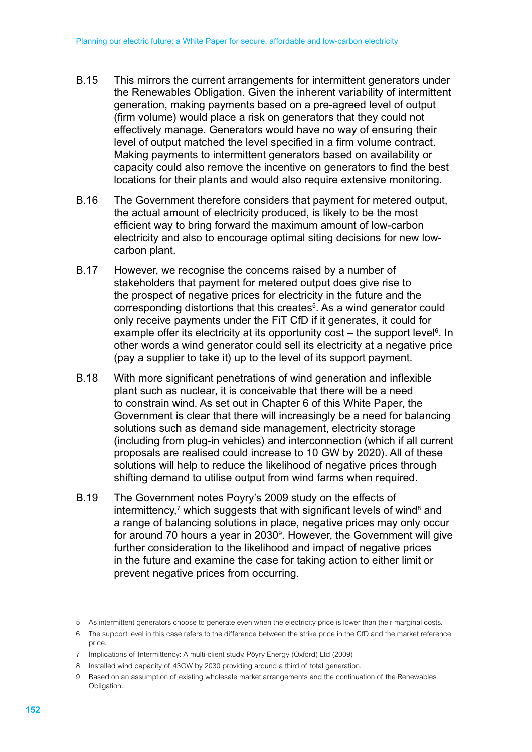B.15 This mirrors the current arrangements for intermittent generators under the Renewables Obligation. Given the inherent variability of intermittent generation, making payments based on a pre-agreed level of output (firm volume) would place a risk on generators that they could not effectively manage. Generators would have no way of ensuring their level of output matched the level specified in a firm volume contract. Making payments to intermittent generators based on availability or capacity could also remove the incentive on generators to find the best locations for their plants and would also require extensive monitoring.

B.16 The Government therefore considers that payment for metered output, the actual amount of electricity produced, is likely to be the most efficient way to bring forward the maximum amount of low-carbon electricity and also to encourage optimal siting decisions for new low-carbon plant.

B.17 However, we recognise the concerns raised by a number of stakeholders that payment for metered output does give rise to the prospect of negative prices for electricity in the future and the corresponding distortions that this creates[5]. As a wind generator could only receive payments under the FiT CfD if it generates, it could for example offer its electricity at its opportunity cost – the support level[6]. In other words a wind generator could sell its electricity at a negative price (pay a supplier to take it) up to the level of its support payment.

B.18 With more significant penetrations of wind generation and inflexible plant such as nuclear, it is conceivable that there will be a need to constrain wind. As set out in Chapter 6 of this White Paper, the Government is clear that there will increasingly be a need for balancing solutions such as demand side management, electricity storage (including from plug-in vehicles) and interconnection (which if all current proposals are realised could increase to 10 GW by 2020). All of these solutions will help to reduce the likelihood of negative prices through shifting demand to utilise output from wind farms when required.

B.19 The Government notes Poyry's 2009 study on the effects of intermittency,[7] which suggests that with significant levels of wind[8] and a range of balancing solutions in place, negative prices may only occur for around 70 hours a year in 2030[9]. However, the Government will give further consideration to the likelihood and impact of negative prices in the future and examine the case for taking action to either limit or prevent negative prices from occurring.

---

5 As intermittent generators choose to generate even when the electricity price is lower than their marginal costs.

6 The support level in this case refers to the difference between the strike price in the CfD and the market reference price.

7 Implications of Intermittency: A multi-client study. Pöyry Energy (Oxford) Ltd (2009)

8 Installed wind capacity of 43GW by 2030 providing around a third of total generation.

9 Based on an assumption of existing wholesale market arrangements and the continuation of the Renewables Obligation.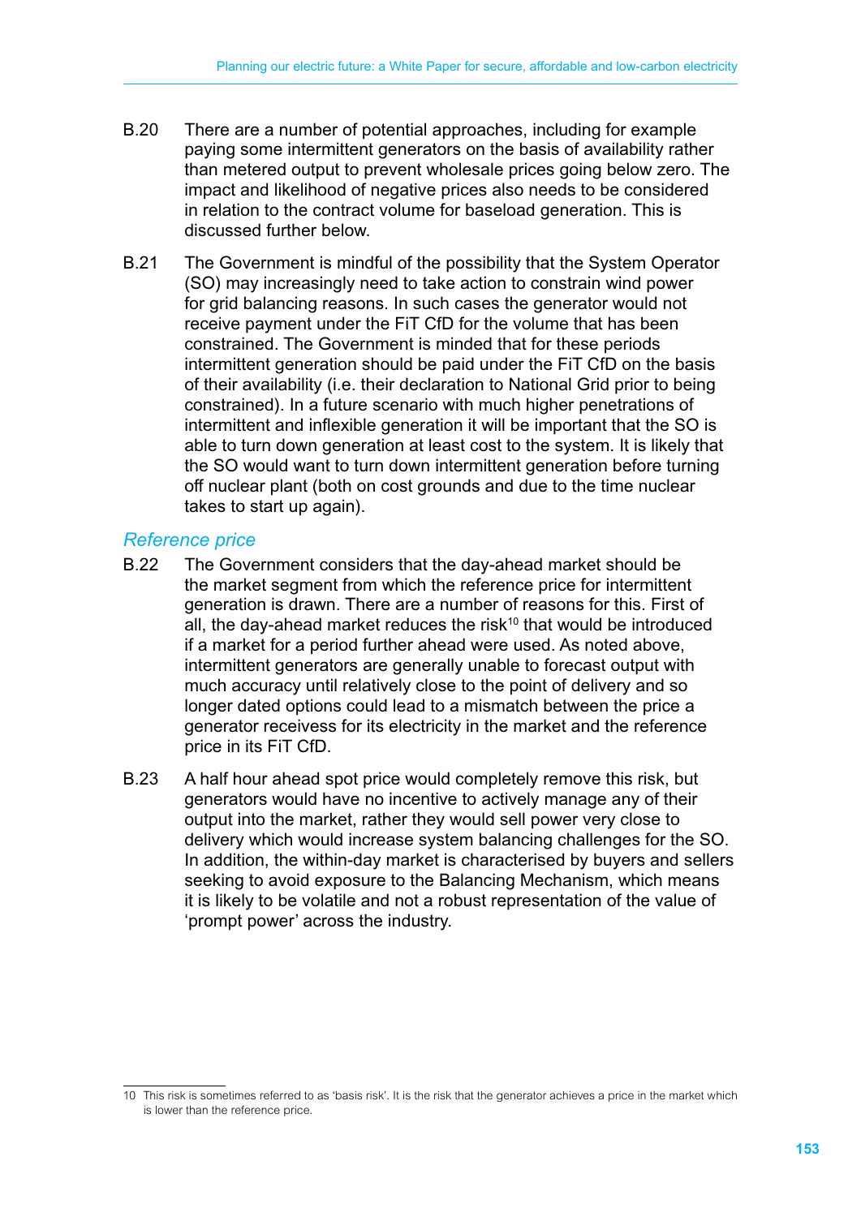B.20 There are a number of potential approaches, including for example paying some intermittent generators on the basis of availability rather than metered output to prevent wholesale prices going below zero. The impact and likelihood of negative prices also needs to be considered in relation to the contract volume for baseload generation. This is discussed further below.

B.21 The Government is mindful of the possibility that the System Operator (SO) may increasingly need to take action to constrain wind power for grid balancing reasons. In such cases the generator would not receive payment under the FiT CfD for the volume that has been constrained. The Government is minded that for these periods intermittent generation should be paid under the FiT CfD on the basis of their availability (i.e. their declaration to National Grid prior to being constrained). In a future scenario with much higher penetrations of intermittent and inflexible generation it will be important that the SO is able to turn down generation at least cost to the system. It is likely that the SO would want to turn down intermittent generation before turning off nuclear plant (both on cost grounds and due to the time nuclear takes to start up again).

### *Reference price*

B.22 The Government considers that the day-ahead market should be the market segment from which the reference price for intermittent generation is drawn. There are a number of reasons for this. First of all, the day-ahead market reduces the risk[10] that would be introduced if a market for a period further ahead were used. As noted above, intermittent generators are generally unable to forecast output with much accuracy until relatively close to the point of delivery and so longer dated options could lead to a mismatch between the price a generator receivess for its electricity in the market and the reference price in its FiT CfD.

B.23 A half hour ahead spot price would completely remove this risk, but generators would have no incentive to actively manage any of their output into the market, rather they would sell power very close to delivery which would increase system balancing challenges for the SO. In addition, the within-day market is characterised by buyers and sellers seeking to avoid exposure to the Balancing Mechanism, which means it is likely to be volatile and not a robust representation of the value of 'prompt power' across the industry.

10 This risk is sometimes referred to as 'basis risk'. It is the risk that the generator achieves a price in the market which is lower than the reference price.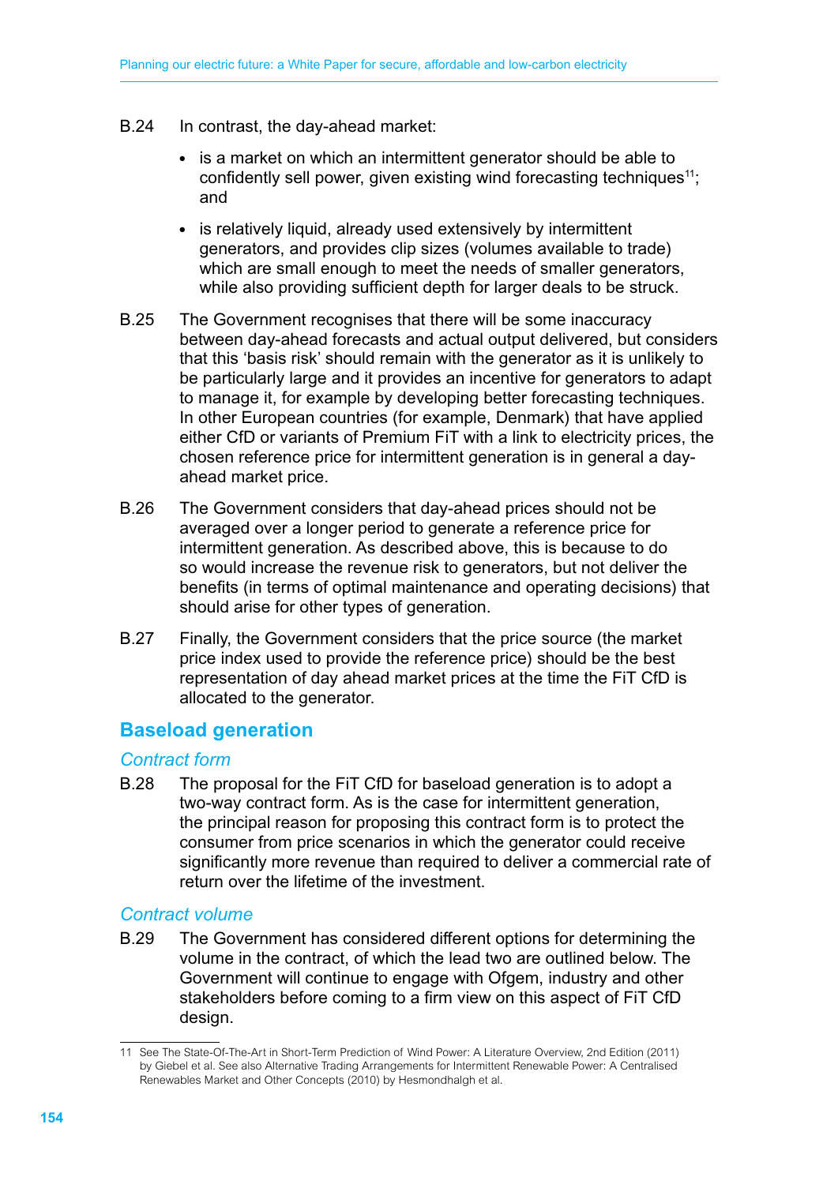B.24 In contrast, the day-ahead market:

- is a market on which an intermittent generator should be able to confidently sell power, given existing wind forecasting techniques[11]; and
- is relatively liquid, already used extensively by intermittent generators, and provides clip sizes (volumes available to trade) which are small enough to meet the needs of smaller generators, while also providing sufficient depth for larger deals to be struck.

B.25 The Government recognises that there will be some inaccuracy between day-ahead forecasts and actual output delivered, but considers that this 'basis risk' should remain with the generator as it is unlikely to be particularly large and it provides an incentive for generators to adapt to manage it, for example by developing better forecasting techniques. In other European countries (for example, Denmark) that have applied either CfD or variants of Premium FiT with a link to electricity prices, the chosen reference price for intermittent generation is in general a day-ahead market price.

B.26 The Government considers that day-ahead prices should not be averaged over a longer period to generate a reference price for intermittent generation. As described above, this is because to do so would increase the revenue risk to generators, but not deliver the benefits (in terms of optimal maintenance and operating decisions) that should arise for other types of generation.

B.27 Finally, the Government considers that the price source (the market price index used to provide the reference price) should be the best representation of day ahead market prices at the time the FiT CfD is allocated to the generator.

## Baseload generation

### *Contract form*

B.28 The proposal for the FiT CfD for baseload generation is to adopt a two-way contract form. As is the case for intermittent generation, the principal reason for proposing this contract form is to protect the consumer from price scenarios in which the generator could receive significantly more revenue than required to deliver a commercial rate of return over the lifetime of the investment.

### *Contract volume*

B.29 The Government has considered different options for determining the volume in the contract, of which the lead two are outlined below. The Government will continue to engage with Ofgem, industry and other stakeholders before coming to a firm view on this aspect of FiT CfD design.

---

11 See The State-Of-The-Art in Short-Term Prediction of Wind Power: A Literature Overview, 2nd Edition (2011) by Giebel et al. See also Alternative Trading Arrangements for Intermittent Renewable Power: A Centralised Renewables Market and Other Concepts (2010) by Hesmondhalgh et al.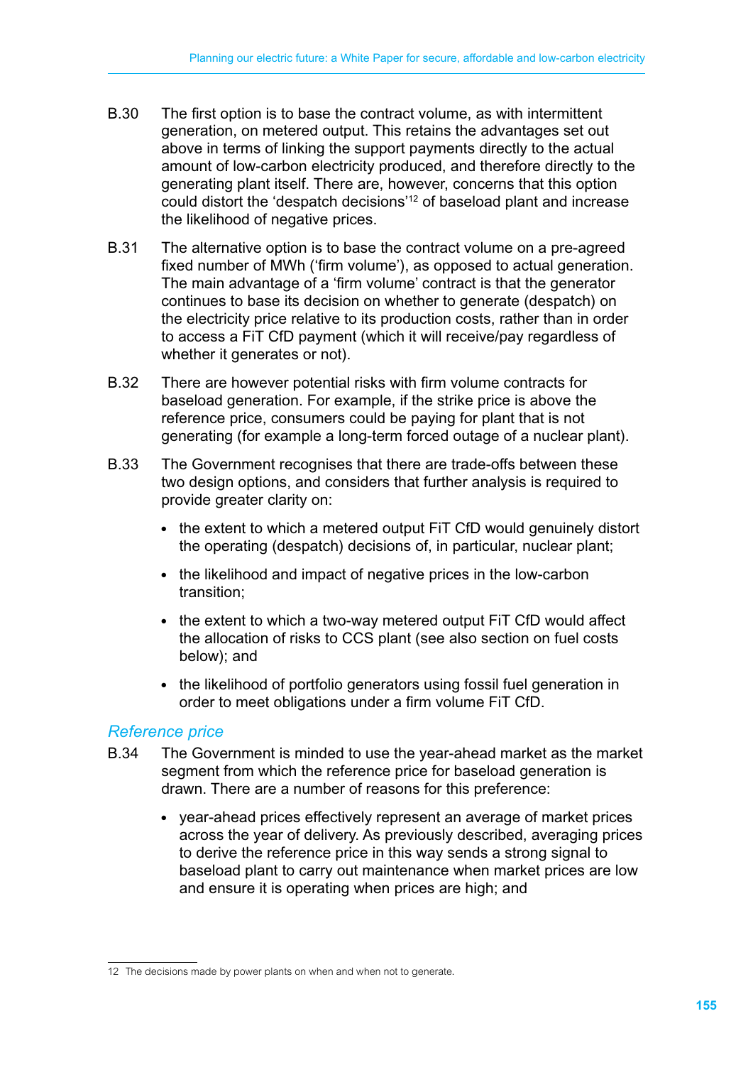B.30 The first option is to base the contract volume, as with intermittent generation, on metered output. This retains the advantages set out above in terms of linking the support payments directly to the actual amount of low-carbon electricity produced, and therefore directly to the generating plant itself. There are, however, concerns that this option could distort the 'despatch decisions'[12] of baseload plant and increase the likelihood of negative prices.

B.31 The alternative option is to base the contract volume on a pre-agreed fixed number of MWh ('firm volume'), as opposed to actual generation. The main advantage of a 'firm volume' contract is that the generator continues to base its decision on whether to generate (despatch) on the electricity price relative to its production costs, rather than in order to access a FiT CfD payment (which it will receive/pay regardless of whether it generates or not).

B.32 There are however potential risks with firm volume contracts for baseload generation. For example, if the strike price is above the reference price, consumers could be paying for plant that is not generating (for example a long-term forced outage of a nuclear plant).

B.33 The Government recognises that there are trade-offs between these two design options, and considers that further analysis is required to provide greater clarity on:

- the extent to which a metered output FiT CfD would genuinely distort the operating (despatch) decisions of, in particular, nuclear plant;
- the likelihood and impact of negative prices in the low-carbon transition;
- the extent to which a two-way metered output FiT CfD would affect the allocation of risks to CCS plant (see also section on fuel costs below); and
- the likelihood of portfolio generators using fossil fuel generation in order to meet obligations under a firm volume FiT CfD.

### *Reference price*

B.34 The Government is minded to use the year-ahead market as the market segment from which the reference price for baseload generation is drawn. There are a number of reasons for this preference:

- year-ahead prices effectively represent an average of market prices across the year of delivery. As previously described, averaging prices to derive the reference price in this way sends a strong signal to baseload plant to carry out maintenance when market prices are low and ensure it is operating when prices are high; and

12 The decisions made by power plants on when and when not to generate.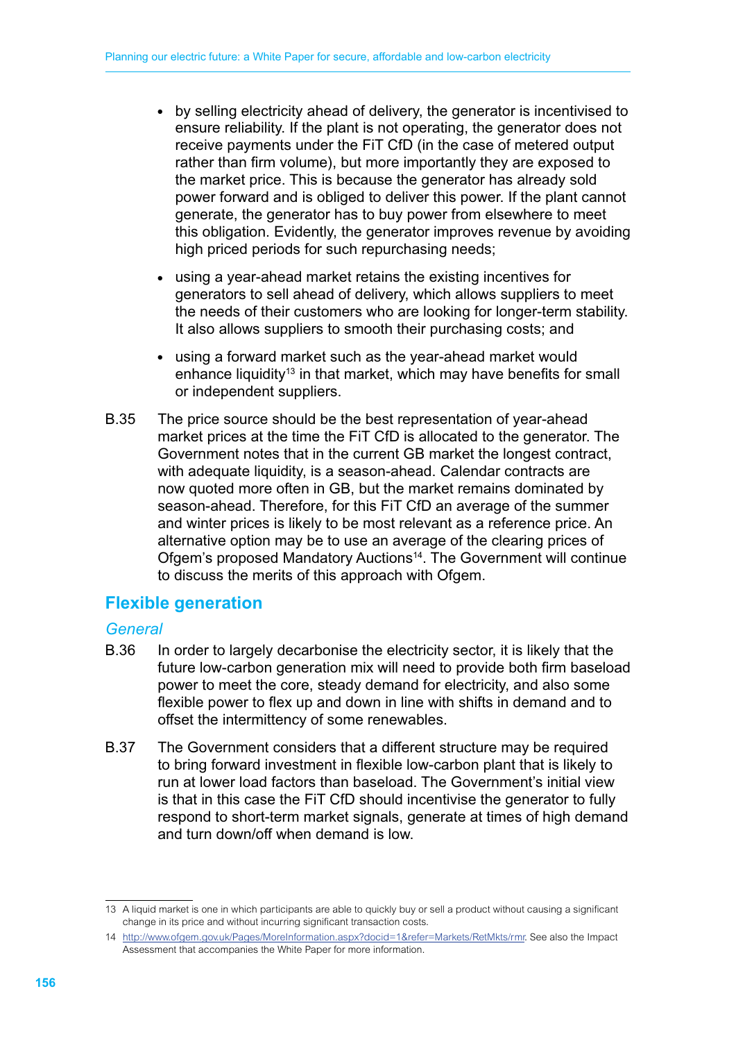- by selling electricity ahead of delivery, the generator is incentivised to ensure reliability. If the plant is not operating, the generator does not receive payments under the FiT CfD (in the case of metered output rather than firm volume), but more importantly they are exposed to the market price. This is because the generator has already sold power forward and is obliged to deliver this power. If the plant cannot generate, the generator has to buy power from elsewhere to meet this obligation. Evidently, the generator improves revenue by avoiding high priced periods for such repurchasing needs;
- using a year-ahead market retains the existing incentives for generators to sell ahead of delivery, which allows suppliers to meet the needs of their customers who are looking for longer-term stability. It also allows suppliers to smooth their purchasing costs; and
- using a forward market such as the year-ahead market would enhance liquidity[13] in that market, which may have benefits for small or independent suppliers.

B.35 The price source should be the best representation of year-ahead market prices at the time the FiT CfD is allocated to the generator. The Government notes that in the current GB market the longest contract, with adequate liquidity, is a season-ahead. Calendar contracts are now quoted more often in GB, but the market remains dominated by season-ahead. Therefore, for this FiT CfD an average of the summer and winter prices is likely to be most relevant as a reference price. An alternative option may be to use an average of the clearing prices of Ofgem's proposed Mandatory Auctions[14]. The Government will continue to discuss the merits of this approach with Ofgem.

## Flexible generation

### *General*

B.36 In order to largely decarbonise the electricity sector, it is likely that the future low-carbon generation mix will need to provide both firm baseload power to meet the core, steady demand for electricity, and also some flexible power to flex up and down in line with shifts in demand and to offset the intermittency of some renewables.

B.37 The Government considers that a different structure may be required to bring forward investment in flexible low-carbon plant that is likely to run at lower load factors than baseload. The Government's initial view is that in this case the FiT CfD should incentivise the generator to fully respond to short-term market signals, generate at times of high demand and turn down/off when demand is low.

---

13 A liquid market is one in which participants are able to quickly buy or sell a product without causing a significant change in its price and without incurring significant transaction costs.

14 http://www.ofgem.gov.uk/Pages/MoreInformation.aspx?docid=1&refer=Markets/RetMkts/rmr. See also the Impact Assessment that accompanies the White Paper for more information.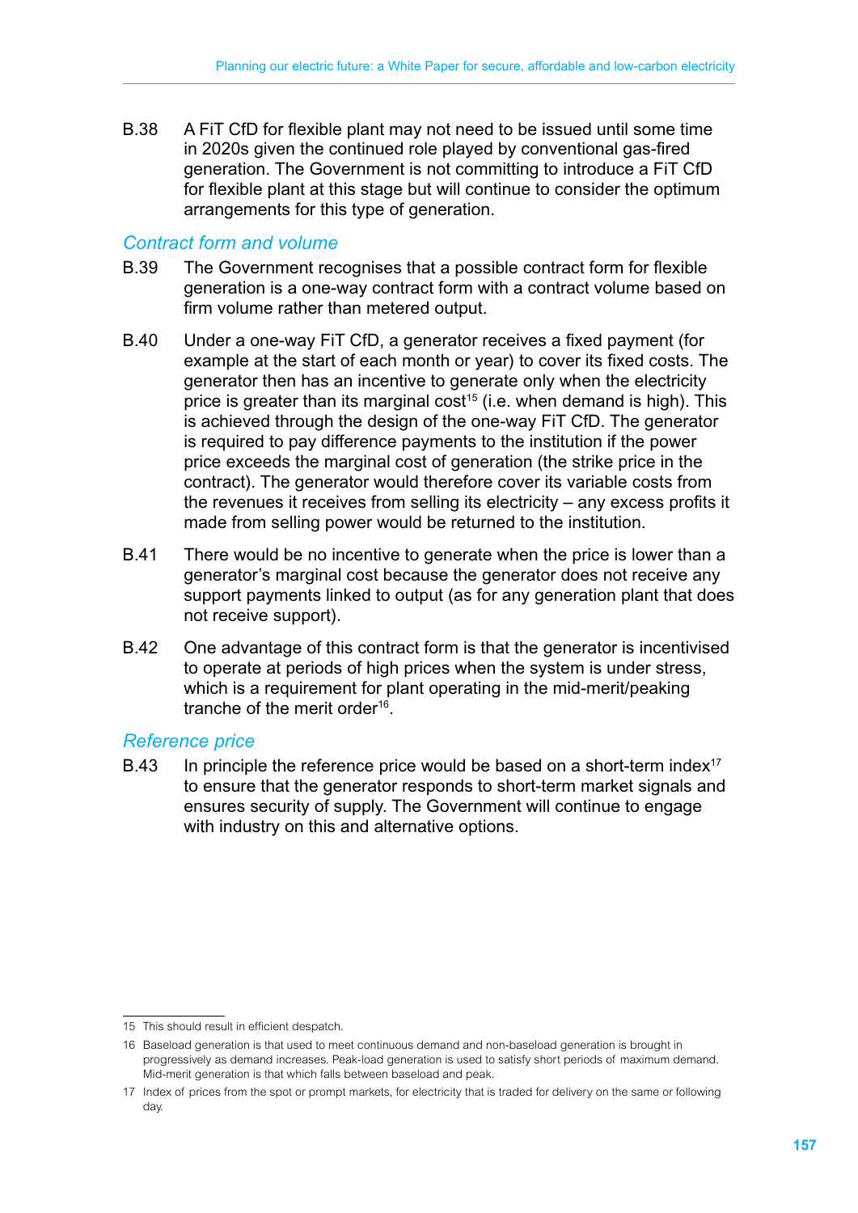B.38 A FiT CfD for flexible plant may not need to be issued until some time in 2020s given the continued role played by conventional gas-fired generation. The Government is not committing to introduce a FiT CfD for flexible plant at this stage but will continue to consider the optimum arrangements for this type of generation.

### *Contract form and volume*

B.39 The Government recognises that a possible contract form for flexible generation is a one-way contract form with a contract volume based on firm volume rather than metered output.

B.40 Under a one-way FiT CfD, a generator receives a fixed payment (for example at the start of each month or year) to cover its fixed costs. The generator then has an incentive to generate only when the electricity price is greater than its marginal cost[15] (i.e. when demand is high). This is achieved through the design of the one-way FiT CfD. The generator is required to pay difference payments to the institution if the power price exceeds the marginal cost of generation (the strike price in the contract). The generator would therefore cover its variable costs from the revenues it receives from selling its electricity – any excess profits it made from selling power would be returned to the institution.

B.41 There would be no incentive to generate when the price is lower than a generator's marginal cost because the generator does not receive any support payments linked to output (as for any generation plant that does not receive support).

B.42 One advantage of this contract form is that the generator is incentivised to operate at periods of high prices when the system is under stress, which is a requirement for plant operating in the mid-merit/peaking tranche of the merit order[16].

### *Reference price*

B.43 In principle the reference price would be based on a short-term index[17] to ensure that the generator responds to short-term market signals and ensures security of supply. The Government will continue to engage with industry on this and alternative options.

---

15 This should result in efficient despatch.

16 Baseload generation is that used to meet continuous demand and non-baseload generation is brought in progressively as demand increases. Peak-load generation is used to satisfy short periods of maximum demand. Mid-merit generation is that which falls between baseload and peak.

17 Index of prices from the spot or prompt markets, for electricity that is traded for delivery on the same or following day.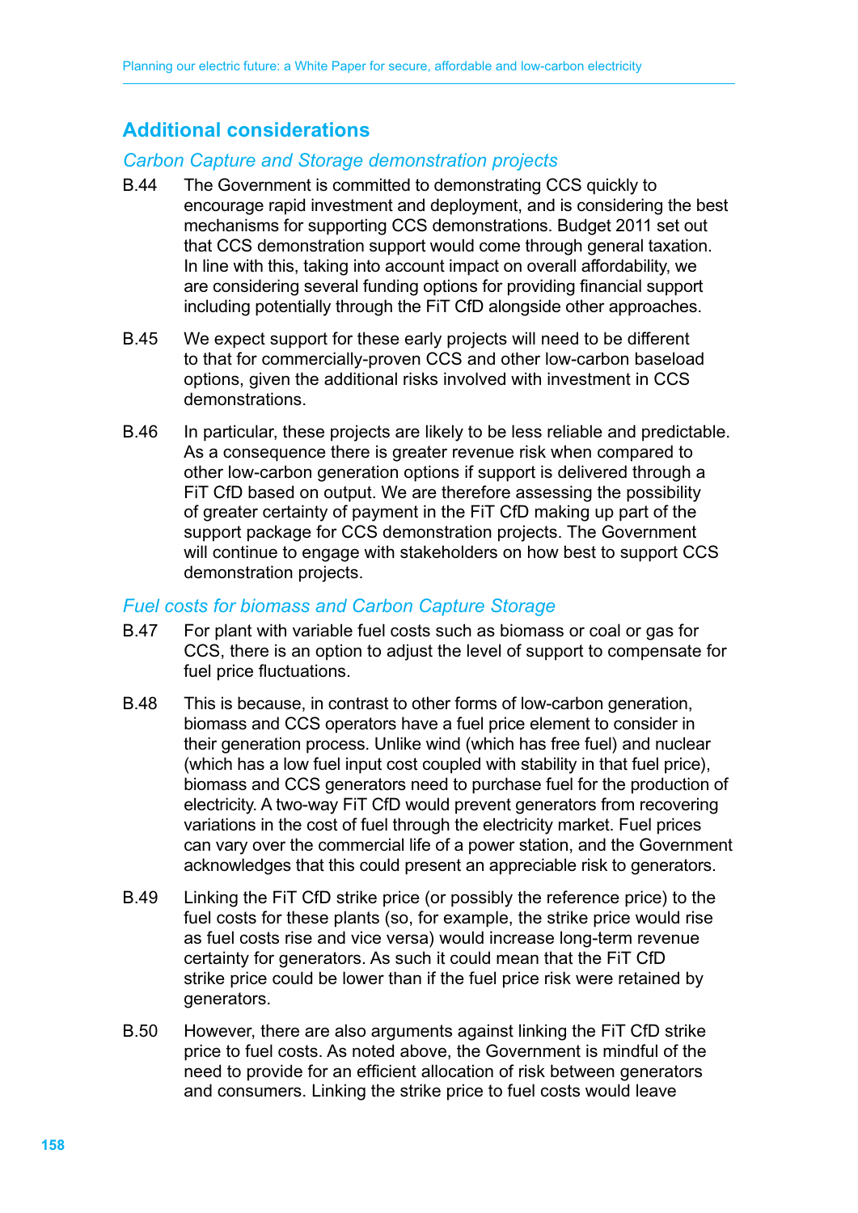## Additional considerations

### *Carbon Capture and Storage demonstration projects*

B.44 The Government is committed to demonstrating CCS quickly to encourage rapid investment and deployment, and is considering the best mechanisms for supporting CCS demonstrations. Budget 2011 set out that CCS demonstration support would come through general taxation. In line with this, taking into account impact on overall affordability, we are considering several funding options for providing financial support including potentially through the FiT CfD alongside other approaches.

B.45 We expect support for these early projects will need to be different to that for commercially-proven CCS and other low-carbon baseload options, given the additional risks involved with investment in CCS demonstrations.

B.46 In particular, these projects are likely to be less reliable and predictable. As a consequence there is greater revenue risk when compared to other low-carbon generation options if support is delivered through a FiT CfD based on output. We are therefore assessing the possibility of greater certainty of payment in the FiT CfD making up part of the support package for CCS demonstration projects. The Government will continue to engage with stakeholders on how best to support CCS demonstration projects.

### *Fuel costs for biomass and Carbon Capture Storage*

B.47 For plant with variable fuel costs such as biomass or coal or gas for CCS, there is an option to adjust the level of support to compensate for fuel price fluctuations.

B.48 This is because, in contrast to other forms of low-carbon generation, biomass and CCS operators have a fuel price element to consider in their generation process. Unlike wind (which has free fuel) and nuclear (which has a low fuel input cost coupled with stability in that fuel price), biomass and CCS generators need to purchase fuel for the production of electricity. A two-way FiT CfD would prevent generators from recovering variations in the cost of fuel through the electricity market. Fuel prices can vary over the commercial life of a power station, and the Government acknowledges that this could present an appreciable risk to generators.

B.49 Linking the FiT CfD strike price (or possibly the reference price) to the fuel costs for these plants (so, for example, the strike price would rise as fuel costs rise and vice versa) would increase long-term revenue certainty for generators. As such it could mean that the FiT CfD strike price could be lower than if the fuel price risk were retained by generators.

B.50 However, there are also arguments against linking the FiT CfD strike price to fuel costs. As noted above, the Government is mindful of the need to provide for an efficient allocation of risk between generators and consumers. Linking the strike price to fuel costs would leave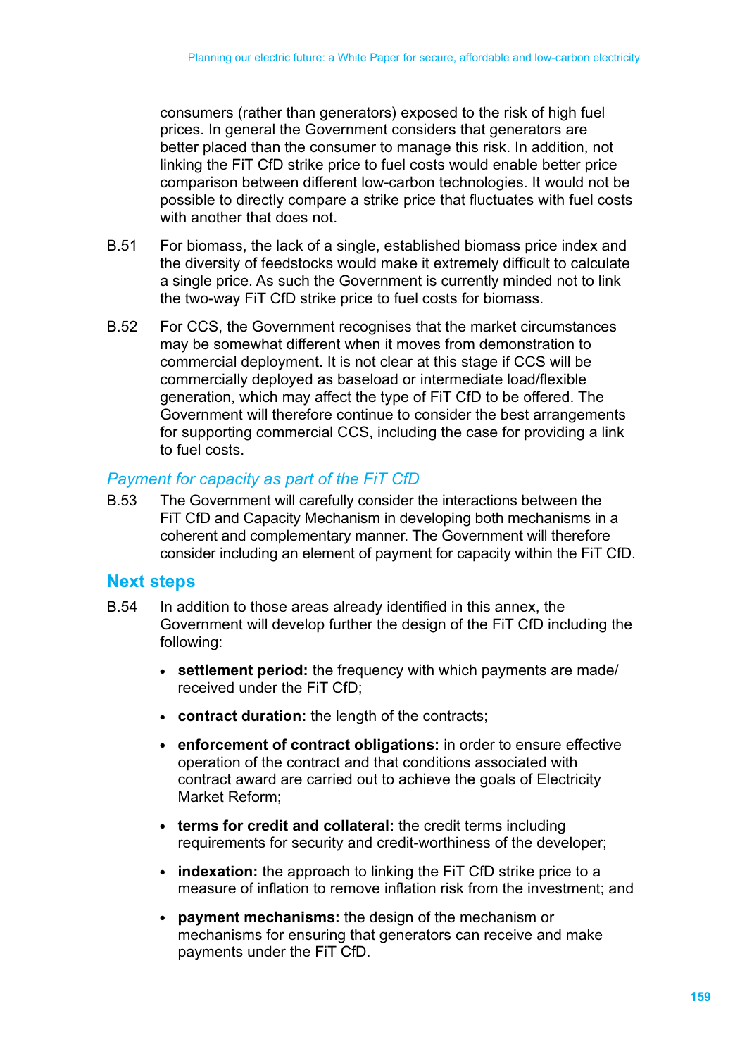consumers (rather than generators) exposed to the risk of high fuel prices. In general the Government considers that generators are better placed than the consumer to manage this risk. In addition, not linking the FiT CfD strike price to fuel costs would enable better price comparison between different low-carbon technologies. It would not be possible to directly compare a strike price that fluctuates with fuel costs with another that does not.

B.51 For biomass, the lack of a single, established biomass price index and the diversity of feedstocks would make it extremely difficult to calculate a single price. As such the Government is currently minded not to link the two-way FiT CfD strike price to fuel costs for biomass.

B.52 For CCS, the Government recognises that the market circumstances may be somewhat different when it moves from demonstration to commercial deployment. It is not clear at this stage if CCS will be commercially deployed as baseload or intermediate load/flexible generation, which may affect the type of FiT CfD to be offered. The Government will therefore continue to consider the best arrangements for supporting commercial CCS, including the case for providing a link to fuel costs.

### *Payment for capacity as part of the FiT CfD*

B.53 The Government will carefully consider the interactions between the FiT CfD and Capacity Mechanism in developing both mechanisms in a coherent and complementary manner. The Government will therefore consider including an element of payment for capacity within the FiT CfD.

## Next steps

B.54 In addition to those areas already identified in this annex, the Government will develop further the design of the FiT CfD including the following:

- **settlement period:** the frequency with which payments are made/ received under the FiT CfD;
- **contract duration:** the length of the contracts;
- **enforcement of contract obligations:** in order to ensure effective operation of the contract and that conditions associated with contract award are carried out to achieve the goals of Electricity Market Reform;
- **terms for credit and collateral:** the credit terms including requirements for security and credit-worthiness of the developer;
- **indexation:** the approach to linking the FiT CfD strike price to a measure of inflation to remove inflation risk from the investment; and
- **payment mechanisms:** the design of the mechanism or mechanisms for ensuring that generators can receive and make payments under the FiT CfD.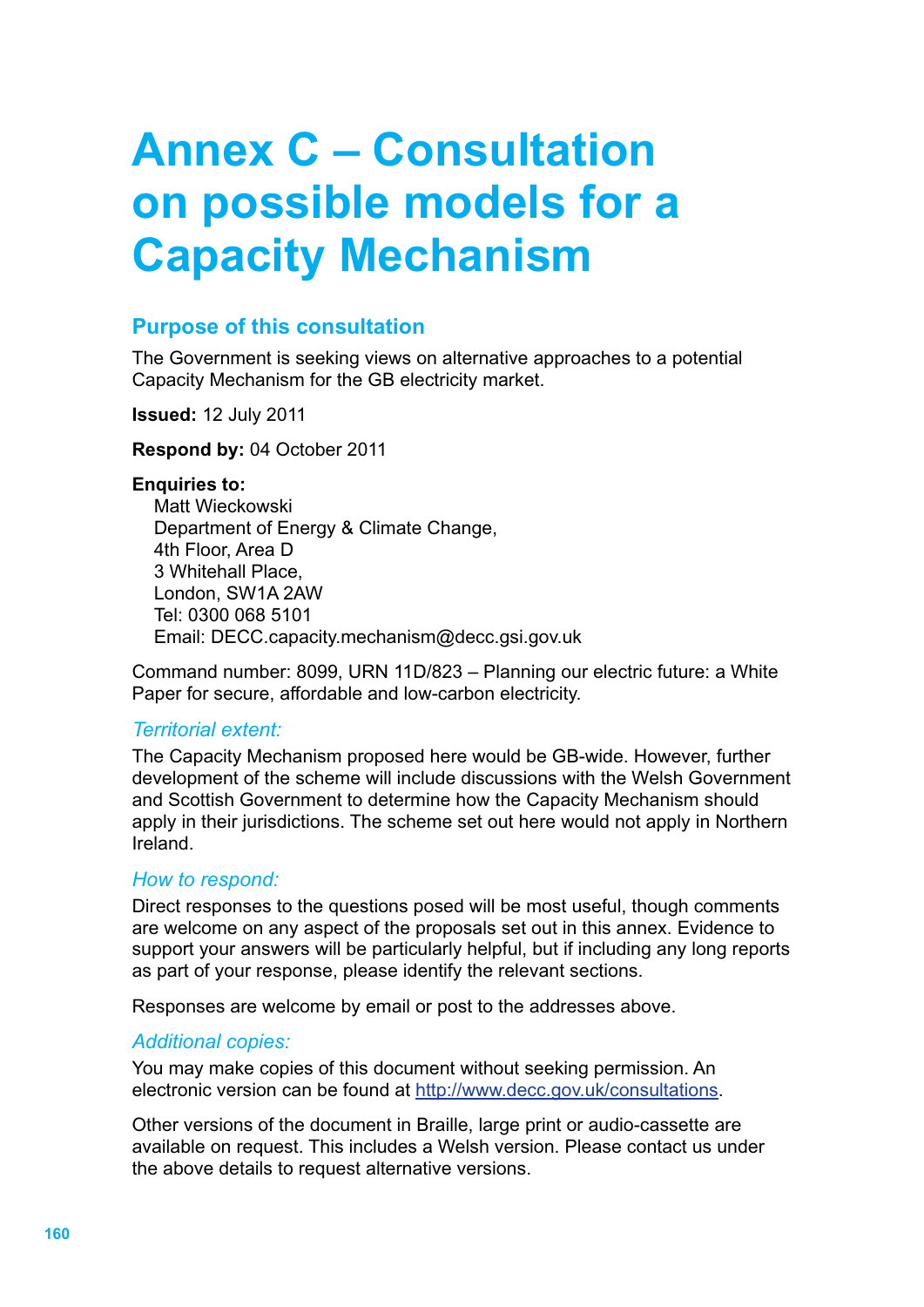# Annex C – Consultation on possible models for a Capacity Mechanism

## Purpose of this consultation

The Government is seeking views on alternative approaches to a potential Capacity Mechanism for the GB electricity market.

**Issued:** 12 July 2011

**Respond by:** 04 October 2011

**Enquiries to:**

Matt Wieckowski
Department of Energy & Climate Change,
4th Floor, Area D
3 Whitehall Place,
London, SW1A 2AW
Tel: 0300 068 5101
Email: DECC.capacity.mechanism@decc.gsi.gov.uk

Command number: 8099, URN 11D/823 – Planning our electric future: a White Paper for secure, affordable and low-carbon electricity.

### *Territorial extent:*

The Capacity Mechanism proposed here would be GB-wide. However, further development of the scheme will include discussions with the Welsh Government and Scottish Government to determine how the Capacity Mechanism should apply in their jurisdictions. The scheme set out here would not apply in Northern Ireland.

### *How to respond:*

Direct responses to the questions posed will be most useful, though comments are welcome on any aspect of the proposals set out in this annex. Evidence to support your answers will be particularly helpful, but if including any long reports as part of your response, please identify the relevant sections.

Responses are welcome by email or post to the addresses above.

### *Additional copies:*

You may make copies of this document without seeking permission. An electronic version can be found at http://www.decc.gov.uk/consultations.

Other versions of the document in Braille, large print or audio-cassette are available on request. This includes a Welsh version. Please contact us under the above details to request alternative versions.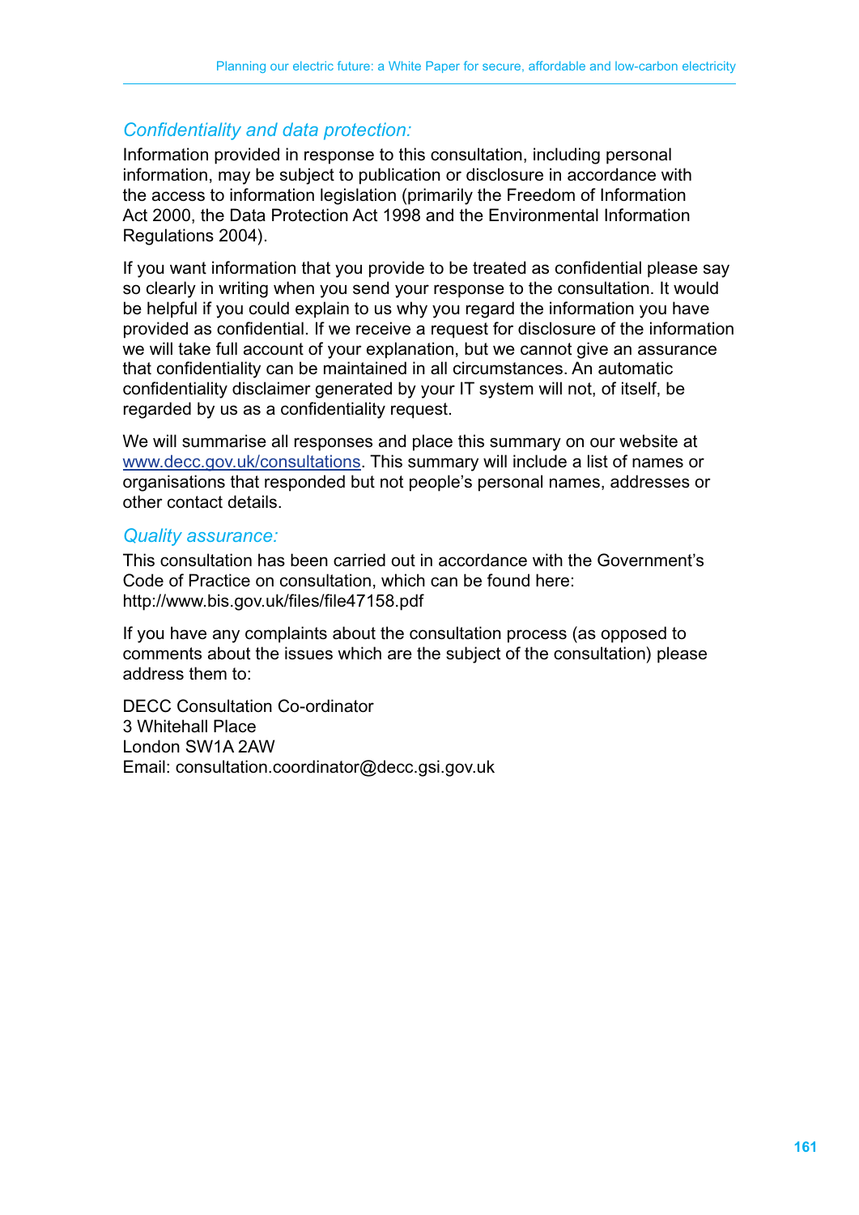### *Confidentiality and data protection:*

Information provided in response to this consultation, including personal information, may be subject to publication or disclosure in accordance with the access to information legislation (primarily the Freedom of Information Act 2000, the Data Protection Act 1998 and the Environmental Information Regulations 2004).

If you want information that you provide to be treated as confidential please say so clearly in writing when you send your response to the consultation. It would be helpful if you could explain to us why you regard the information you have provided as confidential. If we receive a request for disclosure of the information we will take full account of your explanation, but we cannot give an assurance that confidentiality can be maintained in all circumstances. An automatic confidentiality disclaimer generated by your IT system will not, of itself, be regarded by us as a confidentiality request.

We will summarise all responses and place this summary on our website at www.decc.gov.uk/consultations. This summary will include a list of names or organisations that responded but not people's personal names, addresses or other contact details.

### *Quality assurance:*

This consultation has been carried out in accordance with the Government's Code of Practice on consultation, which can be found here: http://www.bis.gov.uk/files/file47158.pdf

If you have any complaints about the consultation process (as opposed to comments about the issues which are the subject of the consultation) please address them to:

DECC Consultation Co-ordinator
3 Whitehall Place
London SW1A 2AW
Email: consultation.coordinator@decc.gsi.gov.uk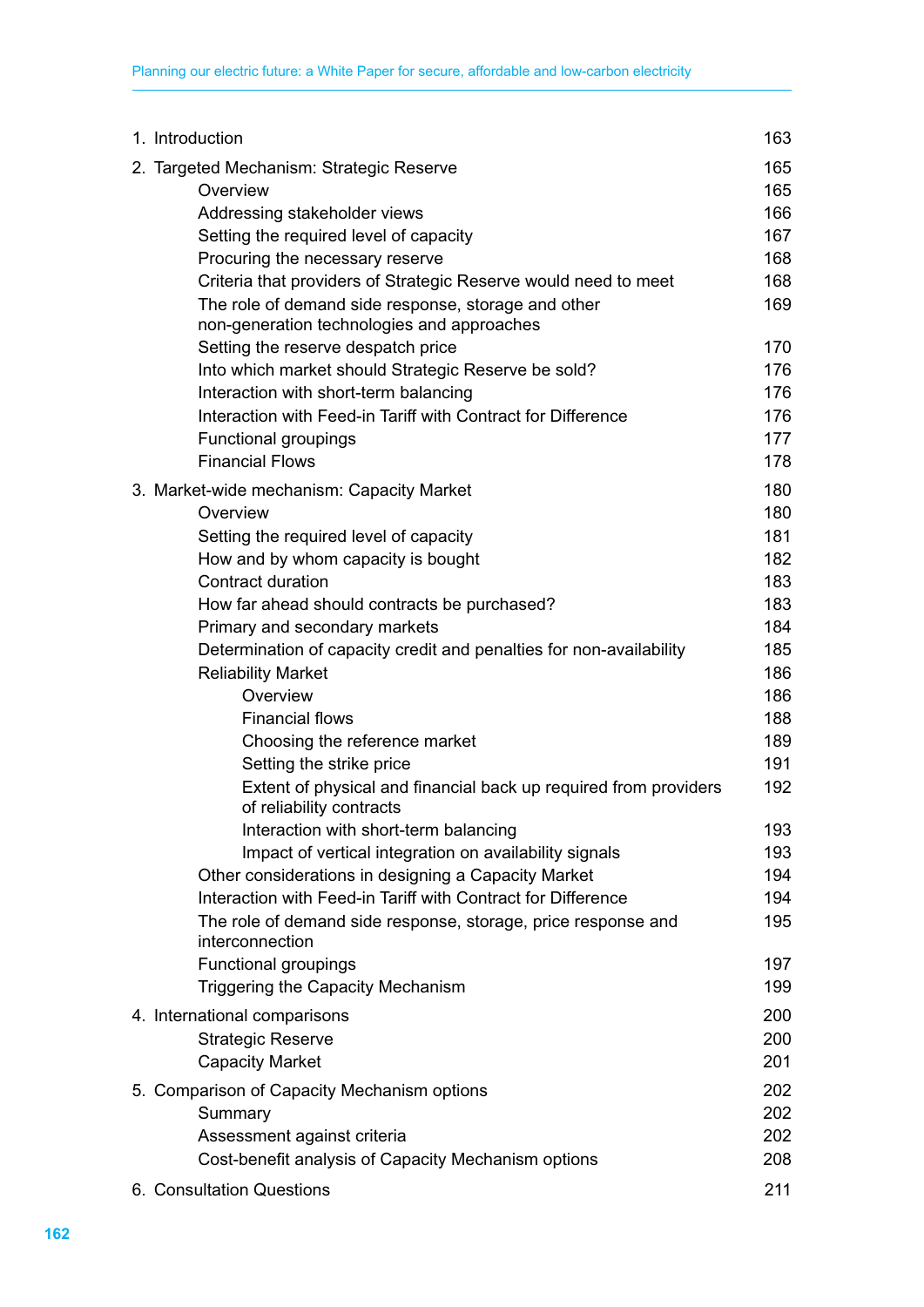| | |
|---|---|
| 1. Introduction | 163 |
| 2. Targeted Mechanism: Strategic Reserve | 165 |
| Overview | 165 |
| Addressing stakeholder views | 166 |
| Setting the required level of capacity | 167 |
| Procuring the necessary reserve | 168 |
| Criteria that providers of Strategic Reserve would need to meet | 168 |
| The role of demand side response, storage and other non-generation technologies and approaches | 169 |
| Setting the reserve despatch price | 170 |
| Into which market should Strategic Reserve be sold? | 176 |
| Interaction with short-term balancing | 176 |
| Interaction with Feed-in Tariff with Contract for Difference | 176 |
| Functional groupings | 177 |
| Financial Flows | 178 |
| 3. Market-wide mechanism: Capacity Market | 180 |
| Overview | 180 |
| Setting the required level of capacity | 181 |
| How and by whom capacity is bought | 182 |
| Contract duration | 183 |
| How far ahead should contracts be purchased? | 183 |
| Primary and secondary markets | 184 |
| Determination of capacity credit and penalties for non-availability | 185 |
| Reliability Market | 186 |
| Overview | 186 |
| Financial flows | 188 |
| Choosing the reference market | 189 |
| Setting the strike price | 191 |
| Extent of physical and financial back up required from providers of reliability contracts | 192 |
| Interaction with short-term balancing | 193 |
| Impact of vertical integration on availability signals | 193 |
| Other considerations in designing a Capacity Market | 194 |
| Interaction with Feed-in Tariff with Contract for Difference | 194 |
| The role of demand side response, storage, price response and interconnection | 195 |
| Functional groupings | 197 |
| Triggering the Capacity Mechanism | 199 |
| 4. International comparisons | 200 |
| Strategic Reserve | 200 |
| Capacity Market | 201 |
| 5. Comparison of Capacity Mechanism options | 202 |
| Summary | 202 |
| Assessment against criteria | 202 |
| Cost-benefit analysis of Capacity Mechanism options | 208 |
| 6. Consultation Questions | 211 |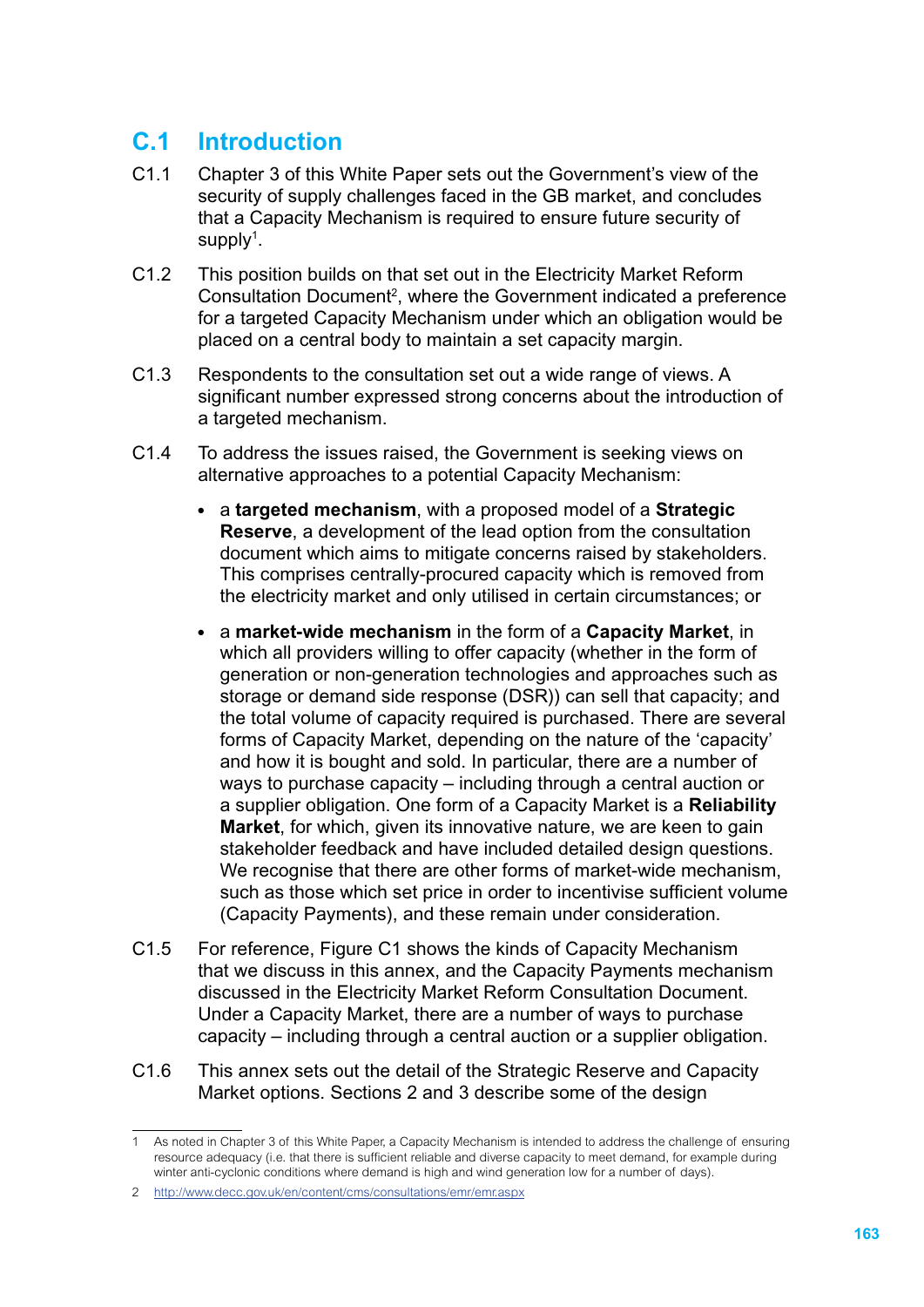## C.1 Introduction

C1.1 Chapter 3 of this White Paper sets out the Government's view of the security of supply challenges faced in the GB market, and concludes that a Capacity Mechanism is required to ensure future security of supply[1].

C1.2 This position builds on that set out in the Electricity Market Reform Consultation Document[2], where the Government indicated a preference for a targeted Capacity Mechanism under which an obligation would be placed on a central body to maintain a set capacity margin.

C1.3 Respondents to the consultation set out a wide range of views. A significant number expressed strong concerns about the introduction of a targeted mechanism.

C1.4 To address the issues raised, the Government is seeking views on alternative approaches to a potential Capacity Mechanism:

- a **targeted mechanism**, with a proposed model of a **Strategic Reserve**, a development of the lead option from the consultation document which aims to mitigate concerns raised by stakeholders. This comprises centrally-procured capacity which is removed from the electricity market and only utilised in certain circumstances; or

- a **market-wide mechanism** in the form of a **Capacity Market**, in which all providers willing to offer capacity (whether in the form of generation or non-generation technologies and approaches such as storage or demand side response (DSR)) can sell that capacity; and the total volume of capacity required is purchased. There are several forms of Capacity Market, depending on the nature of the 'capacity' and how it is bought and sold. In particular, there are a number of ways to purchase capacity – including through a central auction or a supplier obligation. One form of a Capacity Market is a **Reliability Market**, for which, given its innovative nature, we are keen to gain stakeholder feedback and have included detailed design questions. We recognise that there are other forms of market-wide mechanism, such as those which set price in order to incentivise sufficient volume (Capacity Payments), and these remain under consideration.

C1.5 For reference, Figure C1 shows the kinds of Capacity Mechanism that we discuss in this annex, and the Capacity Payments mechanism discussed in the Electricity Market Reform Consultation Document. Under a Capacity Market, there are a number of ways to purchase capacity – including through a central auction or a supplier obligation.

C1.6 This annex sets out the detail of the Strategic Reserve and Capacity Market options. Sections 2 and 3 describe some of the design

---

1 As noted in Chapter 3 of this White Paper, a Capacity Mechanism is intended to address the challenge of ensuring resource adequacy (i.e. that there is sufficient reliable and diverse capacity to meet demand, for example during winter anti-cyclonic conditions where demand is high and wind generation low for a number of days).

2 http://www.decc.gov.uk/en/content/cms/consultations/emr/emr.aspx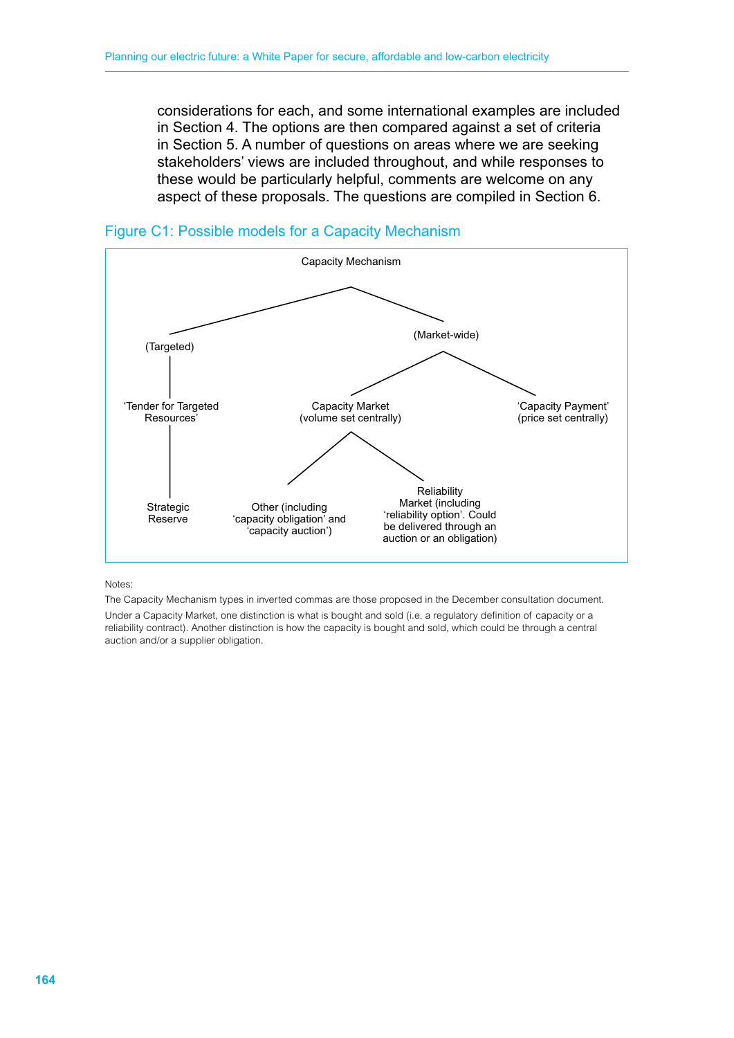considerations for each, and some international examples are included in Section 4. The options are then compared against a set of criteria in Section 5. A number of questions on areas where we are seeking stakeholders' views are included throughout, and while responses to these would be particularly helpful, comments are welcome on any aspect of these proposals. The questions are compiled in Section 6.

## Figure C1: Possible models for a Capacity Mechanism

- Capacity Mechanism
  - (Targeted)
    - 'Tender for Targeted Resources'
      - Strategic Reserve
  - (Market-wide)
    - Capacity Market (volume set centrally)
      - Other (including 'capacity obligation' and 'capacity auction')
      - Reliability Market (including 'reliability option'. Could be delivered through an auction or an obligation)
    - 'Capacity Payment' (price set centrally)

Notes:

The Capacity Mechanism types in inverted commas are those proposed in the December consultation document.

Under a Capacity Market, one distinction is what is bought and sold (i.e. a regulatory definition of capacity or a reliability contract). Another distinction is how the capacity is bought and sold, which could be through a central auction and/or a supplier obligation.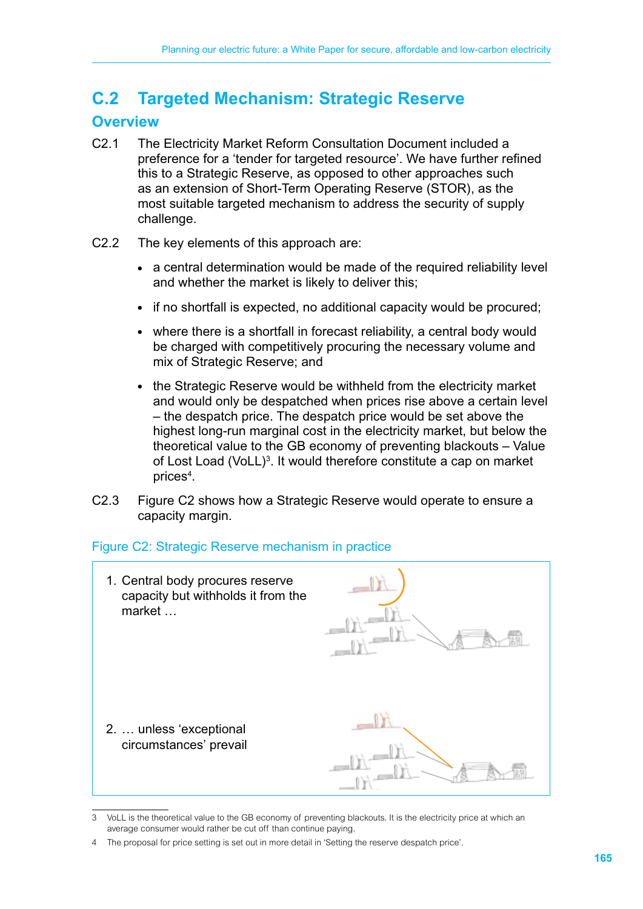## C.2 Targeted Mechanism: Strategic Reserve

### Overview

C2.1 The Electricity Market Reform Consultation Document included a preference for a 'tender for targeted resource'. We have further refined this to a Strategic Reserve, as opposed to other approaches such as an extension of Short-Term Operating Reserve (STOR), as the most suitable targeted mechanism to address the security of supply challenge.

C2.2 The key elements of this approach are:

- a central determination would be made of the required reliability level and whether the market is likely to deliver this;
- if no shortfall is expected, no additional capacity would be procured;
- where there is a shortfall in forecast reliability, a central body would be charged with competitively procuring the necessary volume and mix of Strategic Reserve; and
- the Strategic Reserve would be withheld from the electricity market and would only be despatched when prices rise above a certain level – the despatch price. The despatch price would be set above the highest long-run marginal cost in the electricity market, but below the theoretical value to the GB economy of preventing blackouts – Value of Lost Load (VoLL)[3]. It would therefore constitute a cap on market prices[4].

C2.3 Figure C2 shows how a Strategic Reserve would operate to ensure a capacity margin.

Figure C2: Strategic Reserve mechanism in practice

1. Central body procures reserve capacity but withholds it from the market …

2. … unless 'exceptional circumstances' prevail

3 VoLL is the theoretical value to the GB economy of preventing blackouts. It is the electricity price at which an average consumer would rather be cut off than continue paying.

4 The proposal for price setting is set out in more detail in 'Setting the reserve despatch price'.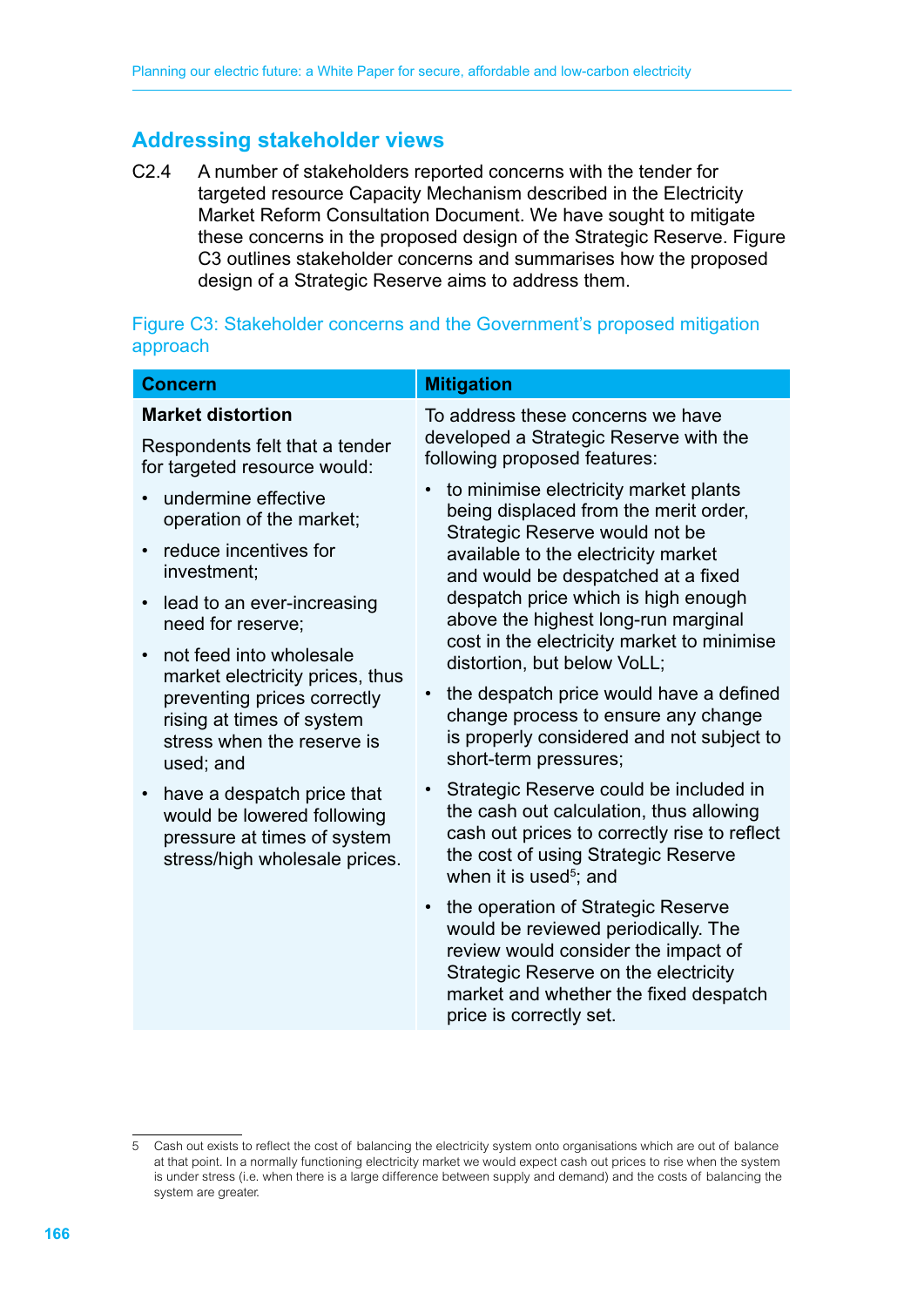## Addressing stakeholder views

C2.4 A number of stakeholders reported concerns with the tender for targeted resource Capacity Mechanism described in the Electricity Market Reform Consultation Document. We have sought to mitigate these concerns in the proposed design of the Strategic Reserve. Figure C3 outlines stakeholder concerns and summarises how the proposed design of a Strategic Reserve aims to address them.

Figure C3: Stakeholder concerns and the Government's proposed mitigation approach

| Concern | Mitigation |
|---|---|
| **Market distortion**<br><br>Respondents felt that a tender for targeted resource would:<br><br>• undermine effective operation of the market;<br>• reduce incentives for investment;<br>• lead to an ever-increasing need for reserve;<br>• not feed into wholesale market electricity prices, thus preventing prices correctly rising at times of system stress when the reserve is used; and<br>• have a despatch price that would be lowered following pressure at times of system stress/high wholesale prices. | To address these concerns we have developed a Strategic Reserve with the following proposed features:<br><br>• to minimise electricity market plants being displaced from the merit order, Strategic Reserve would not be available to the electricity market and would be despatched at a fixed despatch price which is high enough above the highest long-run marginal cost in the electricity market to minimise distortion, but below VoLL;<br>• the despatch price would have a defined change process to ensure any change is properly considered and not subject to short-term pressures;<br>• Strategic Reserve could be included in the cash out calculation, thus allowing cash out prices to correctly rise to reflect the cost of using Strategic Reserve when it is used[5]; and<br>• the operation of Strategic Reserve would be reviewed periodically. The review would consider the impact of Strategic Reserve on the electricity market and whether the fixed despatch price is correctly set. |

5 Cash out exists to reflect the cost of balancing the electricity system onto organisations which are out of balance at that point. In a normally functioning electricity market we would expect cash out prices to rise when the system is under stress (i.e. when there is a large difference between supply and demand) and the costs of balancing the system are greater.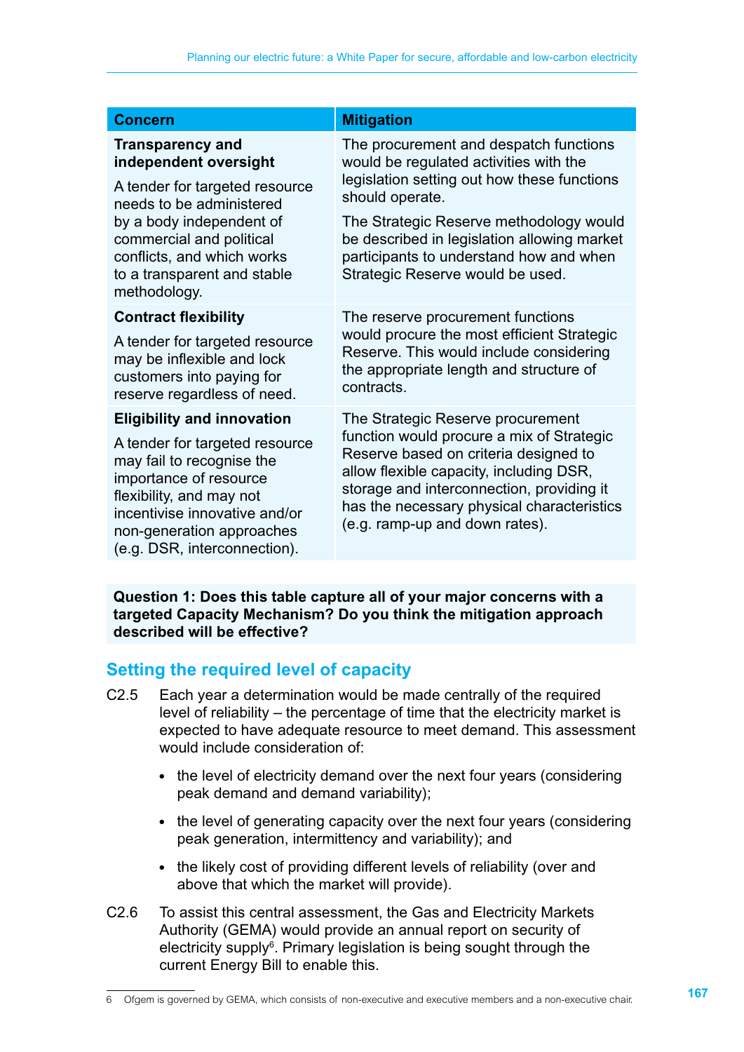| Concern | Mitigation |
|---|---|
| **Transparency and independent oversight**<br><br>A tender for targeted resource needs to be administered by a body independent of commercial and political conflicts, and which works to a transparent and stable methodology. | The procurement and despatch functions would be regulated activities with the legislation setting out how these functions should operate.<br><br>The Strategic Reserve methodology would be described in legislation allowing market participants to understand how and when Strategic Reserve would be used. |
| **Contract flexibility**<br><br>A tender for targeted resource may be inflexible and lock customers into paying for reserve regardless of need. | The reserve procurement functions would procure the most efficient Strategic Reserve. This would include considering the appropriate length and structure of contracts. |
| **Eligibility and innovation**<br><br>A tender for targeted resource may fail to recognise the importance of resource flexibility, and may not incentivise innovative and/or non-generation approaches (e.g. DSR, interconnection). | The Strategic Reserve procurement function would procure a mix of Strategic Reserve based on criteria designed to allow flexible capacity, including DSR, storage and interconnection, providing it has the necessary physical characteristics (e.g. ramp-up and down rates). |

**Question 1: Does this table capture all of your major concerns with a targeted Capacity Mechanism? Do you think the mitigation approach described will be effective?**

## Setting the required level of capacity

C2.5 Each year a determination would be made centrally of the required level of reliability – the percentage of time that the electricity market is expected to have adequate resource to meet demand. This assessment would include consideration of:

- the level of electricity demand over the next four years (considering peak demand and demand variability);
- the level of generating capacity over the next four years (considering peak generation, intermittency and variability); and
- the likely cost of providing different levels of reliability (over and above that which the market will provide).

C2.6 To assist this central assessment, the Gas and Electricity Markets Authority (GEMA) would provide an annual report on security of electricity supply[6]. Primary legislation is being sought through the current Energy Bill to enable this.

6 Ofgem is governed by GEMA, which consists of non-executive and executive members and a non-executive chair.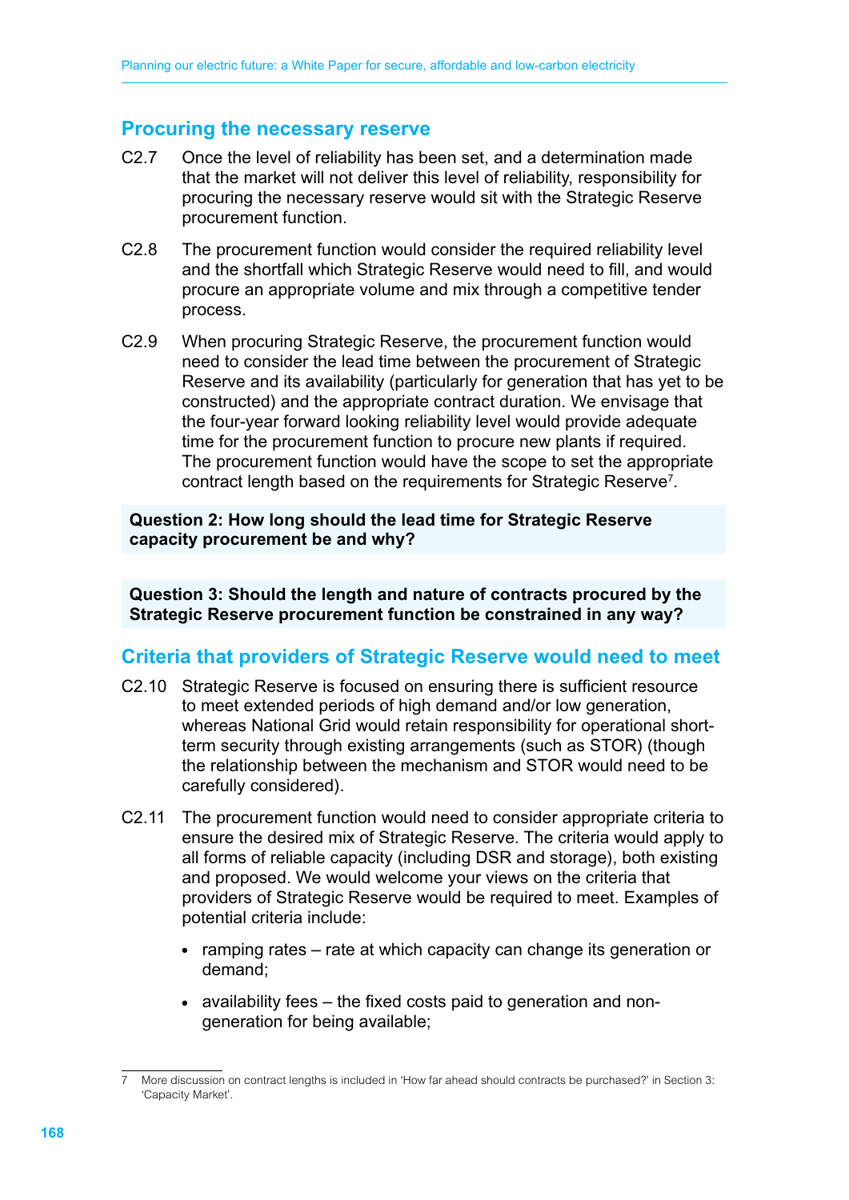## Procuring the necessary reserve

C2.7 Once the level of reliability has been set, and a determination made that the market will not deliver this level of reliability, responsibility for procuring the necessary reserve would sit with the Strategic Reserve procurement function.

C2.8 The procurement function would consider the required reliability level and the shortfall which Strategic Reserve would need to fill, and would procure an appropriate volume and mix through a competitive tender process.

C2.9 When procuring Strategic Reserve, the procurement function would need to consider the lead time between the procurement of Strategic Reserve and its availability (particularly for generation that has yet to be constructed) and the appropriate contract duration. We envisage that the four-year forward looking reliability level would provide adequate time for the procurement function to procure new plants if required. The procurement function would have the scope to set the appropriate contract length based on the requirements for Strategic Reserve[7].

**Question 2: How long should the lead time for Strategic Reserve capacity procurement be and why?**

**Question 3: Should the length and nature of contracts procured by the Strategic Reserve procurement function be constrained in any way?**

## Criteria that providers of Strategic Reserve would need to meet

C2.10 Strategic Reserve is focused on ensuring there is sufficient resource to meet extended periods of high demand and/or low generation, whereas National Grid would retain responsibility for operational short-term security through existing arrangements (such as STOR) (though the relationship between the mechanism and STOR would need to be carefully considered).

C2.11 The procurement function would need to consider appropriate criteria to ensure the desired mix of Strategic Reserve. The criteria would apply to all forms of reliable capacity (including DSR and storage), both existing and proposed. We would welcome your views on the criteria that providers of Strategic Reserve would be required to meet. Examples of potential criteria include:

- ramping rates – rate at which capacity can change its generation or demand;
- availability fees – the fixed costs paid to generation and non-generation for being available;

7 More discussion on contract lengths is included in 'How far ahead should contracts be purchased?' in Section 3: 'Capacity Market'.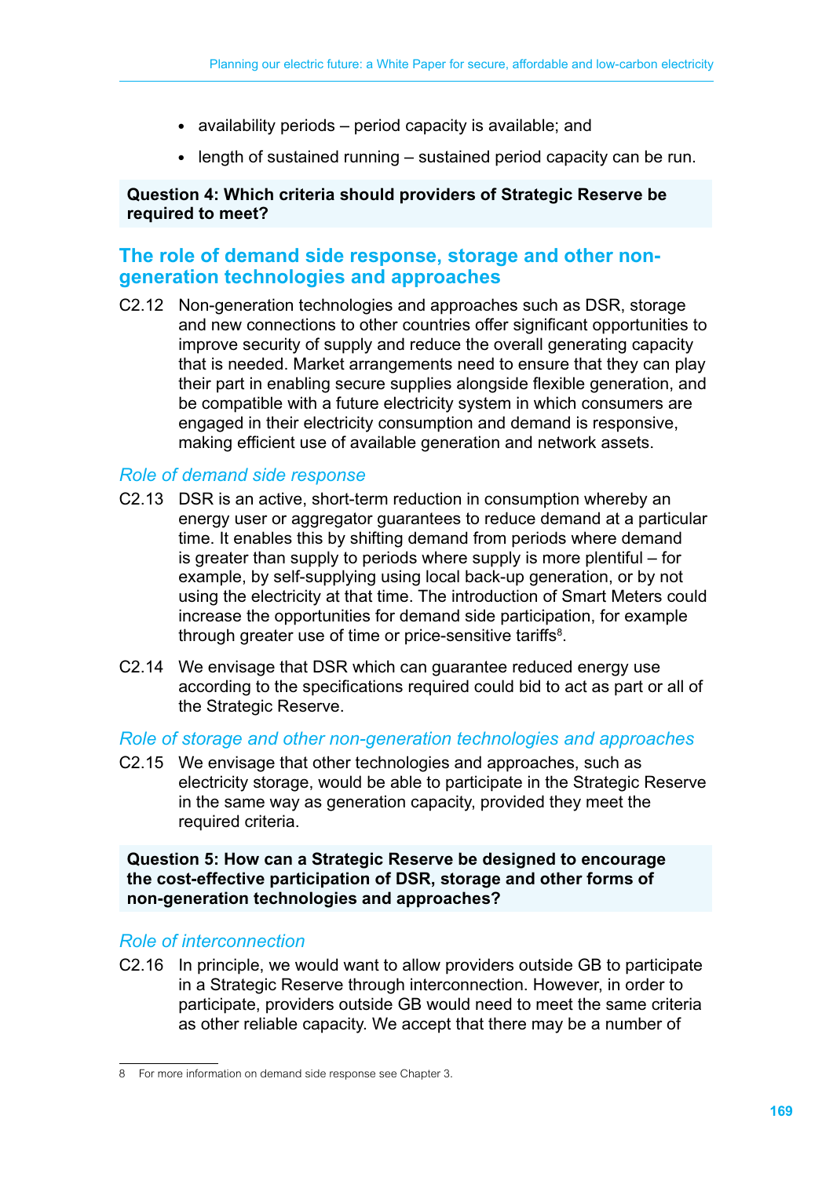- availability periods – period capacity is available; and
- length of sustained running – sustained period capacity can be run.

**Question 4: Which criteria should providers of Strategic Reserve be required to meet?**

## The role of demand side response, storage and other non-generation technologies and approaches

C2.12 Non-generation technologies and approaches such as DSR, storage and new connections to other countries offer significant opportunities to improve security of supply and reduce the overall generating capacity that is needed. Market arrangements need to ensure that they can play their part in enabling secure supplies alongside flexible generation, and be compatible with a future electricity system in which consumers are engaged in their electricity consumption and demand is responsive, making efficient use of available generation and network assets.

### *Role of demand side response*

C2.13 DSR is an active, short-term reduction in consumption whereby an energy user or aggregator guarantees to reduce demand at a particular time. It enables this by shifting demand from periods where demand is greater than supply to periods where supply is more plentiful – for example, by self-supplying using local back-up generation, or by not using the electricity at that time. The introduction of Smart Meters could increase the opportunities for demand side participation, for example through greater use of time or price-sensitive tariffs[8].

C2.14 We envisage that DSR which can guarantee reduced energy use according to the specifications required could bid to act as part or all of the Strategic Reserve.

### *Role of storage and other non-generation technologies and approaches*

C2.15 We envisage that other technologies and approaches, such as electricity storage, would be able to participate in the Strategic Reserve in the same way as generation capacity, provided they meet the required criteria.

**Question 5: How can a Strategic Reserve be designed to encourage the cost-effective participation of DSR, storage and other forms of non-generation technologies and approaches?**

### *Role of interconnection*

C2.16 In principle, we would want to allow providers outside GB to participate in a Strategic Reserve through interconnection. However, in order to participate, providers outside GB would need to meet the same criteria as other reliable capacity. We accept that there may be a number of

8 For more information on demand side response see Chapter 3.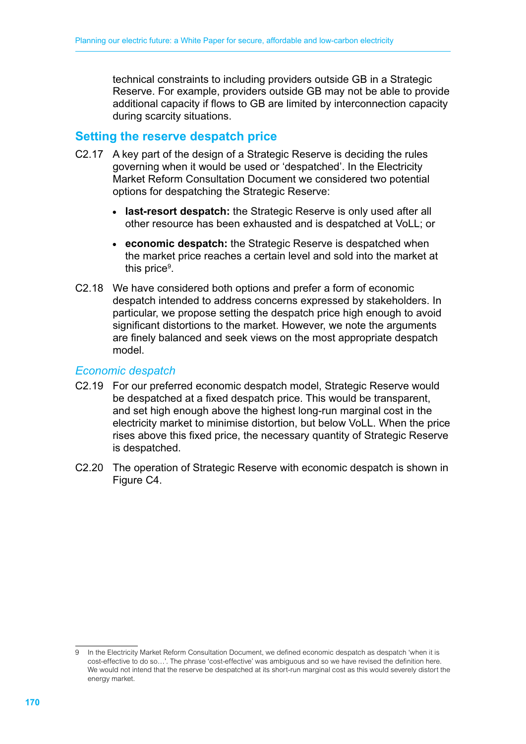technical constraints to including providers outside GB in a Strategic Reserve. For example, providers outside GB may not be able to provide additional capacity if flows to GB are limited by interconnection capacity during scarcity situations.

## Setting the reserve despatch price

C2.17 A key part of the design of a Strategic Reserve is deciding the rules governing when it would be used or 'despatched'. In the Electricity Market Reform Consultation Document we considered two potential options for despatching the Strategic Reserve:

- **last-resort despatch:** the Strategic Reserve is only used after all other resource has been exhausted and is despatched at VoLL; or
- **economic despatch:** the Strategic Reserve is despatched when the market price reaches a certain level and sold into the market at this price[9].

C2.18 We have considered both options and prefer a form of economic despatch intended to address concerns expressed by stakeholders. In particular, we propose setting the despatch price high enough to avoid significant distortions to the market. However, we note the arguments are finely balanced and seek views on the most appropriate despatch model.

### *Economic despatch*

C2.19 For our preferred economic despatch model, Strategic Reserve would be despatched at a fixed despatch price. This would be transparent, and set high enough above the highest long-run marginal cost in the electricity market to minimise distortion, but below VoLL. When the price rises above this fixed price, the necessary quantity of Strategic Reserve is despatched.

C2.20 The operation of Strategic Reserve with economic despatch is shown in Figure C4.

---

9 In the Electricity Market Reform Consultation Document, we defined economic despatch as despatch 'when it is cost-effective to do so…'. The phrase 'cost-effective' was ambiguous and so we have revised the definition here. We would not intend that the reserve be despatched at its short-run marginal cost as this would severely distort the energy market.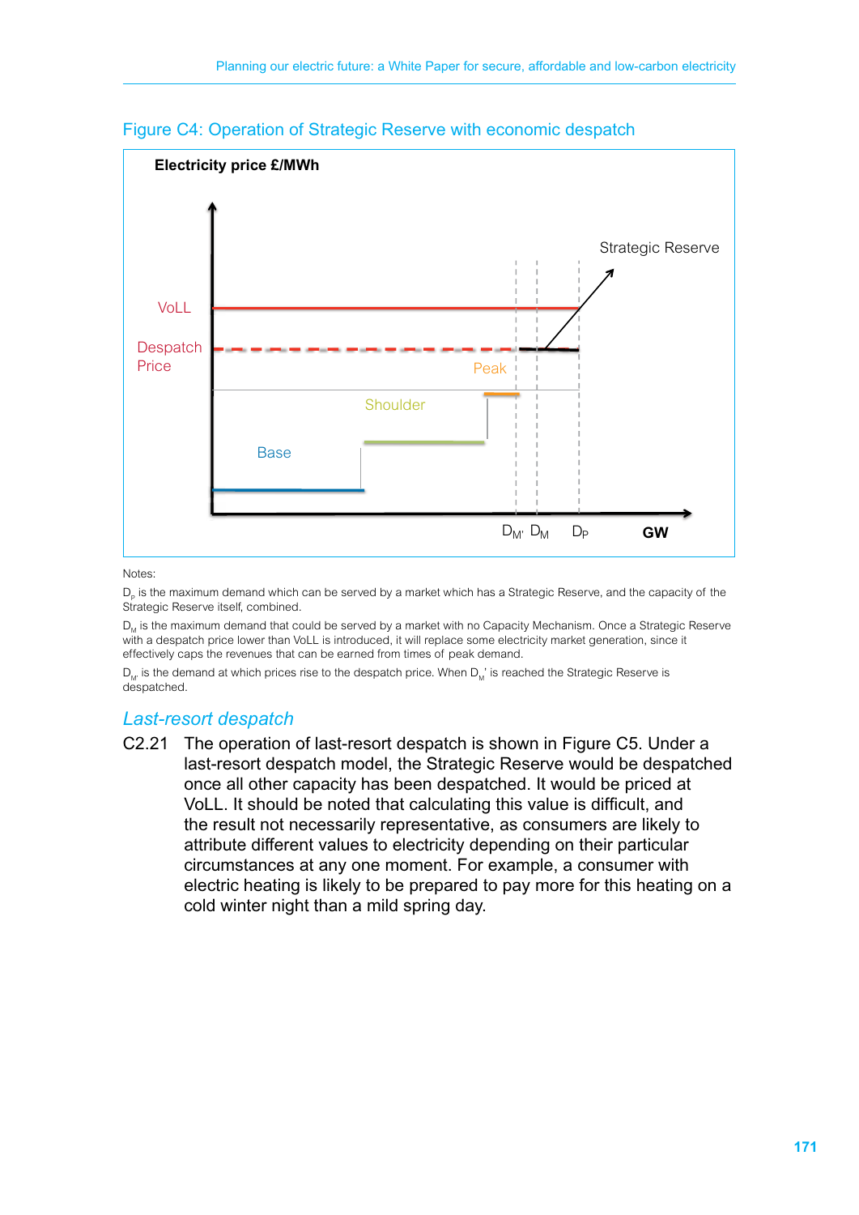## Figure C4: Operation of Strategic Reserve with economic despatch

Electricity price £/MWh

VoLL

Despatch Price

Strategic Reserve

Peak

Shoulder

Base

$D_{M'}$ $D_M$ $D_P$ GW

Notes:

$D_P$ is the maximum demand which can be served by a market which has a Strategic Reserve, and the capacity of the Strategic Reserve itself, combined.

$D_M$ is the maximum demand that could be served by a market with no Capacity Mechanism. Once a Strategic Reserve with a despatch price lower than VoLL is introduced, it will replace some electricity market generation, since it effectively caps the revenues that can be earned from times of peak demand.

$D_{M'}$ is the demand at which prices rise to the despatch price. When $D_M$' is reached the Strategic Reserve is despatched.

### *Last-resort despatch*

C2.21 The operation of last-resort despatch is shown in Figure C5. Under a last-resort despatch model, the Strategic Reserve would be despatched once all other capacity has been despatched. It would be priced at VoLL. It should be noted that calculating this value is difficult, and the result not necessarily representative, as consumers are likely to attribute different values to electricity depending on their particular circumstances at any one moment. For example, a consumer with electric heating is likely to be prepared to pay more for this heating on a cold winter night than a mild spring day.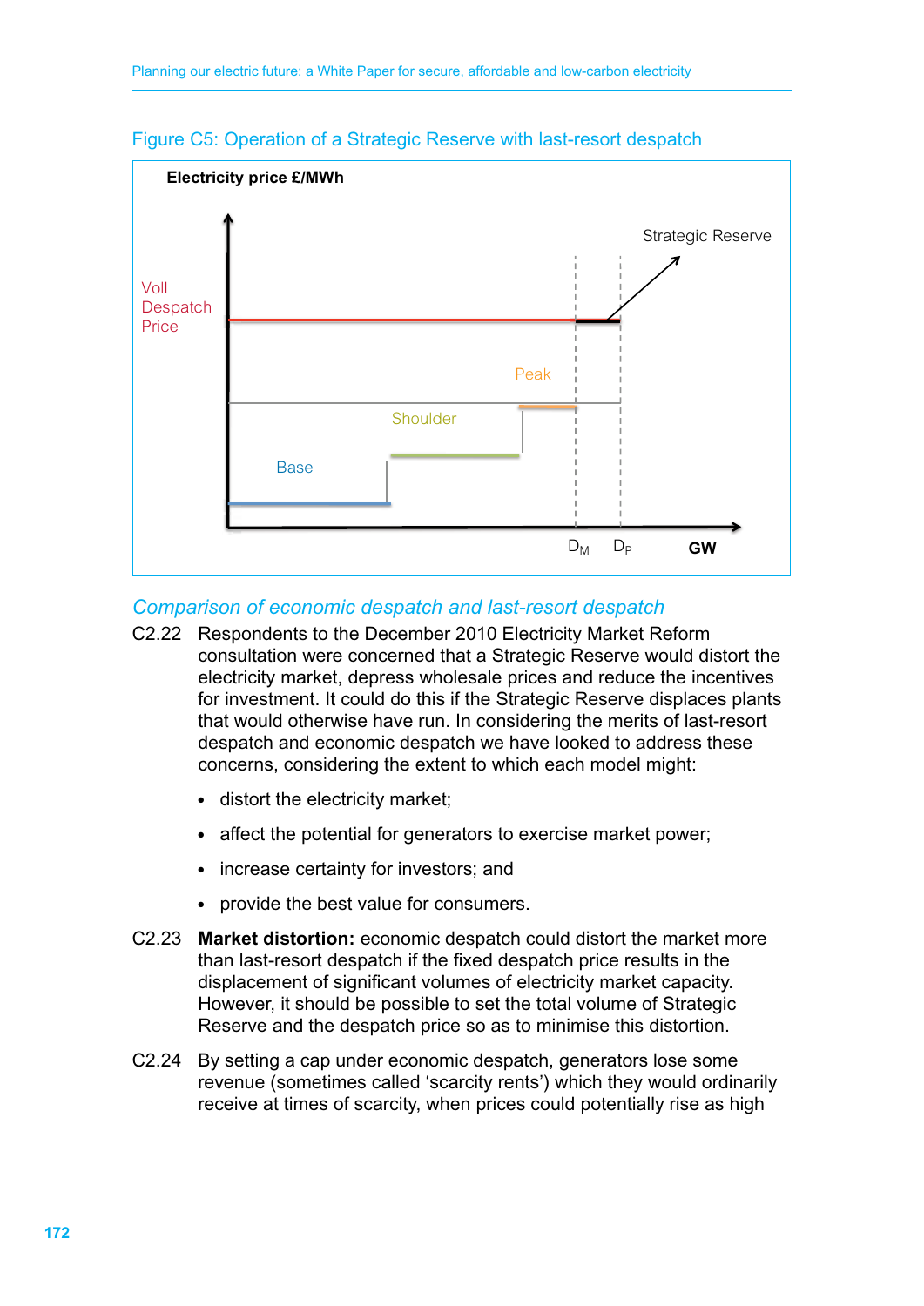Figure C5: Operation of a Strategic Reserve with last-resort despatch

Electricity price £/MWh

Voll Despatch Price

Strategic Reserve

Peak

Shoulder

Base

$D_M$ $D_P$ GW

### *Comparison of economic despatch and last-resort despatch*

C2.22 Respondents to the December 2010 Electricity Market Reform consultation were concerned that a Strategic Reserve would distort the electricity market, depress wholesale prices and reduce the incentives for investment. It could do this if the Strategic Reserve displaces plants that would otherwise have run. In considering the merits of last-resort despatch and economic despatch we have looked to address these concerns, considering the extent to which each model might:

- distort the electricity market;
- affect the potential for generators to exercise market power;
- increase certainty for investors; and
- provide the best value for consumers.

C2.23 **Market distortion:** economic despatch could distort the market more than last-resort despatch if the fixed despatch price results in the displacement of significant volumes of electricity market capacity. However, it should be possible to set the total volume of Strategic Reserve and the despatch price so as to minimise this distortion.

C2.24 By setting a cap under economic despatch, generators lose some revenue (sometimes called 'scarcity rents') which they would ordinarily receive at times of scarcity, when prices could potentially rise as high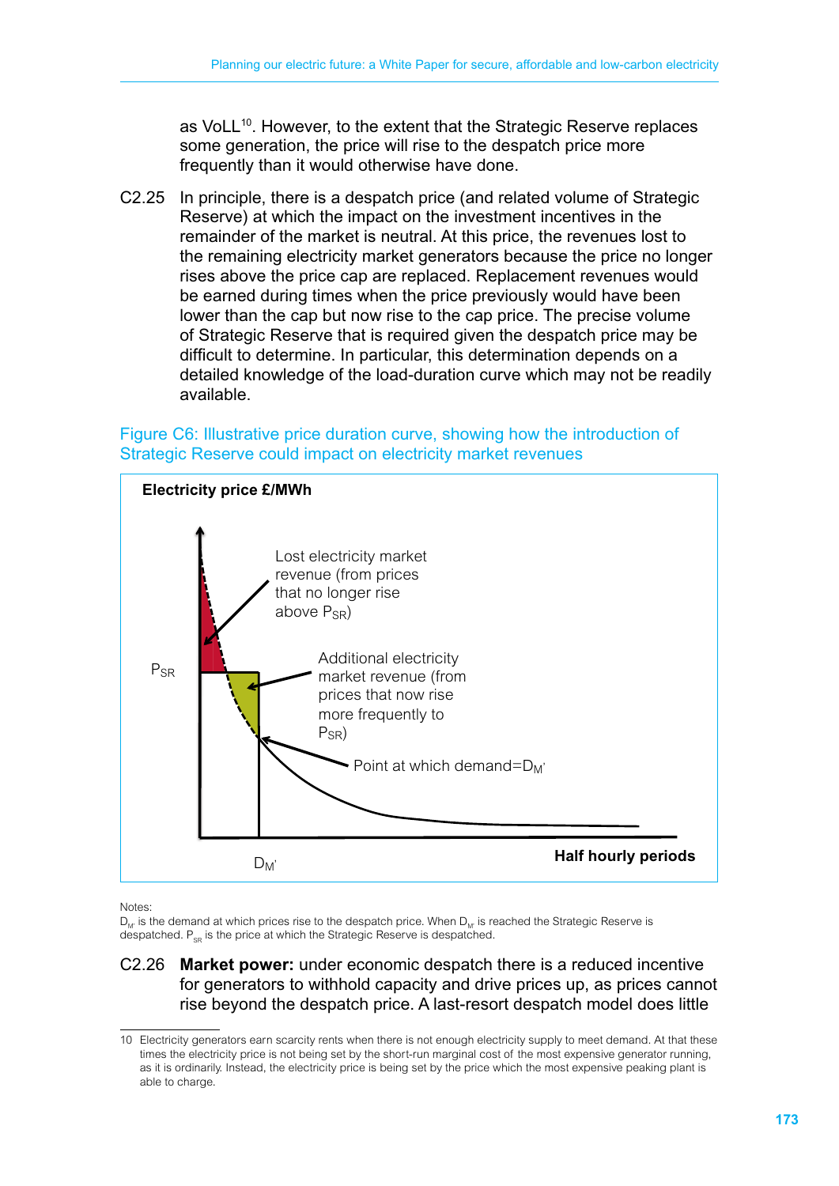as VoLL[10]. However, to the extent that the Strategic Reserve replaces some generation, the price will rise to the despatch price more frequently than it would otherwise have done.

C2.25 In principle, there is a despatch price (and related volume of Strategic Reserve) at which the impact on the investment incentives in the remainder of the market is neutral. At this price, the revenues lost to the remaining electricity market generators because the price no longer rises above the price cap are replaced. Replacement revenues would be earned during times when the price previously would have been lower than the cap but now rise to the cap price. The precise volume of Strategic Reserve that is required given the despatch price may be difficult to determine. In particular, this determination depends on a detailed knowledge of the load-duration curve which may not be readily available.

Figure C6: Illustrative price duration curve, showing how the introduction of Strategic Reserve could impact on electricity market revenues

Electricity price £/MWh

Lost electricity market revenue (from prices that no longer rise above $P_{SR}$)

$P_{SR}$

Additional electricity market revenue (from prices that now rise more frequently to $P_{SR}$)

Point at which demand=$D_{M'}$

$D_{M'}$

Half hourly periods

Notes:
$D_{M'}$ is the demand at which prices rise to the despatch price. When $D_{M'}$ is reached the Strategic Reserve is despatched. $P_{SR}$ is the price at which the Strategic Reserve is despatched.

C2.26 **Market power:** under economic despatch there is a reduced incentive for generators to withhold capacity and drive prices up, as prices cannot rise beyond the despatch price. A last-resort despatch model does little

10 Electricity generators earn scarcity rents when there is not enough electricity supply to meet demand. At that these times the electricity price is not being set by the short-run marginal cost of the most expensive generator running, as it is ordinarily. Instead, the electricity price is being set by the price which the most expensive peaking plant is able to charge.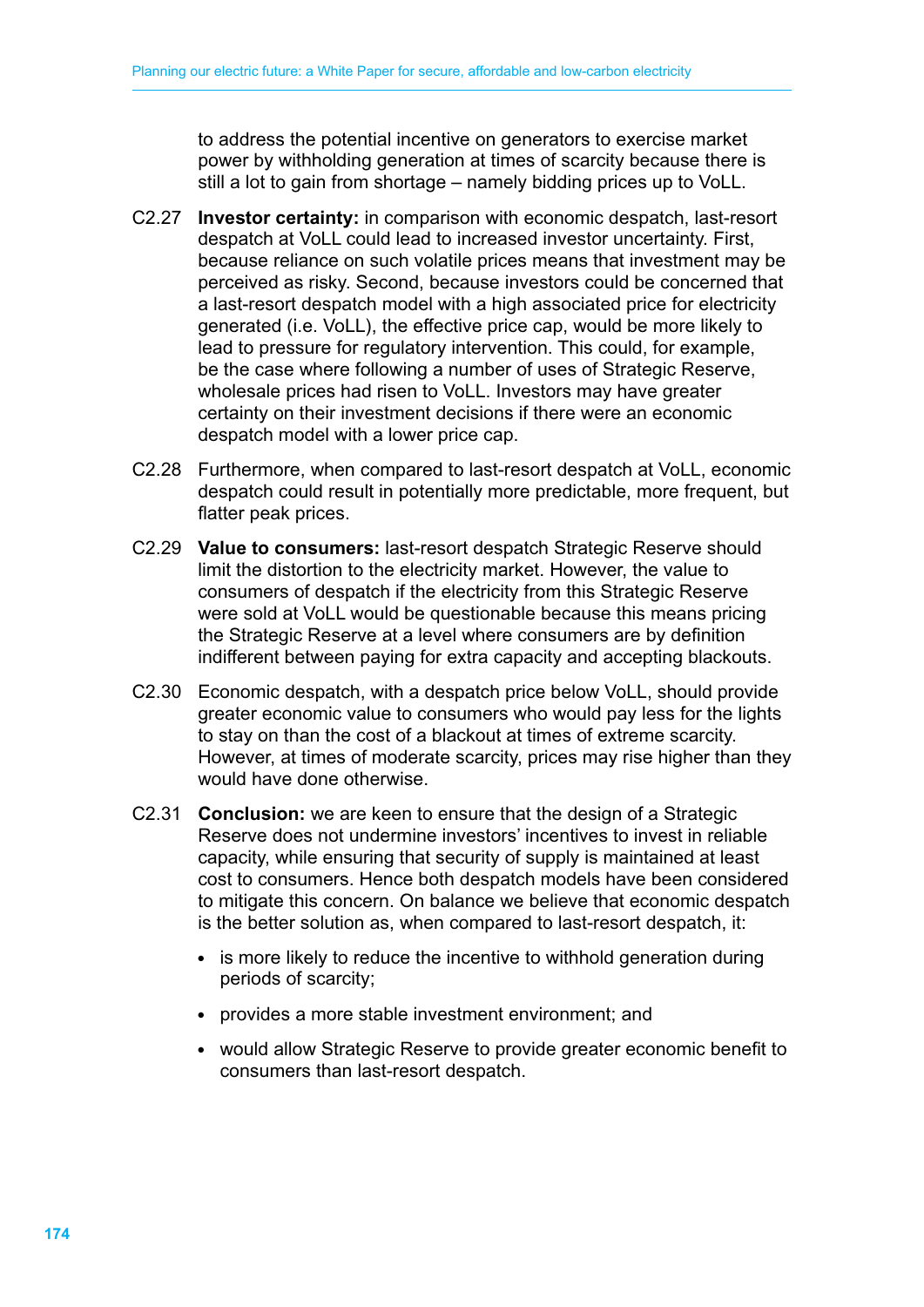to address the potential incentive on generators to exercise market power by withholding generation at times of scarcity because there is still a lot to gain from shortage – namely bidding prices up to VoLL.

C2.27 **Investor certainty:** in comparison with economic despatch, last-resort despatch at VoLL could lead to increased investor uncertainty. First, because reliance on such volatile prices means that investment may be perceived as risky. Second, because investors could be concerned that a last-resort despatch model with a high associated price for electricity generated (i.e. VoLL), the effective price cap, would be more likely to lead to pressure for regulatory intervention. This could, for example, be the case where following a number of uses of Strategic Reserve, wholesale prices had risen to VoLL. Investors may have greater certainty on their investment decisions if there were an economic despatch model with a lower price cap.

C2.28 Furthermore, when compared to last-resort despatch at VoLL, economic despatch could result in potentially more predictable, more frequent, but flatter peak prices.

C2.29 **Value to consumers:** last-resort despatch Strategic Reserve should limit the distortion to the electricity market. However, the value to consumers of despatch if the electricity from this Strategic Reserve were sold at VoLL would be questionable because this means pricing the Strategic Reserve at a level where consumers are by definition indifferent between paying for extra capacity and accepting blackouts.

C2.30 Economic despatch, with a despatch price below VoLL, should provide greater economic value to consumers who would pay less for the lights to stay on than the cost of a blackout at times of extreme scarcity. However, at times of moderate scarcity, prices may rise higher than they would have done otherwise.

C2.31 **Conclusion:** we are keen to ensure that the design of a Strategic Reserve does not undermine investors' incentives to invest in reliable capacity, while ensuring that security of supply is maintained at least cost to consumers. Hence both despatch models have been considered to mitigate this concern. On balance we believe that economic despatch is the better solution as, when compared to last-resort despatch, it:

- is more likely to reduce the incentive to withhold generation during periods of scarcity;
- provides a more stable investment environment; and
- would allow Strategic Reserve to provide greater economic benefit to consumers than last-resort despatch.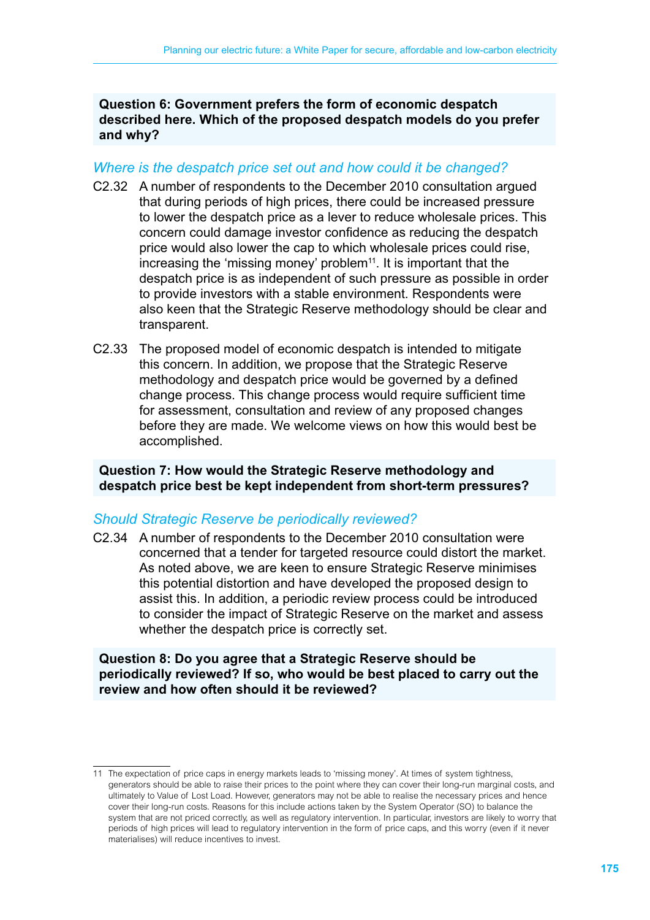**Question 6: Government prefers the form of economic despatch described here. Which of the proposed despatch models do you prefer and why?**

### *Where is the despatch price set out and how could it be changed?*

C2.32 A number of respondents to the December 2010 consultation argued that during periods of high prices, there could be increased pressure to lower the despatch price as a lever to reduce wholesale prices. This concern could damage investor confidence as reducing the despatch price would also lower the cap to which wholesale prices could rise, increasing the 'missing money' problem[11]. It is important that the despatch price is as independent of such pressure as possible in order to provide investors with a stable environment. Respondents were also keen that the Strategic Reserve methodology should be clear and transparent.

C2.33 The proposed model of economic despatch is intended to mitigate this concern. In addition, we propose that the Strategic Reserve methodology and despatch price would be governed by a defined change process. This change process would require sufficient time for assessment, consultation and review of any proposed changes before they are made. We welcome views on how this would best be accomplished.

**Question 7: How would the Strategic Reserve methodology and despatch price best be kept independent from short-term pressures?**

### *Should Strategic Reserve be periodically reviewed?*

C2.34 A number of respondents to the December 2010 consultation were concerned that a tender for targeted resource could distort the market. As noted above, we are keen to ensure Strategic Reserve minimises this potential distortion and have developed the proposed design to assist this. In addition, a periodic review process could be introduced to consider the impact of Strategic Reserve on the market and assess whether the despatch price is correctly set.

**Question 8: Do you agree that a Strategic Reserve should be periodically reviewed? If so, who would be best placed to carry out the review and how often should it be reviewed?**

---

11 The expectation of price caps in energy markets leads to 'missing money'. At times of system tightness, generators should be able to raise their prices to the point where they can cover their long-run marginal costs, and ultimately to Value of Lost Load. However, generators may not be able to realise the necessary prices and hence cover their long-run costs. Reasons for this include actions taken by the System Operator (SO) to balance the system that are not priced correctly, as well as regulatory intervention. In particular, investors are likely to worry that periods of high prices will lead to regulatory intervention in the form of price caps, and this worry (even if it never materialises) will reduce incentives to invest.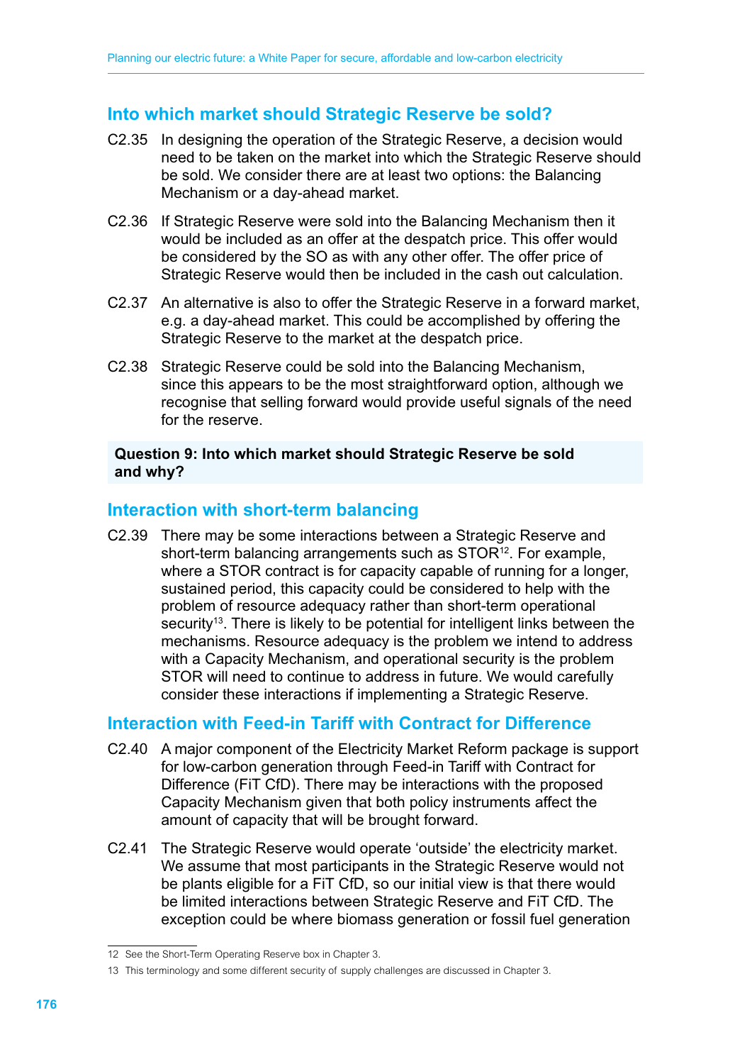## Into which market should Strategic Reserve be sold?

C2.35 In designing the operation of the Strategic Reserve, a decision would need to be taken on the market into which the Strategic Reserve should be sold. We consider there are at least two options: the Balancing Mechanism or a day-ahead market.

C2.36 If Strategic Reserve were sold into the Balancing Mechanism then it would be included as an offer at the despatch price. This offer would be considered by the SO as with any other offer. The offer price of Strategic Reserve would then be included in the cash out calculation.

C2.37 An alternative is also to offer the Strategic Reserve in a forward market, e.g. a day-ahead market. This could be accomplished by offering the Strategic Reserve to the market at the despatch price.

C2.38 Strategic Reserve could be sold into the Balancing Mechanism, since this appears to be the most straightforward option, although we recognise that selling forward would provide useful signals of the need for the reserve.

**Question 9: Into which market should Strategic Reserve be sold and why?**

## Interaction with short-term balancing

C2.39 There may be some interactions between a Strategic Reserve and short-term balancing arrangements such as STOR[12]. For example, where a STOR contract is for capacity capable of running for a longer, sustained period, this capacity could be considered to help with the problem of resource adequacy rather than short-term operational security[13]. There is likely to be potential for intelligent links between the mechanisms. Resource adequacy is the problem we intend to address with a Capacity Mechanism, and operational security is the problem STOR will need to continue to address in future. We would carefully consider these interactions if implementing a Strategic Reserve.

## Interaction with Feed-in Tariff with Contract for Difference

C2.40 A major component of the Electricity Market Reform package is support for low-carbon generation through Feed-in Tariff with Contract for Difference (FiT CfD). There may be interactions with the proposed Capacity Mechanism given that both policy instruments affect the amount of capacity that will be brought forward.

C2.41 The Strategic Reserve would operate 'outside' the electricity market. We assume that most participants in the Strategic Reserve would not be plants eligible for a FiT CfD, so our initial view is that there would be limited interactions between Strategic Reserve and FiT CfD. The exception could be where biomass generation or fossil fuel generation

---

12 See the Short-Term Operating Reserve box in Chapter 3.

13 This terminology and some different security of supply challenges are discussed in Chapter 3.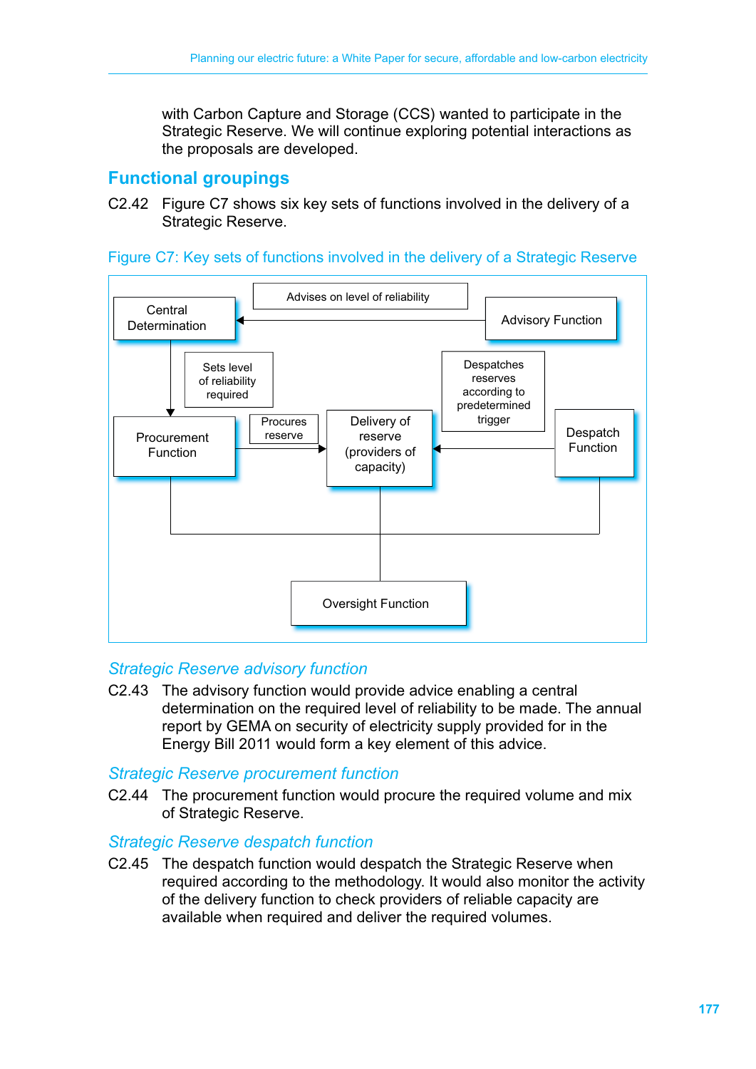with Carbon Capture and Storage (CCS) wanted to participate in the Strategic Reserve. We will continue exploring potential interactions as the proposals are developed.

## Functional groupings

C2.42 Figure C7 shows six key sets of functions involved in the delivery of a Strategic Reserve.

Figure C7: Key sets of functions involved in the delivery of a Strategic Reserve

Central Determination

Advises on level of reliability

Advisory Function

Sets level of reliability required

Despatches reserves according to predetermined trigger

Procurement Function

Procures reserve

Delivery of reserve (providers of capacity)

Despatch Function

Oversight Function

### *Strategic Reserve advisory function*

C2.43 The advisory function would provide advice enabling a central determination on the required level of reliability to be made. The annual report by GEMA on security of electricity supply provided for in the Energy Bill 2011 would form a key element of this advice.

### *Strategic Reserve procurement function*

C2.44 The procurement function would procure the required volume and mix of Strategic Reserve.

### *Strategic Reserve despatch function*

C2.45 The despatch function would despatch the Strategic Reserve when required according to the methodology. It would also monitor the activity of the delivery function to check providers of reliable capacity are available when required and deliver the required volumes.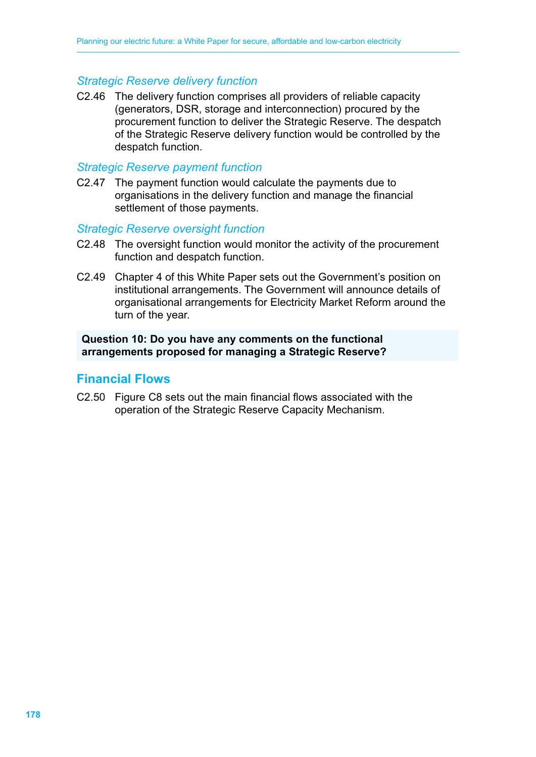### *Strategic Reserve delivery function*

C2.46 The delivery function comprises all providers of reliable capacity (generators, DSR, storage and interconnection) procured by the procurement function to deliver the Strategic Reserve. The despatch of the Strategic Reserve delivery function would be controlled by the despatch function.

### *Strategic Reserve payment function*

C2.47 The payment function would calculate the payments due to organisations in the delivery function and manage the financial settlement of those payments.

### *Strategic Reserve oversight function*

C2.48 The oversight function would monitor the activity of the procurement function and despatch function.

C2.49 Chapter 4 of this White Paper sets out the Government's position on institutional arrangements. The Government will announce details of organisational arrangements for Electricity Market Reform around the turn of the year.

**Question 10: Do you have any comments on the functional arrangements proposed for managing a Strategic Reserve?**

## Financial Flows

C2.50 Figure C8 sets out the main financial flows associated with the operation of the Strategic Reserve Capacity Mechanism.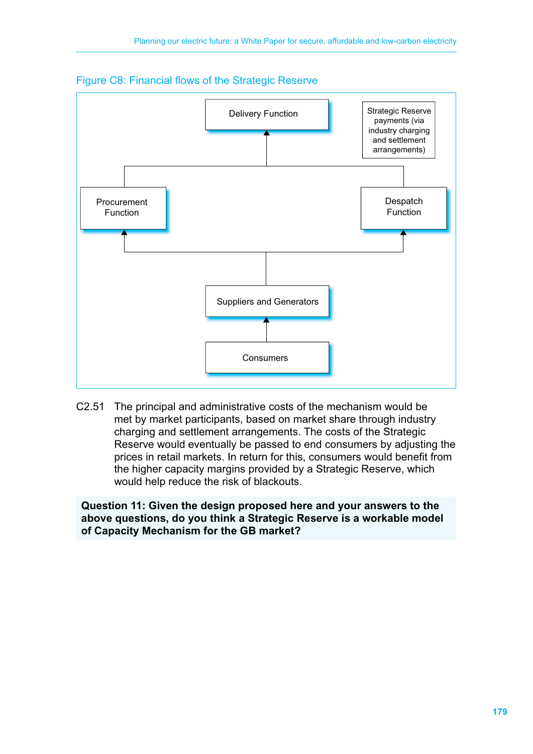Figure C8: Financial flows of the Strategic Reserve

Delivery Function

Strategic Reserve payments (via industry charging and settlement arrangements)

Procurement Function

Despatch Function

Suppliers and Generators

Consumers

C2.51 The principal and administrative costs of the mechanism would be met by market participants, based on market share through industry charging and settlement arrangements. The costs of the Strategic Reserve would eventually be passed to end consumers by adjusting the prices in retail markets. In return for this, consumers would benefit from the higher capacity margins provided by a Strategic Reserve, which would help reduce the risk of blackouts.

**Question 11: Given the design proposed here and your answers to the above questions, do you think a Strategic Reserve is a workable model of Capacity Mechanism for the GB market?**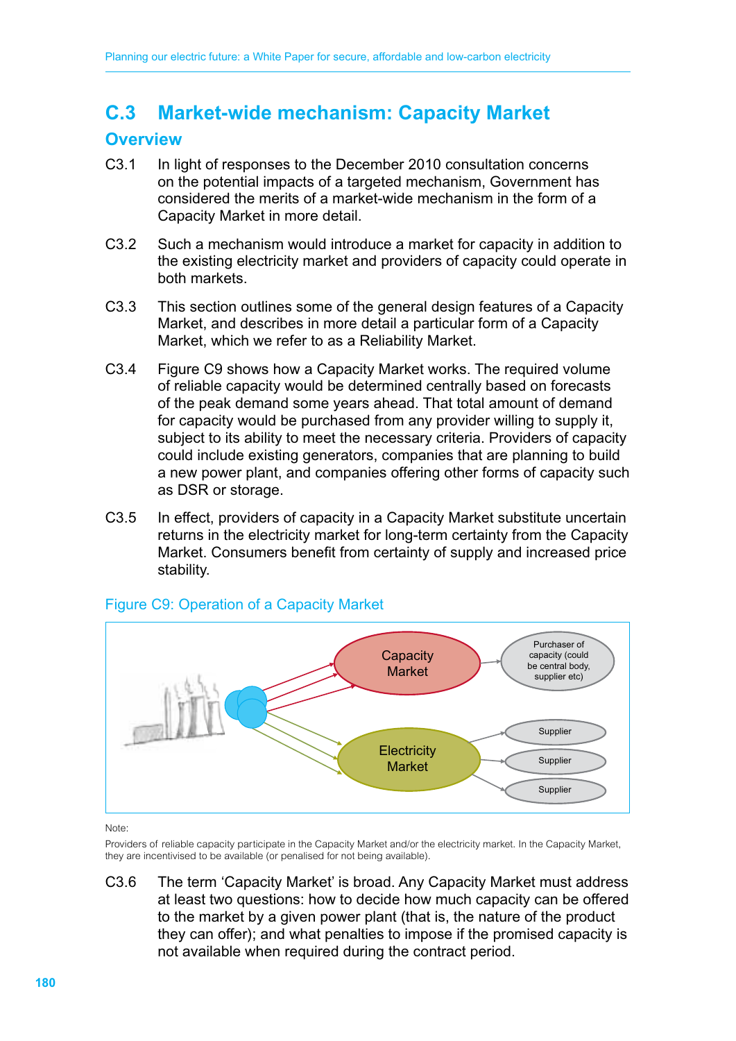## C.3 Market-wide mechanism: Capacity Market

### Overview

C3.1 In light of responses to the December 2010 consultation concerns on the potential impacts of a targeted mechanism, Government has considered the merits of a market-wide mechanism in the form of a Capacity Market in more detail.

C3.2 Such a mechanism would introduce a market for capacity in addition to the existing electricity market and providers of capacity could operate in both markets.

C3.3 This section outlines some of the general design features of a Capacity Market, and describes in more detail a particular form of a Capacity Market, which we refer to as a Reliability Market.

C3.4 Figure C9 shows how a Capacity Market works. The required volume of reliable capacity would be determined centrally based on forecasts of the peak demand some years ahead. That total amount of demand for capacity would be purchased from any provider willing to supply it, subject to its ability to meet the necessary criteria. Providers of capacity could include existing generators, companies that are planning to build a new power plant, and companies offering other forms of capacity such as DSR or storage.

C3.5 In effect, providers of capacity in a Capacity Market substitute uncertain returns in the electricity market for long-term certainty from the Capacity Market. Consumers benefit from certainty of supply and increased price stability.

Figure C9: Operation of a Capacity Market

Capacity Market → Purchaser of capacity (could be central body, supplier etc)

Electricity Market → Supplier; Supplier; Supplier

Note:

Providers of reliable capacity participate in the Capacity Market and/or the electricity market. In the Capacity Market, they are incentivised to be available (or penalised for not being available).

C3.6 The term 'Capacity Market' is broad. Any Capacity Market must address at least two questions: how to decide how much capacity can be offered to the market by a given power plant (that is, the nature of the product they can offer); and what penalties to impose if the promised capacity is not available when required during the contract period.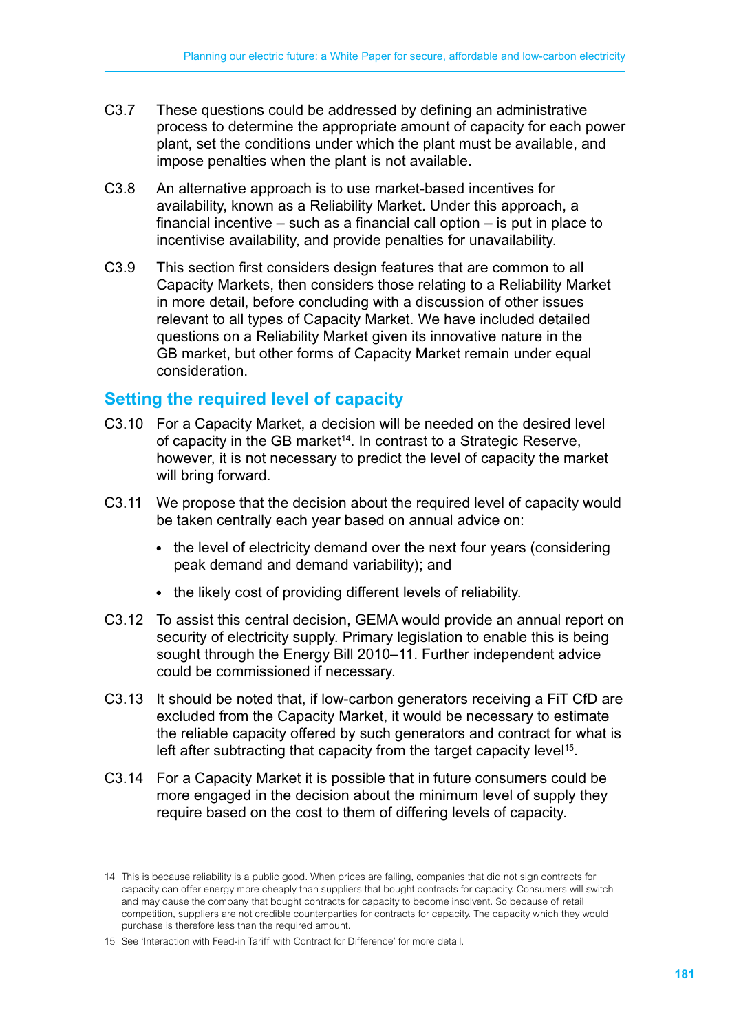C3.7 These questions could be addressed by defining an administrative process to determine the appropriate amount of capacity for each power plant, set the conditions under which the plant must be available, and impose penalties when the plant is not available.

C3.8 An alternative approach is to use market-based incentives for availability, known as a Reliability Market. Under this approach, a financial incentive – such as a financial call option – is put in place to incentivise availability, and provide penalties for unavailability.

C3.9 This section first considers design features that are common to all Capacity Markets, then considers those relating to a Reliability Market in more detail, before concluding with a discussion of other issues relevant to all types of Capacity Market. We have included detailed questions on a Reliability Market given its innovative nature in the GB market, but other forms of Capacity Market remain under equal consideration.

## Setting the required level of capacity

C3.10 For a Capacity Market, a decision will be needed on the desired level of capacity in the GB market[14]. In contrast to a Strategic Reserve, however, it is not necessary to predict the level of capacity the market will bring forward.

C3.11 We propose that the decision about the required level of capacity would be taken centrally each year based on annual advice on:

- the level of electricity demand over the next four years (considering peak demand and demand variability); and
- the likely cost of providing different levels of reliability.

C3.12 To assist this central decision, GEMA would provide an annual report on security of electricity supply. Primary legislation to enable this is being sought through the Energy Bill 2010–11. Further independent advice could be commissioned if necessary.

C3.13 It should be noted that, if low-carbon generators receiving a FiT CfD are excluded from the Capacity Market, it would be necessary to estimate the reliable capacity offered by such generators and contract for what is left after subtracting that capacity from the target capacity level[15].

C3.14 For a Capacity Market it is possible that in future consumers could be more engaged in the decision about the minimum level of supply they require based on the cost to them of differing levels of capacity.

---

14 This is because reliability is a public good. When prices are falling, companies that did not sign contracts for capacity can offer energy more cheaply than suppliers that bought contracts for capacity. Consumers will switch and may cause the company that bought contracts for capacity to become insolvent. So because of retail competition, suppliers are not credible counterparties for contracts for capacity. The capacity which they would purchase is therefore less than the required amount.

15 See 'Interaction with Feed-in Tariff with Contract for Difference' for more detail.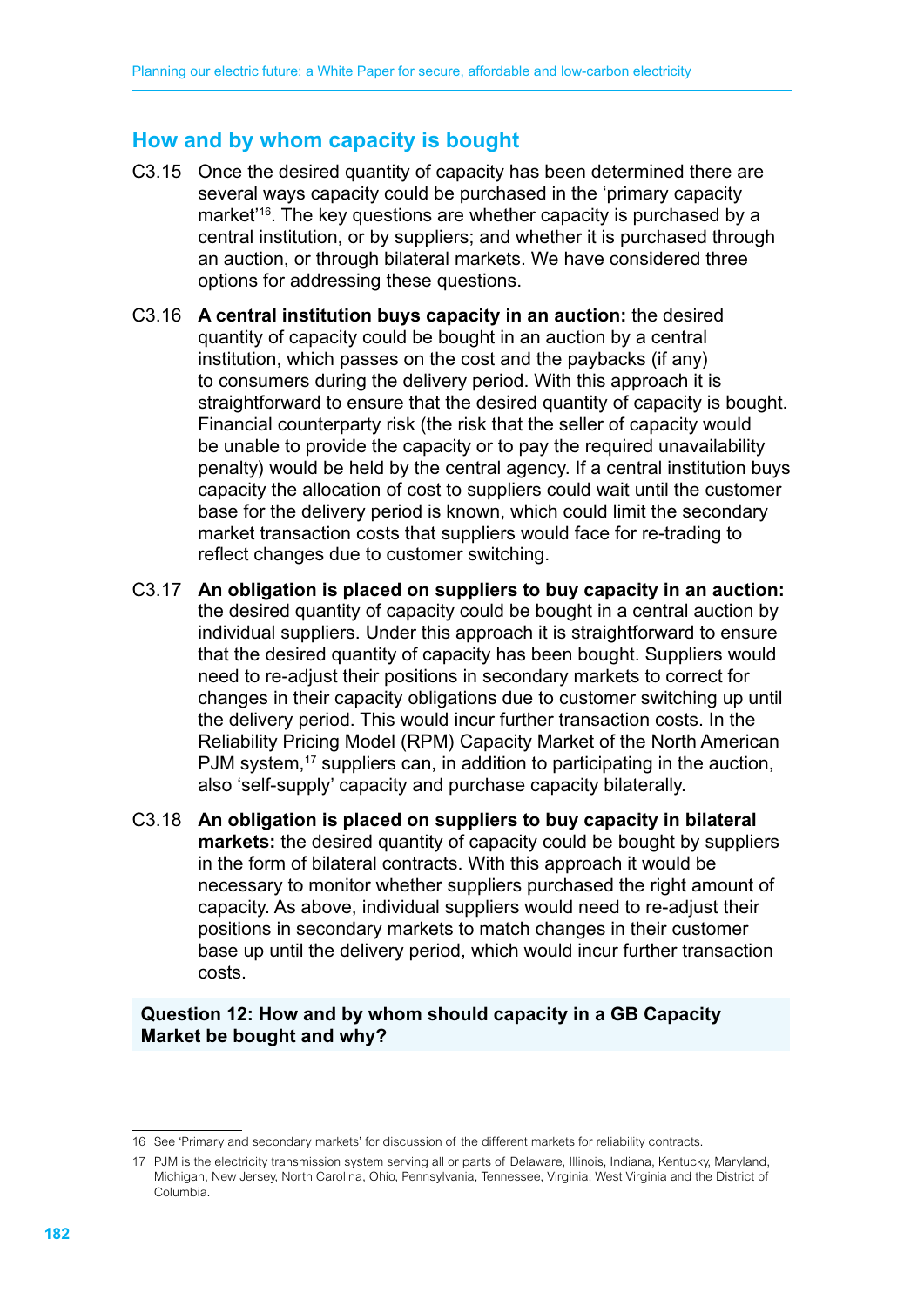## How and by whom capacity is bought

C3.15 Once the desired quantity of capacity has been determined there are several ways capacity could be purchased in the 'primary capacity market'[16]. The key questions are whether capacity is purchased by a central institution, or by suppliers; and whether it is purchased through an auction, or through bilateral markets. We have considered three options for addressing these questions.

C3.16 **A central institution buys capacity in an auction:** the desired quantity of capacity could be bought in an auction by a central institution, which passes on the cost and the paybacks (if any) to consumers during the delivery period. With this approach it is straightforward to ensure that the desired quantity of capacity is bought. Financial counterparty risk (the risk that the seller of capacity would be unable to provide the capacity or to pay the required unavailability penalty) would be held by the central agency. If a central institution buys capacity the allocation of cost to suppliers could wait until the customer base for the delivery period is known, which could limit the secondary market transaction costs that suppliers would face for re-trading to reflect changes due to customer switching.

C3.17 **An obligation is placed on suppliers to buy capacity in an auction:** the desired quantity of capacity could be bought in a central auction by individual suppliers. Under this approach it is straightforward to ensure that the desired quantity of capacity has been bought. Suppliers would need to re-adjust their positions in secondary markets to correct for changes in their capacity obligations due to customer switching up until the delivery period. This would incur further transaction costs. In the Reliability Pricing Model (RPM) Capacity Market of the North American PJM system,[17] suppliers can, in addition to participating in the auction, also 'self-supply' capacity and purchase capacity bilaterally.

C3.18 **An obligation is placed on suppliers to buy capacity in bilateral markets:** the desired quantity of capacity could be bought by suppliers in the form of bilateral contracts. With this approach it would be necessary to monitor whether suppliers purchased the right amount of capacity. As above, individual suppliers would need to re-adjust their positions in secondary markets to match changes in their customer base up until the delivery period, which would incur further transaction costs.

**Question 12: How and by whom should capacity in a GB Capacity Market be bought and why?**

16 See 'Primary and secondary markets' for discussion of the different markets for reliability contracts.

17 PJM is the electricity transmission system serving all or parts of Delaware, Illinois, Indiana, Kentucky, Maryland, Michigan, New Jersey, North Carolina, Ohio, Pennsylvania, Tennessee, Virginia, West Virginia and the District of Columbia.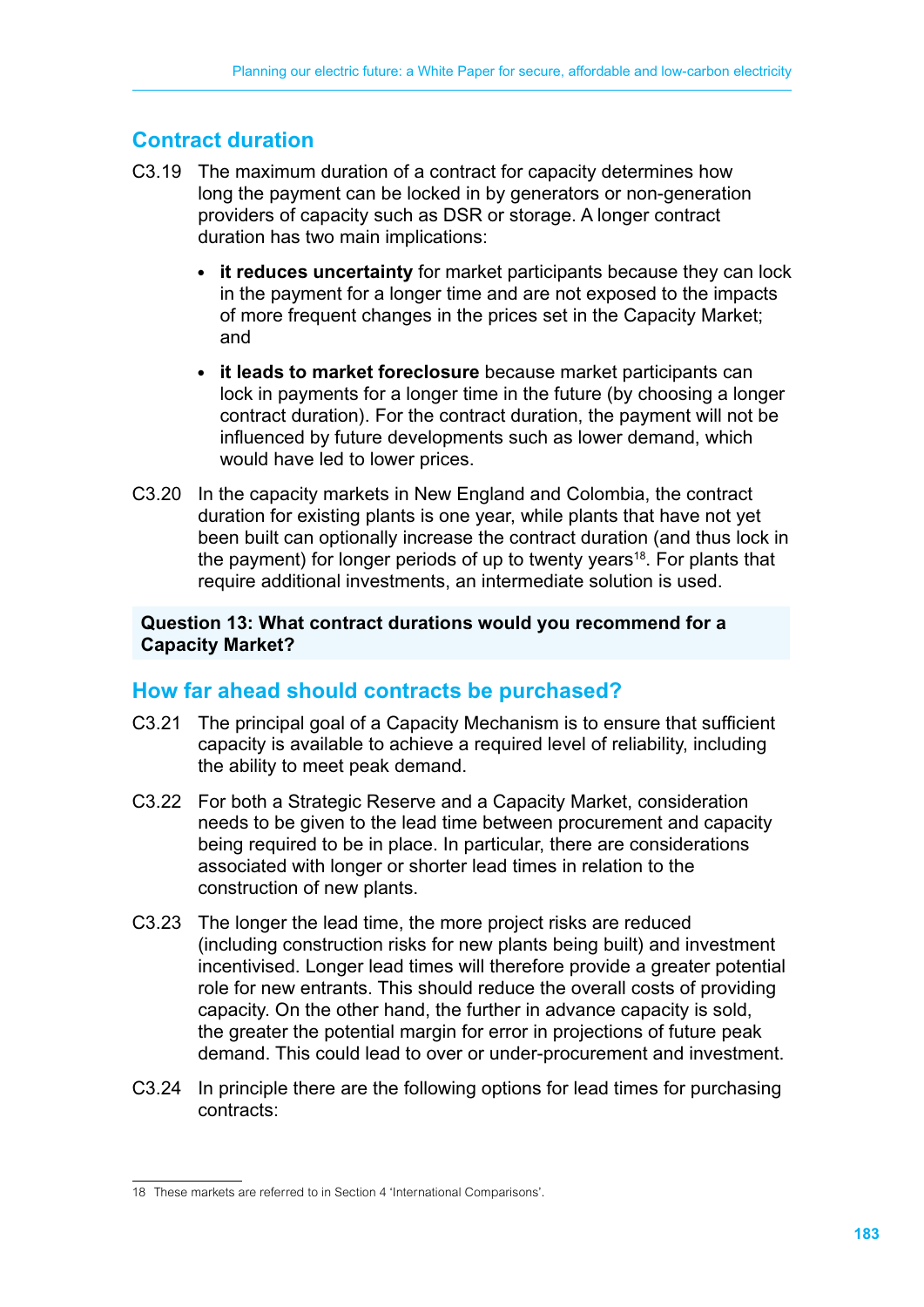## Contract duration

C3.19 The maximum duration of a contract for capacity determines how long the payment can be locked in by generators or non-generation providers of capacity such as DSR or storage. A longer contract duration has two main implications:

- **it reduces uncertainty** for market participants because they can lock in the payment for a longer time and are not exposed to the impacts of more frequent changes in the prices set in the Capacity Market; and
- **it leads to market foreclosure** because market participants can lock in payments for a longer time in the future (by choosing a longer contract duration). For the contract duration, the payment will not be influenced by future developments such as lower demand, which would have led to lower prices.

C3.20 In the capacity markets in New England and Colombia, the contract duration for existing plants is one year, while plants that have not yet been built can optionally increase the contract duration (and thus lock in the payment) for longer periods of up to twenty years[18]. For plants that require additional investments, an intermediate solution is used.

**Question 13: What contract durations would you recommend for a Capacity Market?**

## How far ahead should contracts be purchased?

C3.21 The principal goal of a Capacity Mechanism is to ensure that sufficient capacity is available to achieve a required level of reliability, including the ability to meet peak demand.

C3.22 For both a Strategic Reserve and a Capacity Market, consideration needs to be given to the lead time between procurement and capacity being required to be in place. In particular, there are considerations associated with longer or shorter lead times in relation to the construction of new plants.

C3.23 The longer the lead time, the more project risks are reduced (including construction risks for new plants being built) and investment incentivised. Longer lead times will therefore provide a greater potential role for new entrants. This should reduce the overall costs of providing capacity. On the other hand, the further in advance capacity is sold, the greater the potential margin for error in projections of future peak demand. This could lead to over or under-procurement and investment.

C3.24 In principle there are the following options for lead times for purchasing contracts:

18 These markets are referred to in Section 4 'International Comparisons'.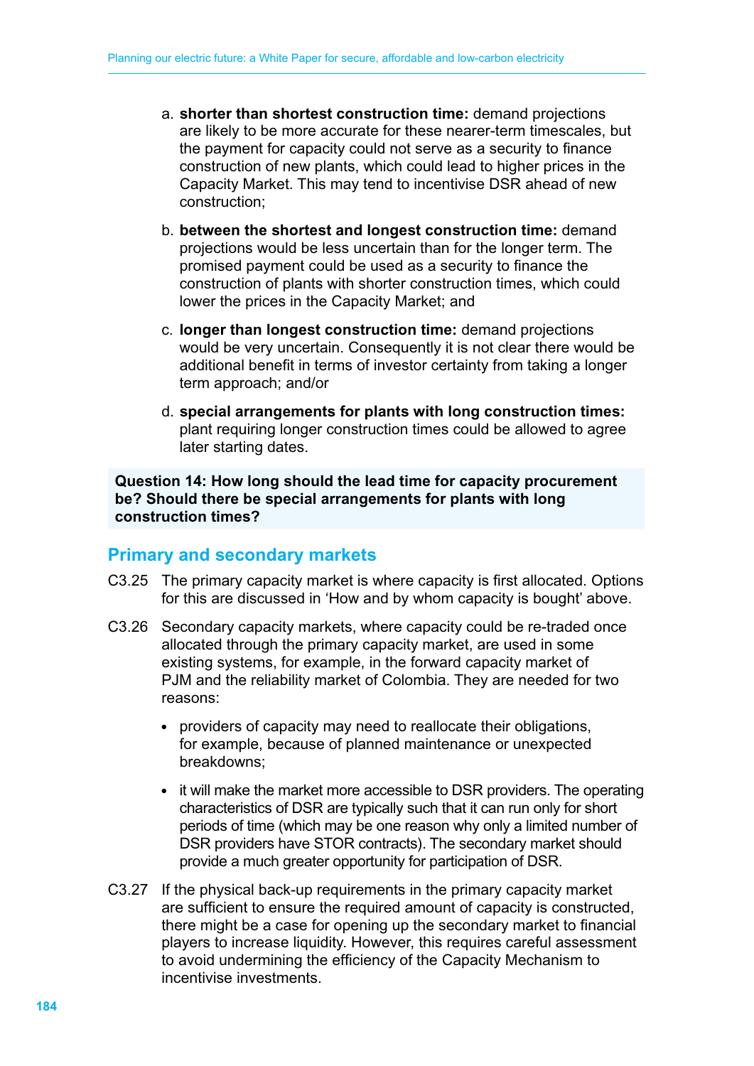a. **shorter than shortest construction time:** demand projections are likely to be more accurate for these nearer-term timescales, but the payment for capacity could not serve as a security to finance construction of new plants, which could lead to higher prices in the Capacity Market. This may tend to incentivise DSR ahead of new construction;

b. **between the shortest and longest construction time:** demand projections would be less uncertain than for the longer term. The promised payment could be used as a security to finance the construction of plants with shorter construction times, which could lower the prices in the Capacity Market; and

c. **longer than longest construction time:** demand projections would be very uncertain. Consequently it is not clear there would be additional benefit in terms of investor certainty from taking a longer term approach; and/or

d. **special arrangements for plants with long construction times:** plant requiring longer construction times could be allowed to agree later starting dates.

**Question 14: How long should the lead time for capacity procurement be? Should there be special arrangements for plants with long construction times?**

## Primary and secondary markets

C3.25 The primary capacity market is where capacity is first allocated. Options for this are discussed in 'How and by whom capacity is bought' above.

C3.26 Secondary capacity markets, where capacity could be re-traded once allocated through the primary capacity market, are used in some existing systems, for example, in the forward capacity market of PJM and the reliability market of Colombia. They are needed for two reasons:

- providers of capacity may need to reallocate their obligations, for example, because of planned maintenance or unexpected breakdowns;
- it will make the market more accessible to DSR providers. The operating characteristics of DSR are typically such that it can run only for short periods of time (which may be one reason why only a limited number of DSR providers have STOR contracts). The secondary market should provide a much greater opportunity for participation of DSR.

C3.27 If the physical back-up requirements in the primary capacity market are sufficient to ensure the required amount of capacity is constructed, there might be a case for opening up the secondary market to financial players to increase liquidity. However, this requires careful assessment to avoid undermining the efficiency of the Capacity Mechanism to incentivise investments.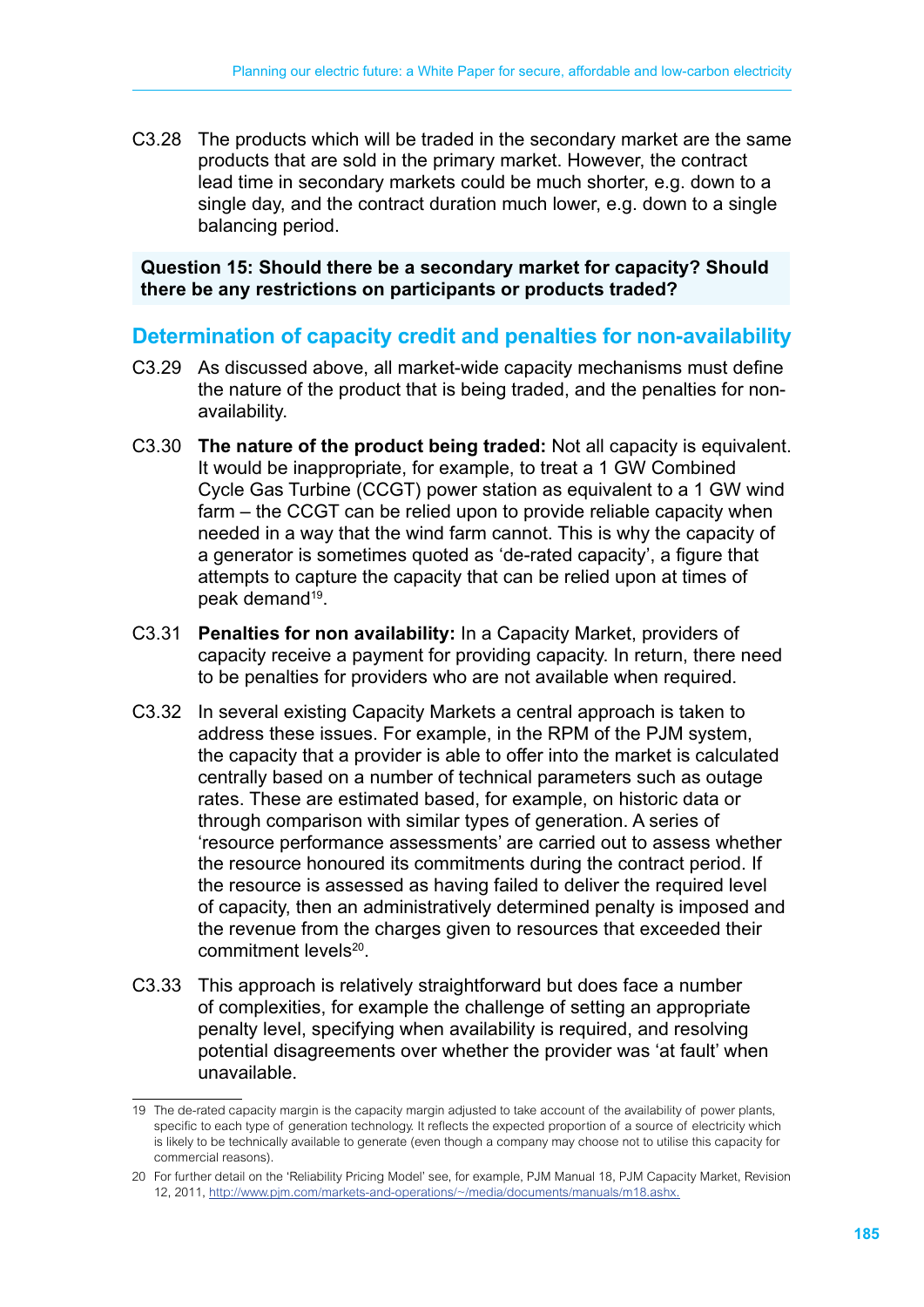C3.28 The products which will be traded in the secondary market are the same products that are sold in the primary market. However, the contract lead time in secondary markets could be much shorter, e.g. down to a single day, and the contract duration much lower, e.g. down to a single balancing period.

**Question 15: Should there be a secondary market for capacity? Should there be any restrictions on participants or products traded?**

## Determination of capacity credit and penalties for non-availability

C3.29 As discussed above, all market-wide capacity mechanisms must define the nature of the product that is being traded, and the penalties for non-availability.

C3.30 **The nature of the product being traded:** Not all capacity is equivalent. It would be inappropriate, for example, to treat a 1 GW Combined Cycle Gas Turbine (CCGT) power station as equivalent to a 1 GW wind farm – the CCGT can be relied upon to provide reliable capacity when needed in a way that the wind farm cannot. This is why the capacity of a generator is sometimes quoted as 'de-rated capacity', a figure that attempts to capture the capacity that can be relied upon at times of peak demand[19].

C3.31 **Penalties for non availability:** In a Capacity Market, providers of capacity receive a payment for providing capacity. In return, there need to be penalties for providers who are not available when required.

C3.32 In several existing Capacity Markets a central approach is taken to address these issues. For example, in the RPM of the PJM system, the capacity that a provider is able to offer into the market is calculated centrally based on a number of technical parameters such as outage rates. These are estimated based, for example, on historic data or through comparison with similar types of generation. A series of 'resource performance assessments' are carried out to assess whether the resource honoured its commitments during the contract period. If the resource is assessed as having failed to deliver the required level of capacity, then an administratively determined penalty is imposed and the revenue from the charges given to resources that exceeded their commitment levels[20].

C3.33 This approach is relatively straightforward but does face a number of complexities, for example the challenge of setting an appropriate penalty level, specifying when availability is required, and resolving potential disagreements over whether the provider was 'at fault' when unavailable.

---

19 The de-rated capacity margin is the capacity margin adjusted to take account of the availability of power plants, specific to each type of generation technology. It reflects the expected proportion of a source of electricity which is likely to be technically available to generate (even though a company may choose not to utilise this capacity for commercial reasons).

20 For further detail on the 'Reliability Pricing Model' see, for example, PJM Manual 18, PJM Capacity Market, Revision 12, 2011, http://www.pjm.com/markets-and-operations/~/media/documents/manuals/m18.ashx.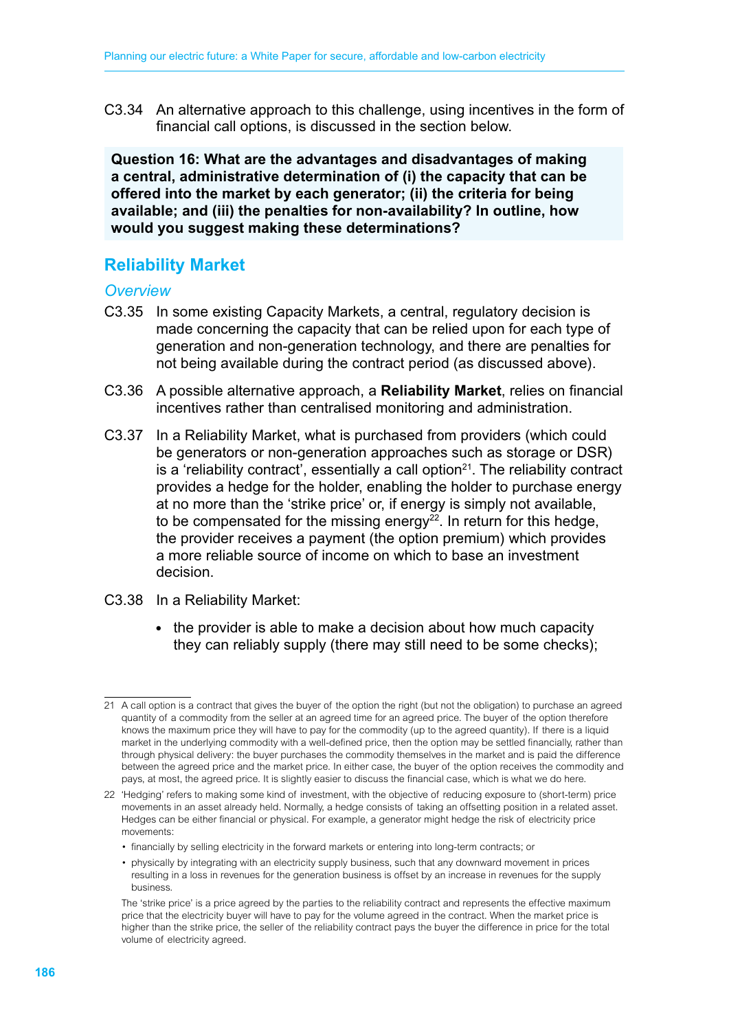C3.34 An alternative approach to this challenge, using incentives in the form of financial call options, is discussed in the section below.

**Question 16: What are the advantages and disadvantages of making a central, administrative determination of (i) the capacity that can be offered into the market by each generator; (ii) the criteria for being available; and (iii) the penalties for non-availability? In outline, how would you suggest making these determinations?**

## Reliability Market

### *Overview*

C3.35 In some existing Capacity Markets, a central, regulatory decision is made concerning the capacity that can be relied upon for each type of generation and non-generation technology, and there are penalties for not being available during the contract period (as discussed above).

C3.36 A possible alternative approach, a **Reliability Market**, relies on financial incentives rather than centralised monitoring and administration.

C3.37 In a Reliability Market, what is purchased from providers (which could be generators or non-generation approaches such as storage or DSR) is a 'reliability contract', essentially a call option[21]. The reliability contract provides a hedge for the holder, enabling the holder to purchase energy at no more than the 'strike price' or, if energy is simply not available, to be compensated for the missing energy[22]. In return for this hedge, the provider receives a payment (the option premium) which provides a more reliable source of income on which to base an investment decision.

C3.38 In a Reliability Market:

- the provider is able to make a decision about how much capacity they can reliably supply (there may still need to be some checks);

---

21 A call option is a contract that gives the buyer of the option the right (but not the obligation) to purchase an agreed quantity of a commodity from the seller at an agreed time for an agreed price. The buyer of the option therefore knows the maximum price they will have to pay for the commodity (up to the agreed quantity). If there is a liquid market in the underlying commodity with a well-defined price, then the option may be settled financially, rather than through physical delivery: the buyer purchases the commodity themselves in the market and is paid the difference between the agreed price and the market price. In either case, the buyer of the option receives the commodity and pays, at most, the agreed price. It is slightly easier to discuss the financial case, which is what we do here.

22 'Hedging' refers to making some kind of investment, with the objective of reducing exposure to (short-term) price movements in an asset already held. Normally, a hedge consists of taking an offsetting position in a related asset. Hedges can be either financial or physical. For example, a generator might hedge the risk of electricity price movements:

- financially by selling electricity in the forward markets or entering into long-term contracts; or
- physically by integrating with an electricity supply business, such that any downward movement in prices resulting in a loss in revenues for the generation business is offset by an increase in revenues for the supply business.

The 'strike price' is a price agreed by the parties to the reliability contract and represents the effective maximum price that the electricity buyer will have to pay for the volume agreed in the contract. When the market price is higher than the strike price, the seller of the reliability contract pays the buyer the difference in price for the total volume of electricity agreed.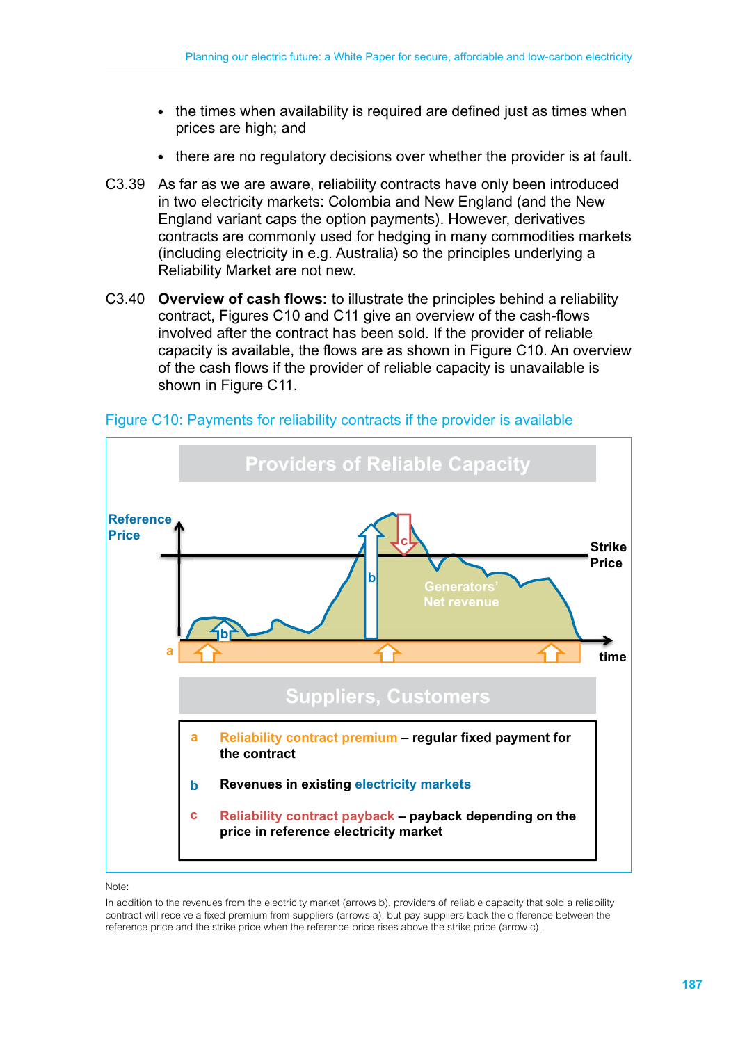- the times when availability is required are defined just as times when prices are high; and
- there are no regulatory decisions over whether the provider is at fault.

C3.39 As far as we are aware, reliability contracts have only been introduced in two electricity markets: Colombia and New England (and the New England variant caps the option payments). However, derivatives contracts are commonly used for hedging in many commodities markets (including electricity in e.g. Australia) so the principles underlying a Reliability Market are not new.

C3.40 **Overview of cash flows:** to illustrate the principles behind a reliability contract, Figures C10 and C11 give an overview of the cash-flows involved after the contract has been sold. If the provider of reliable capacity is available, the flows are as shown in Figure C10. An overview of the cash flows if the provider of reliable capacity is unavailable is shown in Figure C11.

Figure C10: Payments for reliability contracts if the provider is available

**Providers of Reliable Capacity**

Reference Price

Strike Price

Generators' Net revenue

time

**Suppliers, Customers**

a **Reliability contract premium** – regular fixed payment for the contract

b **Revenues in existing electricity markets**

c **Reliability contract payback** – payback depending on the price in reference electricity market

Note:

In addition to the revenues from the electricity market (arrows b), providers of reliable capacity that sold a reliability contract will receive a fixed premium from suppliers (arrows a), but pay suppliers back the difference between the reference price and the strike price when the reference price rises above the strike price (arrow c).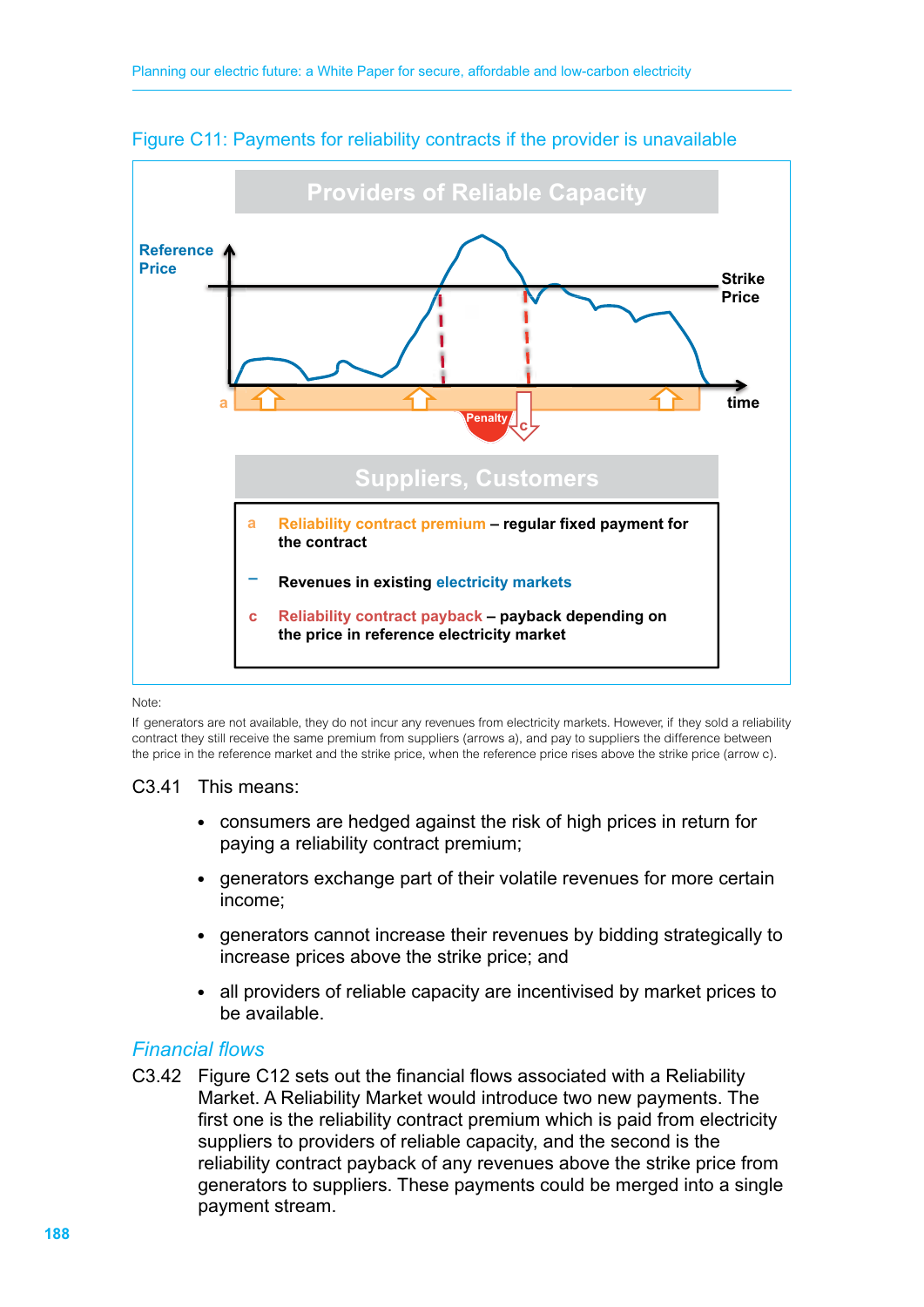Figure C11: Payments for reliability contracts if the provider is unavailable

Providers of Reliable Capacity

Reference Price

Strike Price

time

a

Penalty

c

Suppliers, Customers

a **Reliability contract premium – regular fixed payment for the contract**

– **Revenues in existing electricity markets**

c **Reliability contract payback – payback depending on the price in reference electricity market**

Note:

If generators are not available, they do not incur any revenues from electricity markets. However, if they sold a reliability contract they still receive the same premium from suppliers (arrows a), and pay to suppliers the difference between the price in the reference market and the strike price, when the reference price rises above the strike price (arrow c).

C3.41 This means:

- consumers are hedged against the risk of high prices in return for paying a reliability contract premium;
- generators exchange part of their volatile revenues for more certain income;
- generators cannot increase their revenues by bidding strategically to increase prices above the strike price; and
- all providers of reliable capacity are incentivised by market prices to be available.

### *Financial flows*

C3.42 Figure C12 sets out the financial flows associated with a Reliability Market. A Reliability Market would introduce two new payments. The first one is the reliability contract premium which is paid from electricity suppliers to providers of reliable capacity, and the second is the reliability contract payback of any revenues above the strike price from generators to suppliers. These payments could be merged into a single payment stream.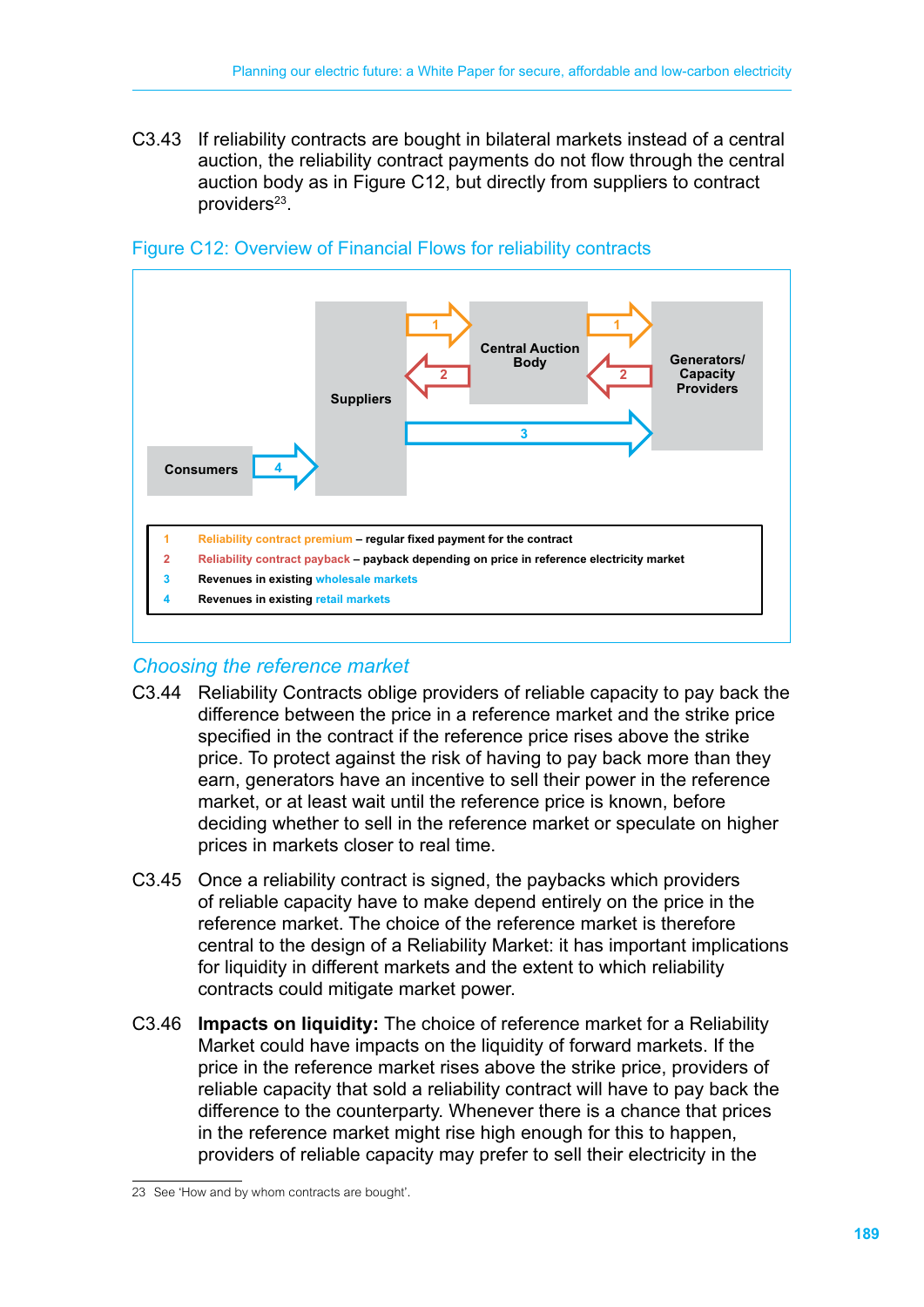C3.43 If reliability contracts are bought in bilateral markets instead of a central auction, the reliability contract payments do not flow through the central auction body as in Figure C12, but directly from suppliers to contract providers[23].

Figure C12: Overview of Financial Flows for reliability contracts

| | |
|---|---|
| 1 | **Reliability contract premium** – regular fixed payment for the contract |
| 2 | **Reliability contract payback** – payback depending on price in reference electricity market |
| 3 | **Revenues in existing wholesale markets** |
| 4 | **Revenues in existing retail markets** |

## *Choosing the reference market*

C3.44 Reliability Contracts oblige providers of reliable capacity to pay back the difference between the price in a reference market and the strike price specified in the contract if the reference price rises above the strike price. To protect against the risk of having to pay back more than they earn, generators have an incentive to sell their power in the reference market, or at least wait until the reference price is known, before deciding whether to sell in the reference market or speculate on higher prices in markets closer to real time.

C3.45 Once a reliability contract is signed, the paybacks which providers of reliable capacity have to make depend entirely on the price in the reference market. The choice of the reference market is therefore central to the design of a Reliability Market: it has important implications for liquidity in different markets and the extent to which reliability contracts could mitigate market power.

C3.46 **Impacts on liquidity:** The choice of reference market for a Reliability Market could have impacts on the liquidity of forward markets. If the price in the reference market rises above the strike price, providers of reliable capacity that sold a reliability contract will have to pay back the difference to the counterparty. Whenever there is a chance that prices in the reference market might rise high enough for this to happen, providers of reliable capacity may prefer to sell their electricity in the

23 See 'How and by whom contracts are bought'.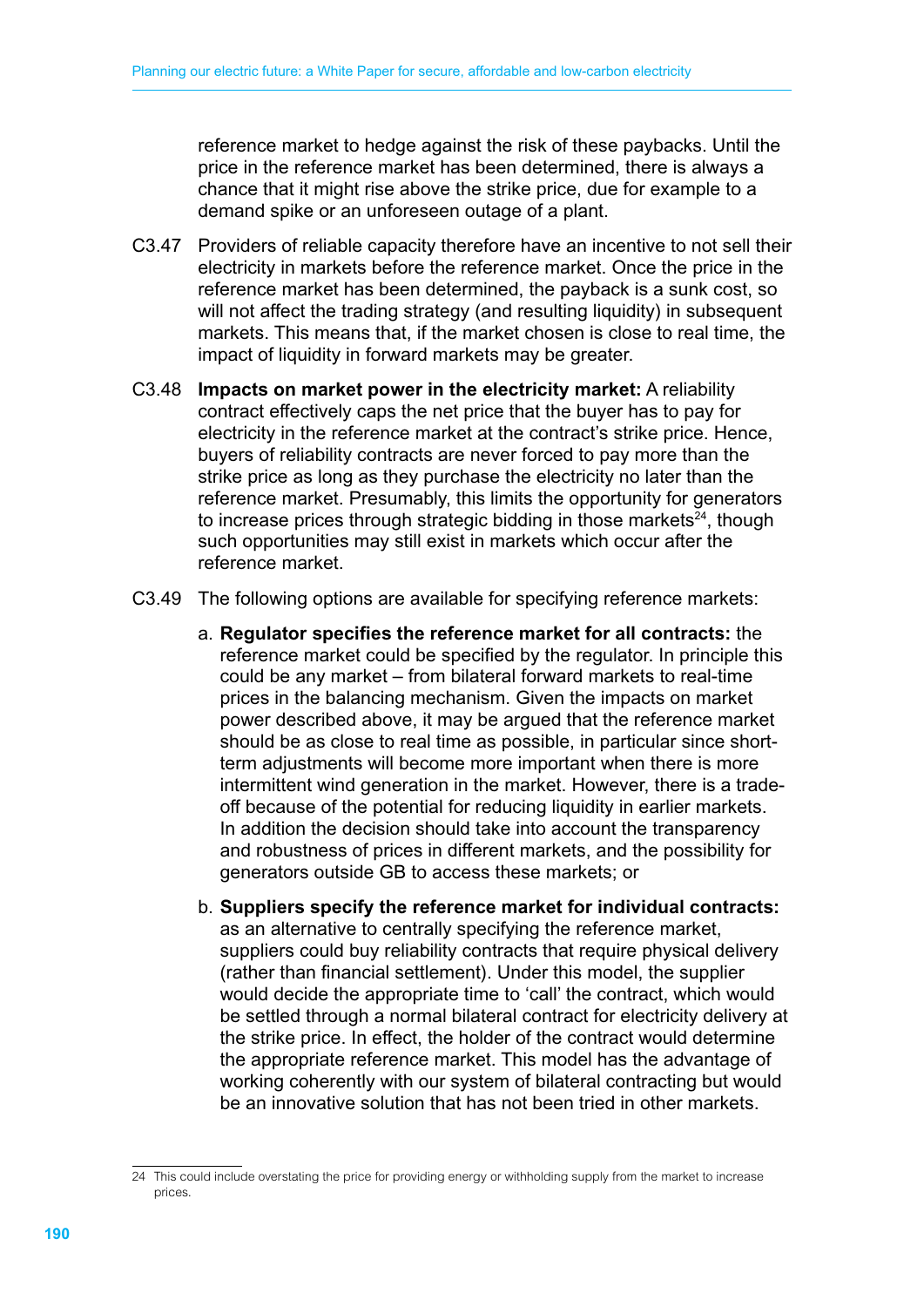reference market to hedge against the risk of these paybacks. Until the price in the reference market has been determined, there is always a chance that it might rise above the strike price, due for example to a demand spike or an unforeseen outage of a plant.

C3.47 Providers of reliable capacity therefore have an incentive to not sell their electricity in markets before the reference market. Once the price in the reference market has been determined, the payback is a sunk cost, so will not affect the trading strategy (and resulting liquidity) in subsequent markets. This means that, if the market chosen is close to real time, the impact of liquidity in forward markets may be greater.

C3.48 **Impacts on market power in the electricity market:** A reliability contract effectively caps the net price that the buyer has to pay for electricity in the reference market at the contract's strike price. Hence, buyers of reliability contracts are never forced to pay more than the strike price as long as they purchase the electricity no later than the reference market. Presumably, this limits the opportunity for generators to increase prices through strategic bidding in those markets[24], though such opportunities may still exist in markets which occur after the reference market.

C3.49 The following options are available for specifying reference markets:

a. **Regulator specifies the reference market for all contracts:** the reference market could be specified by the regulator. In principle this could be any market – from bilateral forward markets to real-time prices in the balancing mechanism. Given the impacts on market power described above, it may be argued that the reference market should be as close to real time as possible, in particular since short-term adjustments will become more important when there is more intermittent wind generation in the market. However, there is a trade-off because of the potential for reducing liquidity in earlier markets. In addition the decision should take into account the transparency and robustness of prices in different markets, and the possibility for generators outside GB to access these markets; or

b. **Suppliers specify the reference market for individual contracts:** as an alternative to centrally specifying the reference market, suppliers could buy reliability contracts that require physical delivery (rather than financial settlement). Under this model, the supplier would decide the appropriate time to 'call' the contract, which would be settled through a normal bilateral contract for electricity delivery at the strike price. In effect, the holder of the contract would determine the appropriate reference market. This model has the advantage of working coherently with our system of bilateral contracting but would be an innovative solution that has not been tried in other markets.

---

24 This could include overstating the price for providing energy or withholding supply from the market to increase prices.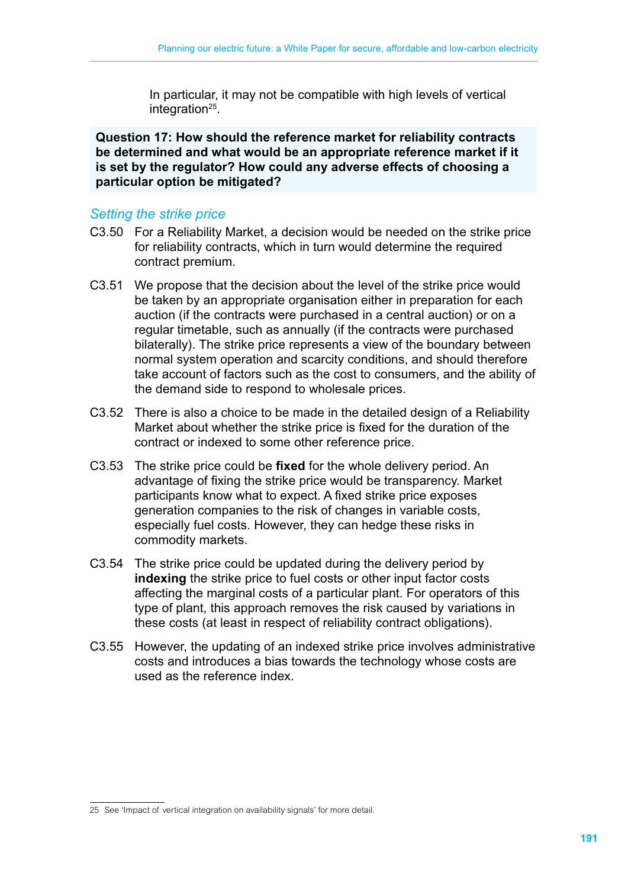In particular, it may not be compatible with high levels of vertical integration[25].

**Question 17: How should the reference market for reliability contracts be determined and what would be an appropriate reference market if it is set by the regulator? How could any adverse effects of choosing a particular option be mitigated?**

### *Setting the strike price*

C3.50 For a Reliability Market, a decision would be needed on the strike price for reliability contracts, which in turn would determine the required contract premium.

C3.51 We propose that the decision about the level of the strike price would be taken by an appropriate organisation either in preparation for each auction (if the contracts were purchased in a central auction) or on a regular timetable, such as annually (if the contracts were purchased bilaterally). The strike price represents a view of the boundary between normal system operation and scarcity conditions, and should therefore take account of factors such as the cost to consumers, and the ability of the demand side to respond to wholesale prices.

C3.52 There is also a choice to be made in the detailed design of a Reliability Market about whether the strike price is fixed for the duration of the contract or indexed to some other reference price.

C3.53 The strike price could be **fixed** for the whole delivery period. An advantage of fixing the strike price would be transparency. Market participants know what to expect. A fixed strike price exposes generation companies to the risk of changes in variable costs, especially fuel costs. However, they can hedge these risks in commodity markets.

C3.54 The strike price could be updated during the delivery period by **indexing** the strike price to fuel costs or other input factor costs affecting the marginal costs of a particular plant. For operators of this type of plant, this approach removes the risk caused by variations in these costs (at least in respect of reliability contract obligations).

C3.55 However, the updating of an indexed strike price involves administrative costs and introduces a bias towards the technology whose costs are used as the reference index.

---

25 See 'Impact of vertical integration on availability signals' for more detail.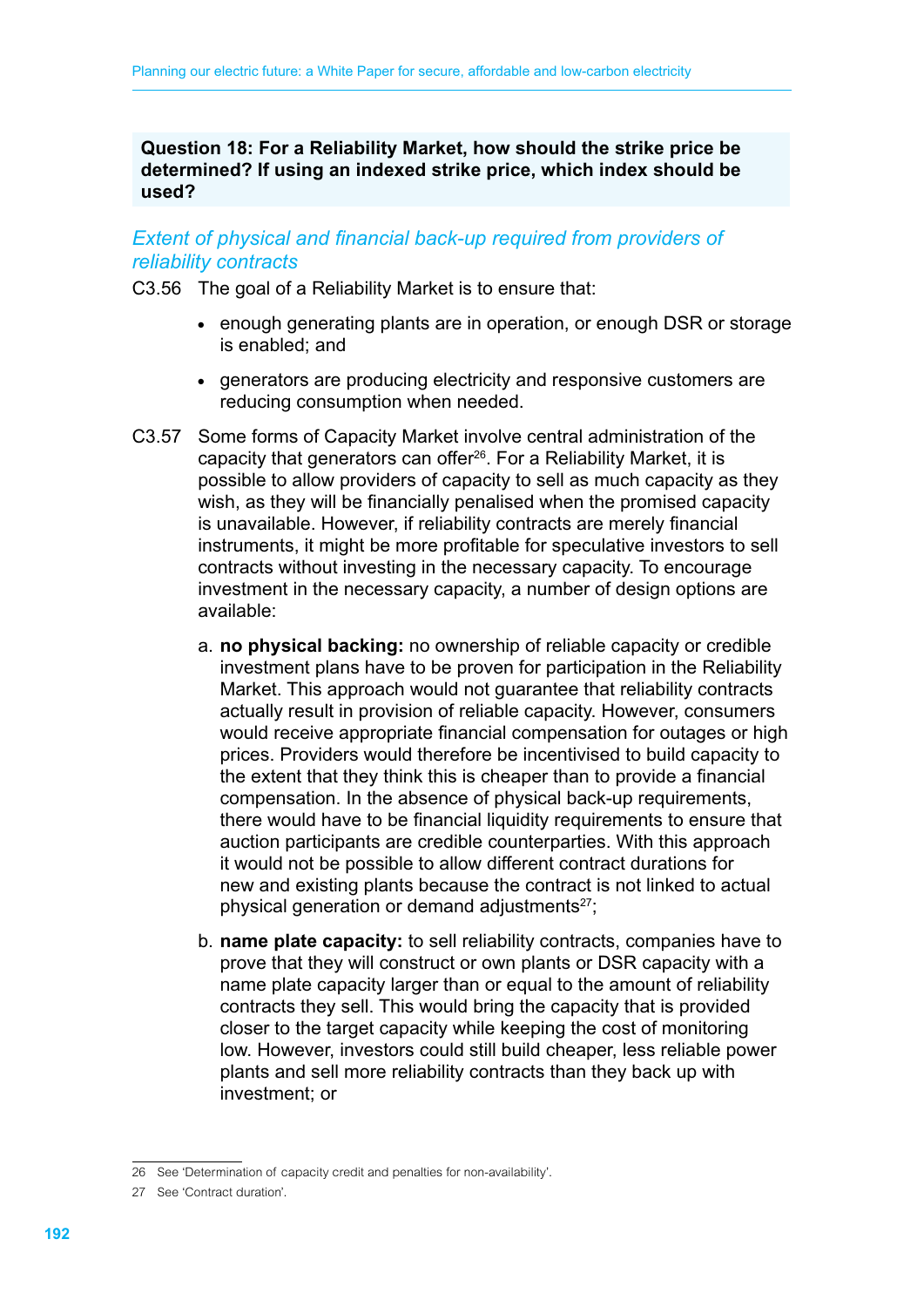**Question 18: For a Reliability Market, how should the strike price be determined? If using an indexed strike price, which index should be used?**

### *Extent of physical and financial back-up required from providers of reliability contracts*

C3.56 The goal of a Reliability Market is to ensure that:

- enough generating plants are in operation, or enough DSR or storage is enabled; and
- generators are producing electricity and responsive customers are reducing consumption when needed.

C3.57 Some forms of Capacity Market involve central administration of the capacity that generators can offer[26]. For a Reliability Market, it is possible to allow providers of capacity to sell as much capacity as they wish, as they will be financially penalised when the promised capacity is unavailable. However, if reliability contracts are merely financial instruments, it might be more profitable for speculative investors to sell contracts without investing in the necessary capacity. To encourage investment in the necessary capacity, a number of design options are available:

a. **no physical backing:** no ownership of reliable capacity or credible investment plans have to be proven for participation in the Reliability Market. This approach would not guarantee that reliability contracts actually result in provision of reliable capacity. However, consumers would receive appropriate financial compensation for outages or high prices. Providers would therefore be incentivised to build capacity to the extent that they think this is cheaper than to provide a financial compensation. In the absence of physical back-up requirements, there would have to be financial liquidity requirements to ensure that auction participants are credible counterparties. With this approach it would not be possible to allow different contract durations for new and existing plants because the contract is not linked to actual physical generation or demand adjustments[27];

b. **name plate capacity:** to sell reliability contracts, companies have to prove that they will construct or own plants or DSR capacity with a name plate capacity larger than or equal to the amount of reliability contracts they sell. This would bring the capacity that is provided closer to the target capacity while keeping the cost of monitoring low. However, investors could still build cheaper, less reliable power plants and sell more reliability contracts than they back up with investment; or

---

26 See 'Determination of capacity credit and penalties for non-availability'.

27 See 'Contract duration'.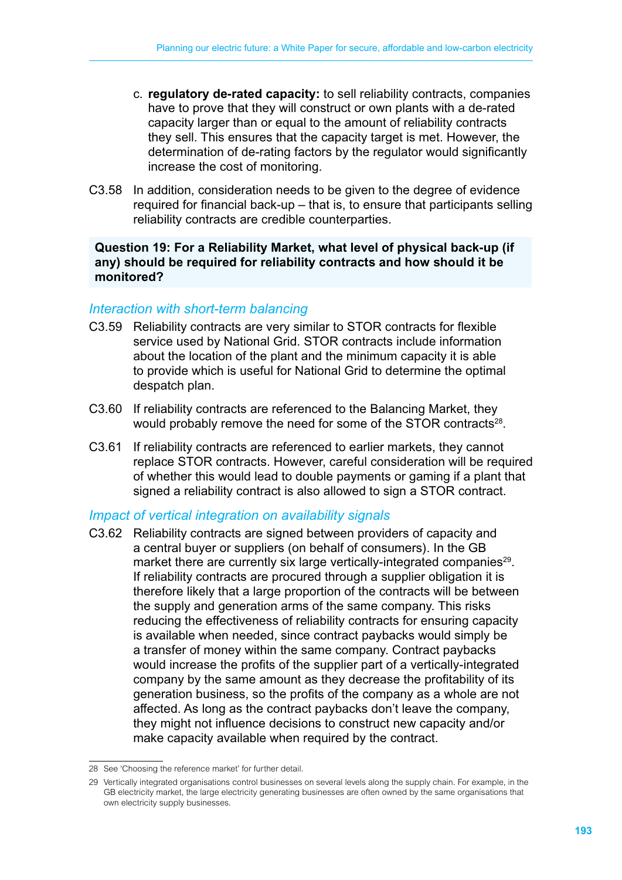c. **regulatory de-rated capacity:** to sell reliability contracts, companies have to prove that they will construct or own plants with a de-rated capacity larger than or equal to the amount of reliability contracts they sell. This ensures that the capacity target is met. However, the determination of de-rating factors by the regulator would significantly increase the cost of monitoring.

C3.58 In addition, consideration needs to be given to the degree of evidence required for financial back-up – that is, to ensure that participants selling reliability contracts are credible counterparties.

**Question 19: For a Reliability Market, what level of physical back-up (if any) should be required for reliability contracts and how should it be monitored?**

### *Interaction with short-term balancing*

C3.59 Reliability contracts are very similar to STOR contracts for flexible service used by National Grid. STOR contracts include information about the location of the plant and the minimum capacity it is able to provide which is useful for National Grid to determine the optimal despatch plan.

C3.60 If reliability contracts are referenced to the Balancing Market, they would probably remove the need for some of the STOR contracts[28].

C3.61 If reliability contracts are referenced to earlier markets, they cannot replace STOR contracts. However, careful consideration will be required of whether this would lead to double payments or gaming if a plant that signed a reliability contract is also allowed to sign a STOR contract.

### *Impact of vertical integration on availability signals*

C3.62 Reliability contracts are signed between providers of capacity and a central buyer or suppliers (on behalf of consumers). In the GB market there are currently six large vertically-integrated companies[29]. If reliability contracts are procured through a supplier obligation it is therefore likely that a large proportion of the contracts will be between the supply and generation arms of the same company. This risks reducing the effectiveness of reliability contracts for ensuring capacity is available when needed, since contract paybacks would simply be a transfer of money within the same company. Contract paybacks would increase the profits of the supplier part of a vertically-integrated company by the same amount as they decrease the profitability of its generation business, so the profits of the company as a whole are not affected. As long as the contract paybacks don't leave the company, they might not influence decisions to construct new capacity and/or make capacity available when required by the contract.

---

28 See 'Choosing the reference market' for further detail.

29 Vertically integrated organisations control businesses on several levels along the supply chain. For example, in the GB electricity market, the large electricity generating businesses are often owned by the same organisations that own electricity supply businesses.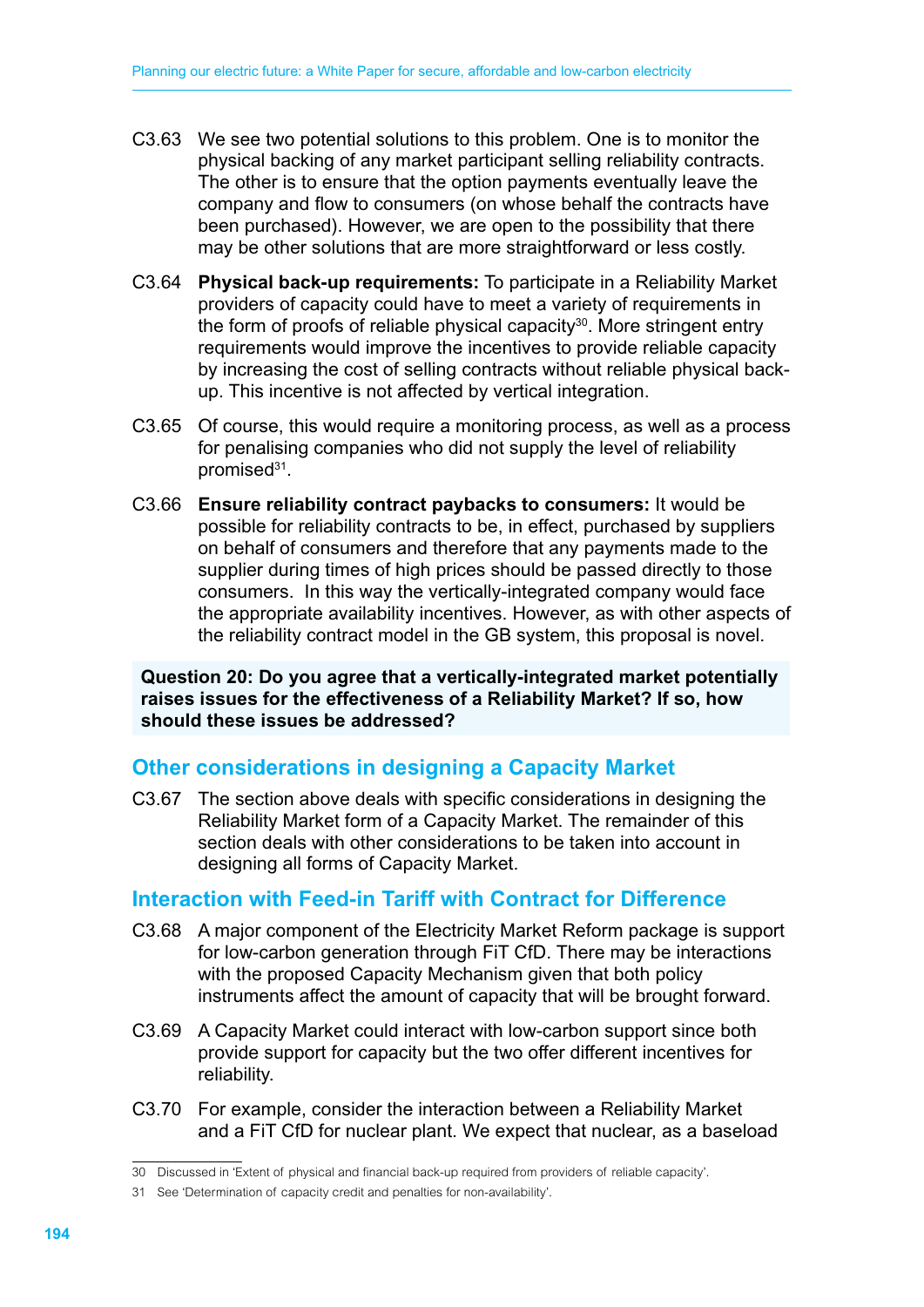C3.63 We see two potential solutions to this problem. One is to monitor the physical backing of any market participant selling reliability contracts. The other is to ensure that the option payments eventually leave the company and flow to consumers (on whose behalf the contracts have been purchased). However, we are open to the possibility that there may be other solutions that are more straightforward or less costly.

C3.64 **Physical back-up requirements:** To participate in a Reliability Market providers of capacity could have to meet a variety of requirements in the form of proofs of reliable physical capacity[30]. More stringent entry requirements would improve the incentives to provide reliable capacity by increasing the cost of selling contracts without reliable physical back-up. This incentive is not affected by vertical integration.

C3.65 Of course, this would require a monitoring process, as well as a process for penalising companies who did not supply the level of reliability promised[31].

C3.66 **Ensure reliability contract paybacks to consumers:** It would be possible for reliability contracts to be, in effect, purchased by suppliers on behalf of consumers and therefore that any payments made to the supplier during times of high prices should be passed directly to those consumers. In this way the vertically-integrated company would face the appropriate availability incentives. However, as with other aspects of the reliability contract model in the GB system, this proposal is novel.

**Question 20: Do you agree that a vertically-integrated market potentially raises issues for the effectiveness of a Reliability Market? If so, how should these issues be addressed?**

## Other considerations in designing a Capacity Market

C3.67 The section above deals with specific considerations in designing the Reliability Market form of a Capacity Market. The remainder of this section deals with other considerations to be taken into account in designing all forms of Capacity Market.

## Interaction with Feed-in Tariff with Contract for Difference

C3.68 A major component of the Electricity Market Reform package is support for low-carbon generation through FiT CfD. There may be interactions with the proposed Capacity Mechanism given that both policy instruments affect the amount of capacity that will be brought forward.

C3.69 A Capacity Market could interact with low-carbon support since both provide support for capacity but the two offer different incentives for reliability.

C3.70 For example, consider the interaction between a Reliability Market and a FiT CfD for nuclear plant. We expect that nuclear, as a baseload

30 Discussed in 'Extent of physical and financial back-up required from providers of reliable capacity'.

31 See 'Determination of capacity credit and penalties for non-availability'.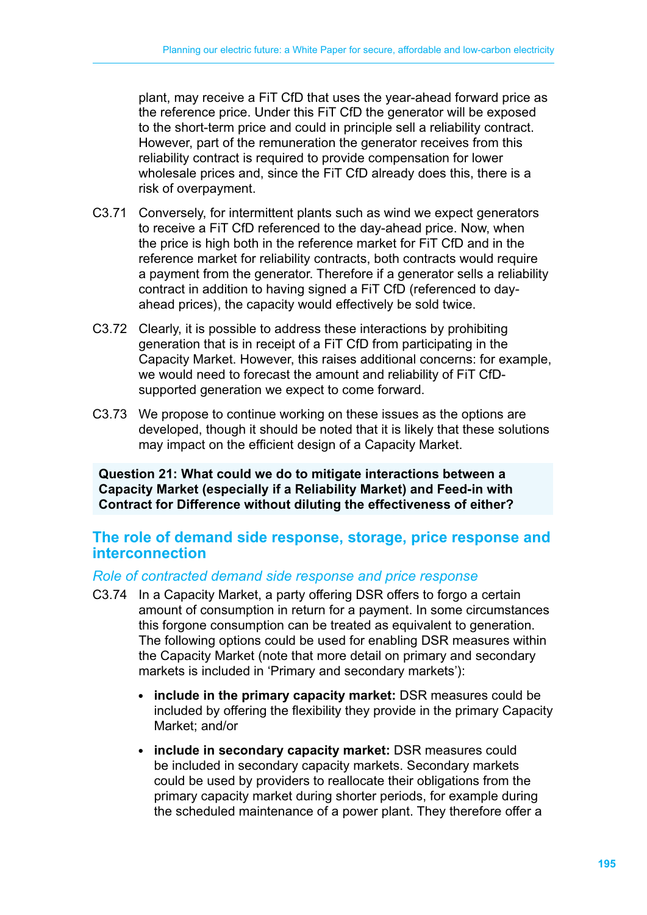plant, may receive a FiT CfD that uses the year-ahead forward price as the reference price. Under this FiT CfD the generator will be exposed to the short-term price and could in principle sell a reliability contract. However, part of the remuneration the generator receives from this reliability contract is required to provide compensation for lower wholesale prices and, since the FiT CfD already does this, there is a risk of overpayment.

C3.71 Conversely, for intermittent plants such as wind we expect generators to receive a FiT CfD referenced to the day-ahead price. Now, when the price is high both in the reference market for FiT CfD and in the reference market for reliability contracts, both contracts would require a payment from the generator. Therefore if a generator sells a reliability contract in addition to having signed a FiT CfD (referenced to day-ahead prices), the capacity would effectively be sold twice.

C3.72 Clearly, it is possible to address these interactions by prohibiting generation that is in receipt of a FiT CfD from participating in the Capacity Market. However, this raises additional concerns: for example, we would need to forecast the amount and reliability of FiT CfD-supported generation we expect to come forward.

C3.73 We propose to continue working on these issues as the options are developed, though it should be noted that it is likely that these solutions may impact on the efficient design of a Capacity Market.

**Question 21: What could we do to mitigate interactions between a Capacity Market (especially if a Reliability Market) and Feed-in with Contract for Difference without diluting the effectiveness of either?**

## The role of demand side response, storage, price response and interconnection

### *Role of contracted demand side response and price response*

C3.74 In a Capacity Market, a party offering DSR offers to forgo a certain amount of consumption in return for a payment. In some circumstances this forgone consumption can be treated as equivalent to generation. The following options could be used for enabling DSR measures within the Capacity Market (note that more detail on primary and secondary markets is included in 'Primary and secondary markets'):

- **include in the primary capacity market:** DSR measures could be included by offering the flexibility they provide in the primary Capacity Market; and/or
- **include in secondary capacity market:** DSR measures could be included in secondary capacity markets. Secondary markets could be used by providers to reallocate their obligations from the primary capacity market during shorter periods, for example during the scheduled maintenance of a power plant. They therefore offer a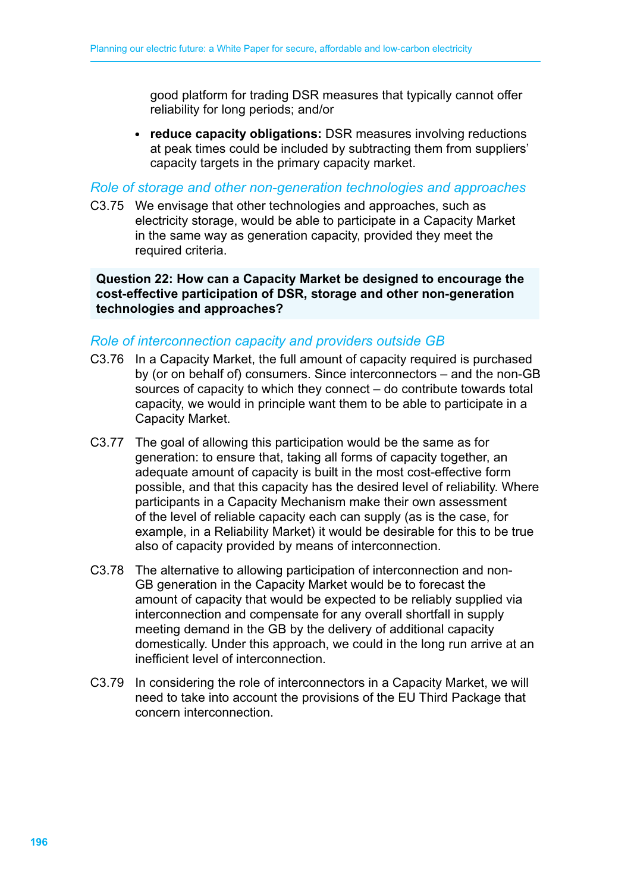good platform for trading DSR measures that typically cannot offer reliability for long periods; and/or

- **reduce capacity obligations:** DSR measures involving reductions at peak times could be included by subtracting them from suppliers' capacity targets in the primary capacity market.

### *Role of storage and other non-generation technologies and approaches*

C3.75 We envisage that other technologies and approaches, such as electricity storage, would be able to participate in a Capacity Market in the same way as generation capacity, provided they meet the required criteria.

**Question 22: How can a Capacity Market be designed to encourage the cost-effective participation of DSR, storage and other non-generation technologies and approaches?**

### *Role of interconnection capacity and providers outside GB*

C3.76 In a Capacity Market, the full amount of capacity required is purchased by (or on behalf of) consumers. Since interconnectors – and the non-GB sources of capacity to which they connect – do contribute towards total capacity, we would in principle want them to be able to participate in a Capacity Market.

C3.77 The goal of allowing this participation would be the same as for generation: to ensure that, taking all forms of capacity together, an adequate amount of capacity is built in the most cost-effective form possible, and that this capacity has the desired level of reliability. Where participants in a Capacity Mechanism make their own assessment of the level of reliable capacity each can supply (as is the case, for example, in a Reliability Market) it would be desirable for this to be true also of capacity provided by means of interconnection.

C3.78 The alternative to allowing participation of interconnection and non-GB generation in the Capacity Market would be to forecast the amount of capacity that would be expected to be reliably supplied via interconnection and compensate for any overall shortfall in supply meeting demand in the GB by the delivery of additional capacity domestically. Under this approach, we could in the long run arrive at an inefficient level of interconnection.

C3.79 In considering the role of interconnectors in a Capacity Market, we will need to take into account the provisions of the EU Third Package that concern interconnection.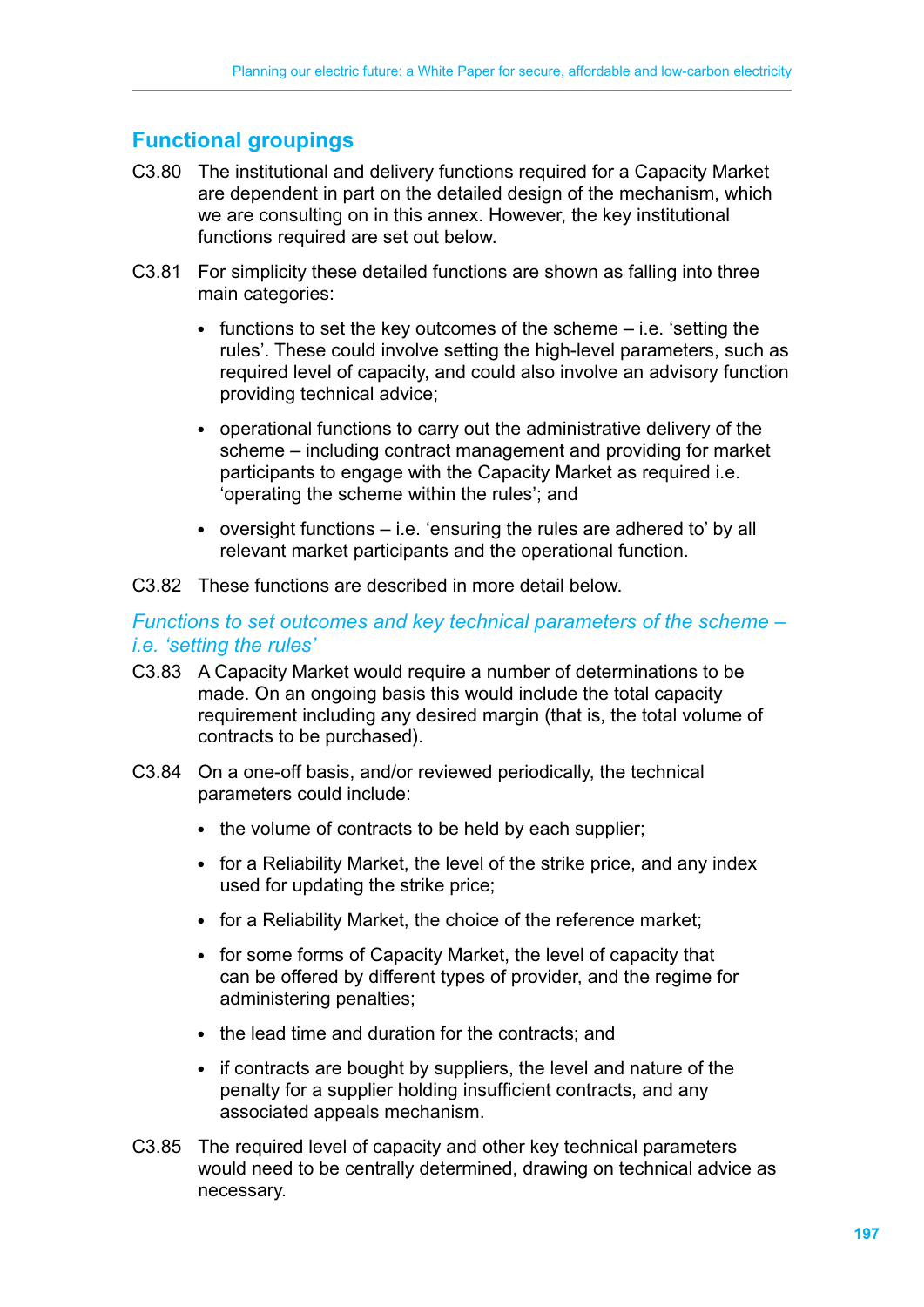## Functional groupings

C3.80 The institutional and delivery functions required for a Capacity Market are dependent in part on the detailed design of the mechanism, which we are consulting on in this annex. However, the key institutional functions required are set out below.

C3.81 For simplicity these detailed functions are shown as falling into three main categories:

- functions to set the key outcomes of the scheme – i.e. 'setting the rules'. These could involve setting the high-level parameters, such as required level of capacity, and could also involve an advisory function providing technical advice;
- operational functions to carry out the administrative delivery of the scheme – including contract management and providing for market participants to engage with the Capacity Market as required i.e. 'operating the scheme within the rules'; and
- oversight functions – i.e. 'ensuring the rules are adhered to' by all relevant market participants and the operational function.

C3.82 These functions are described in more detail below.

### *Functions to set outcomes and key technical parameters of the scheme – i.e. 'setting the rules'*

C3.83 A Capacity Market would require a number of determinations to be made. On an ongoing basis this would include the total capacity requirement including any desired margin (that is, the total volume of contracts to be purchased).

C3.84 On a one-off basis, and/or reviewed periodically, the technical parameters could include:

- the volume of contracts to be held by each supplier;
- for a Reliability Market, the level of the strike price, and any index used for updating the strike price;
- for a Reliability Market, the choice of the reference market;
- for some forms of Capacity Market, the level of capacity that can be offered by different types of provider, and the regime for administering penalties;
- the lead time and duration for the contracts; and
- if contracts are bought by suppliers, the level and nature of the penalty for a supplier holding insufficient contracts, and any associated appeals mechanism.

C3.85 The required level of capacity and other key technical parameters would need to be centrally determined, drawing on technical advice as necessary.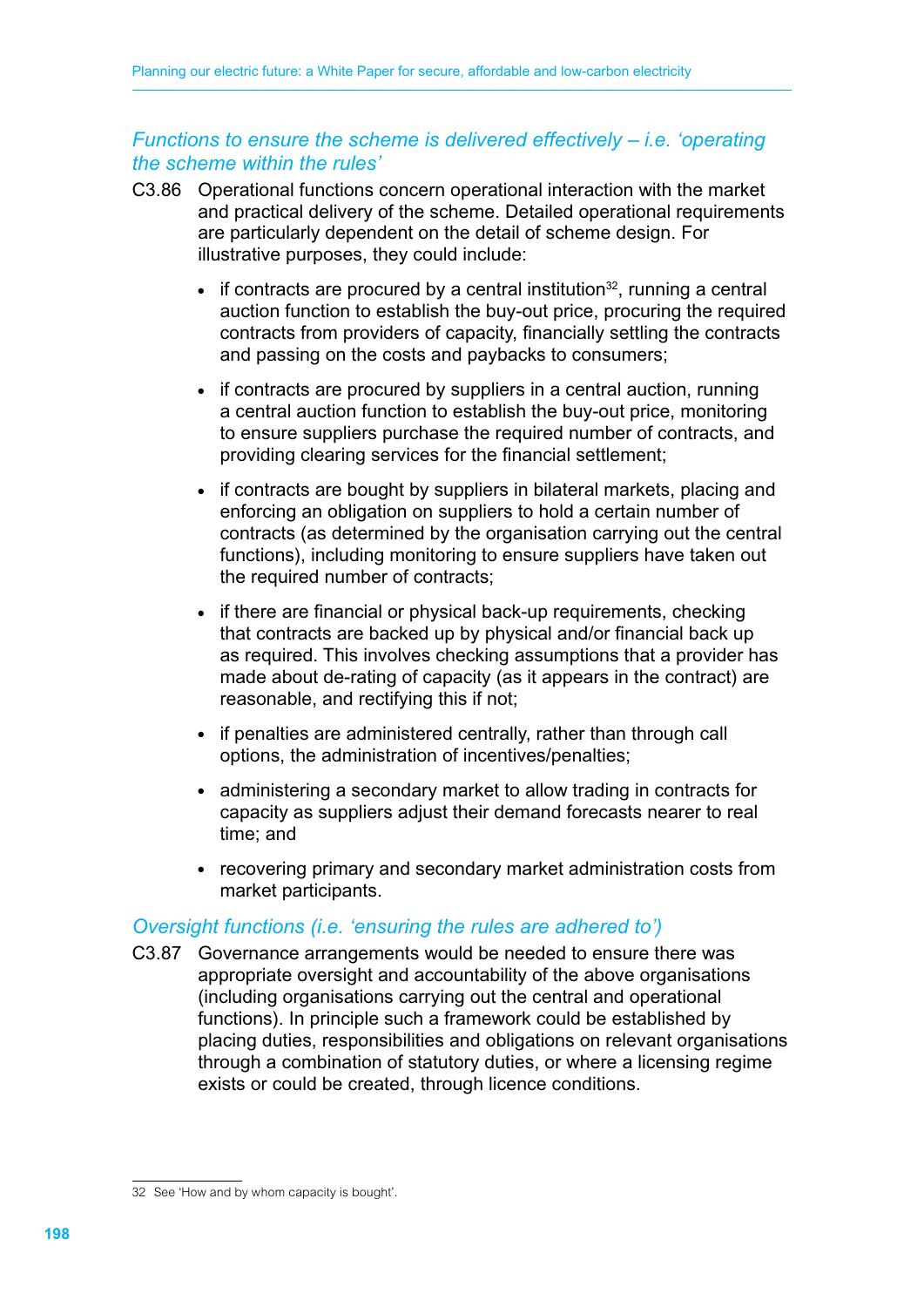### *Functions to ensure the scheme is delivered effectively – i.e. 'operating the scheme within the rules'*

C3.86 Operational functions concern operational interaction with the market and practical delivery of the scheme. Detailed operational requirements are particularly dependent on the detail of scheme design. For illustrative purposes, they could include:

- if contracts are procured by a central institution[32], running a central auction function to establish the buy-out price, procuring the required contracts from providers of capacity, financially settling the contracts and passing on the costs and paybacks to consumers;
- if contracts are procured by suppliers in a central auction, running a central auction function to establish the buy-out price, monitoring to ensure suppliers purchase the required number of contracts, and providing clearing services for the financial settlement;
- if contracts are bought by suppliers in bilateral markets, placing and enforcing an obligation on suppliers to hold a certain number of contracts (as determined by the organisation carrying out the central functions), including monitoring to ensure suppliers have taken out the required number of contracts;
- if there are financial or physical back-up requirements, checking that contracts are backed up by physical and/or financial back up as required. This involves checking assumptions that a provider has made about de-rating of capacity (as it appears in the contract) are reasonable, and rectifying this if not;
- if penalties are administered centrally, rather than through call options, the administration of incentives/penalties;
- administering a secondary market to allow trading in contracts for capacity as suppliers adjust their demand forecasts nearer to real time; and
- recovering primary and secondary market administration costs from market participants.

### *Oversight functions (i.e. 'ensuring the rules are adhered to')*

C3.87 Governance arrangements would be needed to ensure there was appropriate oversight and accountability of the above organisations (including organisations carrying out the central and operational functions). In principle such a framework could be established by placing duties, responsibilities and obligations on relevant organisations through a combination of statutory duties, or where a licensing regime exists or could be created, through licence conditions.

32 See 'How and by whom capacity is bought'.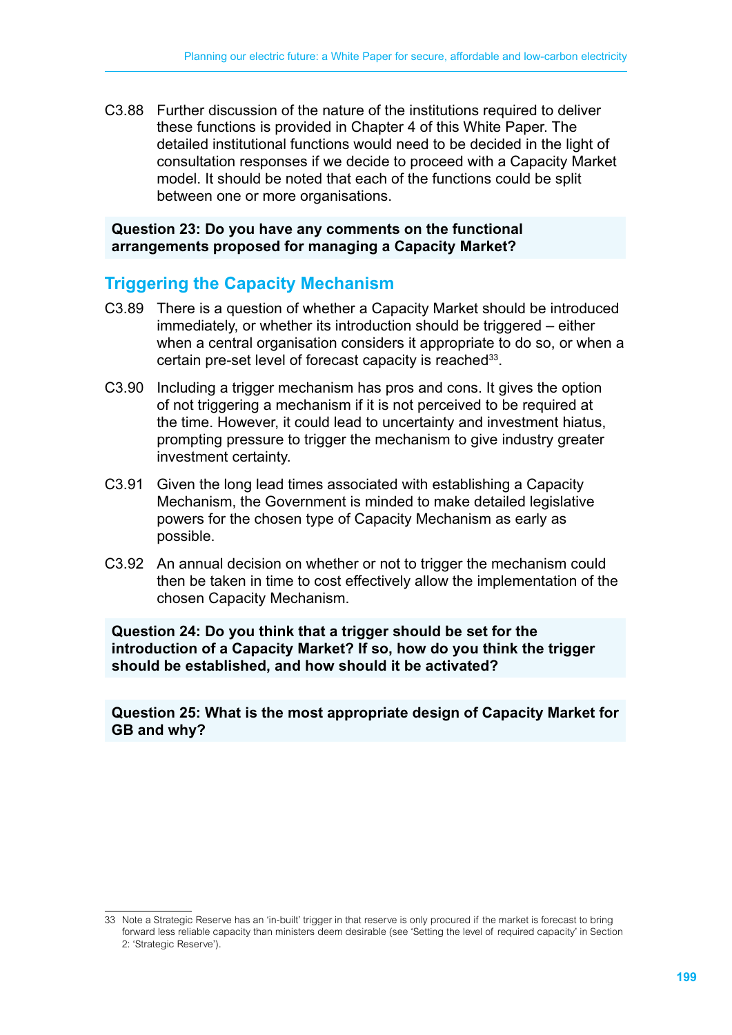C3.88 Further discussion of the nature of the institutions required to deliver these functions is provided in Chapter 4 of this White Paper. The detailed institutional functions would need to be decided in the light of consultation responses if we decide to proceed with a Capacity Market model. It should be noted that each of the functions could be split between one or more organisations.

**Question 23: Do you have any comments on the functional arrangements proposed for managing a Capacity Market?**

## Triggering the Capacity Mechanism

C3.89 There is a question of whether a Capacity Market should be introduced immediately, or whether its introduction should be triggered – either when a central organisation considers it appropriate to do so, or when a certain pre-set level of forecast capacity is reached[33].

C3.90 Including a trigger mechanism has pros and cons. It gives the option of not triggering a mechanism if it is not perceived to be required at the time. However, it could lead to uncertainty and investment hiatus, prompting pressure to trigger the mechanism to give industry greater investment certainty.

C3.91 Given the long lead times associated with establishing a Capacity Mechanism, the Government is minded to make detailed legislative powers for the chosen type of Capacity Mechanism as early as possible.

C3.92 An annual decision on whether or not to trigger the mechanism could then be taken in time to cost effectively allow the implementation of the chosen Capacity Mechanism.

**Question 24: Do you think that a trigger should be set for the introduction of a Capacity Market? If so, how do you think the trigger should be established, and how should it be activated?**

**Question 25: What is the most appropriate design of Capacity Market for GB and why?**

33 Note a Strategic Reserve has an 'in-built' trigger in that reserve is only procured if the market is forecast to bring forward less reliable capacity than ministers deem desirable (see 'Setting the level of required capacity' in Section 2: 'Strategic Reserve').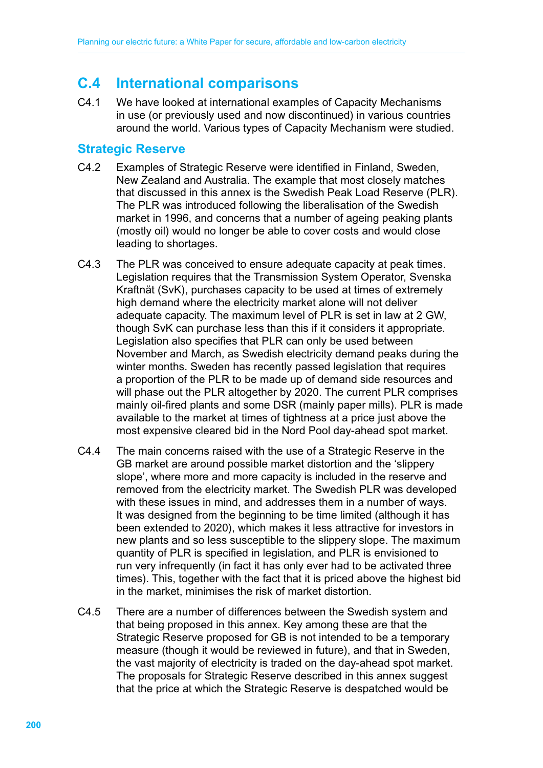## C.4 International comparisons

C4.1 We have looked at international examples of Capacity Mechanisms in use (or previously used and now discontinued) in various countries around the world. Various types of Capacity Mechanism were studied.

### Strategic Reserve

C4.2 Examples of Strategic Reserve were identified in Finland, Sweden, New Zealand and Australia. The example that most closely matches that discussed in this annex is the Swedish Peak Load Reserve (PLR). The PLR was introduced following the liberalisation of the Swedish market in 1996, and concerns that a number of ageing peaking plants (mostly oil) would no longer be able to cover costs and would close leading to shortages.

C4.3 The PLR was conceived to ensure adequate capacity at peak times. Legislation requires that the Transmission System Operator, Svenska Kraftnät (SvK), purchases capacity to be used at times of extremely high demand where the electricity market alone will not deliver adequate capacity. The maximum level of PLR is set in law at 2 GW, though SvK can purchase less than this if it considers it appropriate. Legislation also specifies that PLR can only be used between November and March, as Swedish electricity demand peaks during the winter months. Sweden has recently passed legislation that requires a proportion of the PLR to be made up of demand side resources and will phase out the PLR altogether by 2020. The current PLR comprises mainly oil-fired plants and some DSR (mainly paper mills). PLR is made available to the market at times of tightness at a price just above the most expensive cleared bid in the Nord Pool day-ahead spot market.

C4.4 The main concerns raised with the use of a Strategic Reserve in the GB market are around possible market distortion and the 'slippery slope', where more and more capacity is included in the reserve and removed from the electricity market. The Swedish PLR was developed with these issues in mind, and addresses them in a number of ways. It was designed from the beginning to be time limited (although it has been extended to 2020), which makes it less attractive for investors in new plants and so less susceptible to the slippery slope. The maximum quantity of PLR is specified in legislation, and PLR is envisioned to run very infrequently (in fact it has only ever had to be activated three times). This, together with the fact that it is priced above the highest bid in the market, minimises the risk of market distortion.

C4.5 There are a number of differences between the Swedish system and that being proposed in this annex. Key among these are that the Strategic Reserve proposed for GB is not intended to be a temporary measure (though it would be reviewed in future), and that in Sweden, the vast majority of electricity is traded on the day-ahead spot market. The proposals for Strategic Reserve described in this annex suggest that the price at which the Strategic Reserve is despatched would be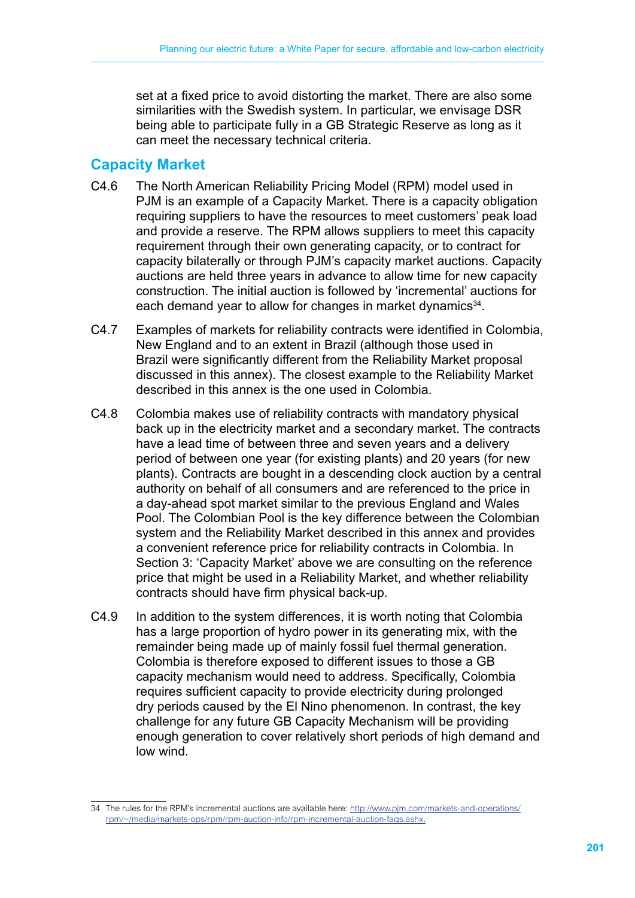set at a fixed price to avoid distorting the market. There are also some similarities with the Swedish system. In particular, we envisage DSR being able to participate fully in a GB Strategic Reserve as long as it can meet the necessary technical criteria.

## Capacity Market

C4.6 The North American Reliability Pricing Model (RPM) model used in PJM is an example of a Capacity Market. There is a capacity obligation requiring suppliers to have the resources to meet customers' peak load and provide a reserve. The RPM allows suppliers to meet this capacity requirement through their own generating capacity, or to contract for capacity bilaterally or through PJM's capacity market auctions. Capacity auctions are held three years in advance to allow time for new capacity construction. The initial auction is followed by 'incremental' auctions for each demand year to allow for changes in market dynamics[34].

C4.7 Examples of markets for reliability contracts were identified in Colombia, New England and to an extent in Brazil (although those used in Brazil were significantly different from the Reliability Market proposal discussed in this annex). The closest example to the Reliability Market described in this annex is the one used in Colombia.

C4.8 Colombia makes use of reliability contracts with mandatory physical back up in the electricity market and a secondary market. The contracts have a lead time of between three and seven years and a delivery period of between one year (for existing plants) and 20 years (for new plants). Contracts are bought in a descending clock auction by a central authority on behalf of all consumers and are referenced to the price in a day-ahead spot market similar to the previous England and Wales Pool. The Colombian Pool is the key difference between the Colombian system and the Reliability Market described in this annex and provides a convenient reference price for reliability contracts in Colombia. In Section 3: 'Capacity Market' above we are consulting on the reference price that might be used in a Reliability Market, and whether reliability contracts should have firm physical back-up.

C4.9 In addition to the system differences, it is worth noting that Colombia has a large proportion of hydro power in its generating mix, with the remainder being made up of mainly fossil fuel thermal generation. Colombia is therefore exposed to different issues to those a GB capacity mechanism would need to address. Specifically, Colombia requires sufficient capacity to provide electricity during prolonged dry periods caused by the El Nino phenomenon. In contrast, the key challenge for any future GB Capacity Mechanism will be providing enough generation to cover relatively short periods of high demand and low wind.

---

34 The rules for the RPM's incremental auctions are available here: http://www.pjm.com/markets-and-operations/rpm/~/media/markets-ops/rpm/rpm-auction-info/rpm-incremental-auction-faqs.ashx.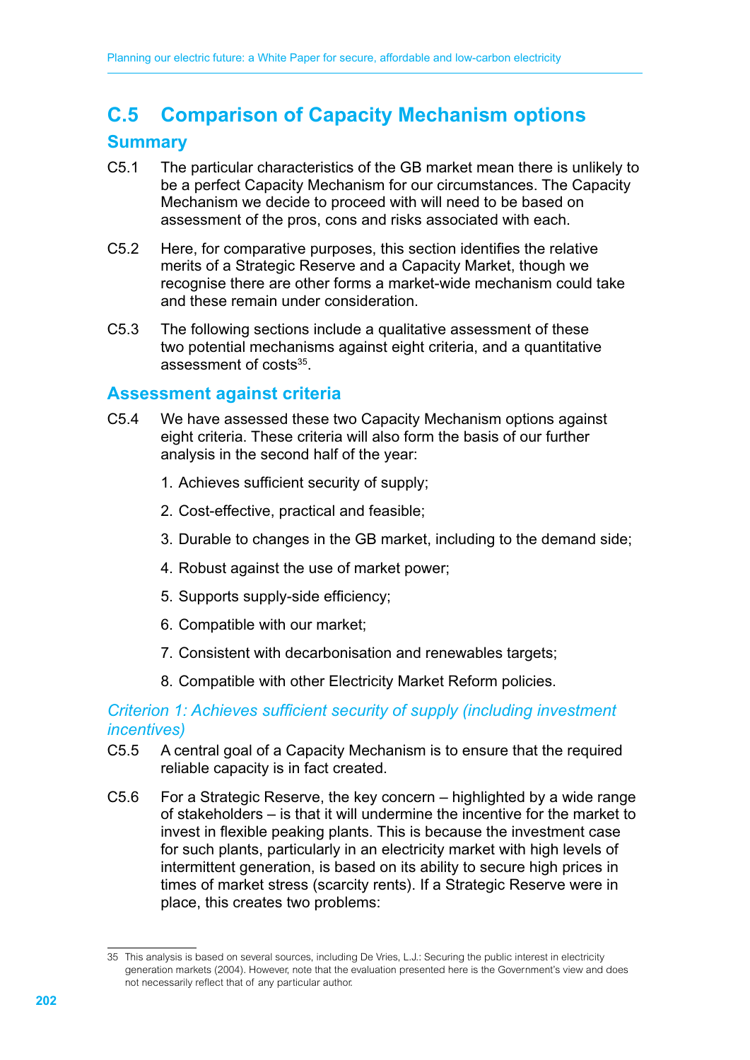## C.5 Comparison of Capacity Mechanism options

### Summary

C5.1 The particular characteristics of the GB market mean there is unlikely to be a perfect Capacity Mechanism for our circumstances. The Capacity Mechanism we decide to proceed with will need to be based on assessment of the pros, cons and risks associated with each.

C5.2 Here, for comparative purposes, this section identifies the relative merits of a Strategic Reserve and a Capacity Market, though we recognise there are other forms a market-wide mechanism could take and these remain under consideration.

C5.3 The following sections include a qualitative assessment of these two potential mechanisms against eight criteria, and a quantitative assessment of costs[35].

### Assessment against criteria

C5.4 We have assessed these two Capacity Mechanism options against eight criteria. These criteria will also form the basis of our further analysis in the second half of the year:

1. Achieves sufficient security of supply;
2. Cost-effective, practical and feasible;
3. Durable to changes in the GB market, including to the demand side;
4. Robust against the use of market power;
5. Supports supply-side efficiency;
6. Compatible with our market;
7. Consistent with decarbonisation and renewables targets;
8. Compatible with other Electricity Market Reform policies.

*Criterion 1: Achieves sufficient security of supply (including investment incentives)*

C5.5 A central goal of a Capacity Mechanism is to ensure that the required reliable capacity is in fact created.

C5.6 For a Strategic Reserve, the key concern – highlighted by a wide range of stakeholders – is that it will undermine the incentive for the market to invest in flexible peaking plants. This is because the investment case for such plants, particularly in an electricity market with high levels of intermittent generation, is based on its ability to secure high prices in times of market stress (scarcity rents). If a Strategic Reserve were in place, this creates two problems:

[35] This analysis is based on several sources, including De Vries, L.J.: Securing the public interest in electricity generation markets (2004). However, note that the evaluation presented here is the Government's view and does not necessarily reflect that of any particular author.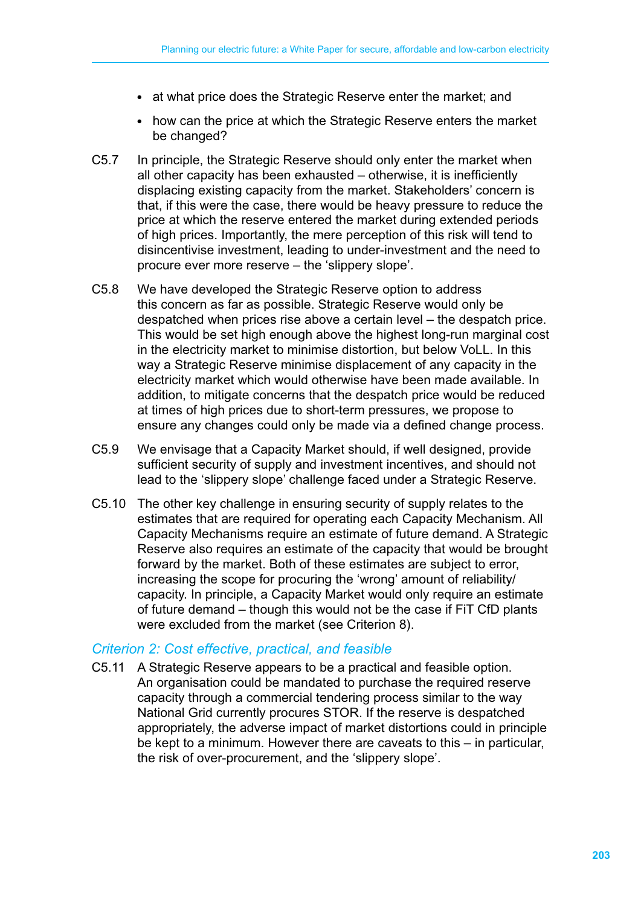- at what price does the Strategic Reserve enter the market; and
- how can the price at which the Strategic Reserve enters the market be changed?

C5.7 In principle, the Strategic Reserve should only enter the market when all other capacity has been exhausted – otherwise, it is inefficiently displacing existing capacity from the market. Stakeholders' concern is that, if this were the case, there would be heavy pressure to reduce the price at which the reserve entered the market during extended periods of high prices. Importantly, the mere perception of this risk will tend to disincentivise investment, leading to under-investment and the need to procure ever more reserve – the 'slippery slope'.

C5.8 We have developed the Strategic Reserve option to address this concern as far as possible. Strategic Reserve would only be despatched when prices rise above a certain level – the despatch price. This would be set high enough above the highest long-run marginal cost in the electricity market to minimise distortion, but below VoLL. In this way a Strategic Reserve minimise displacement of any capacity in the electricity market which would otherwise have been made available. In addition, to mitigate concerns that the despatch price would be reduced at times of high prices due to short-term pressures, we propose to ensure any changes could only be made via a defined change process.

C5.9 We envisage that a Capacity Market should, if well designed, provide sufficient security of supply and investment incentives, and should not lead to the 'slippery slope' challenge faced under a Strategic Reserve.

C5.10 The other key challenge in ensuring security of supply relates to the estimates that are required for operating each Capacity Mechanism. All Capacity Mechanisms require an estimate of future demand. A Strategic Reserve also requires an estimate of the capacity that would be brought forward by the market. Both of these estimates are subject to error, increasing the scope for procuring the 'wrong' amount of reliability/ capacity. In principle, a Capacity Market would only require an estimate of future demand – though this would not be the case if FiT CfD plants were excluded from the market (see Criterion 8).

### *Criterion 2: Cost effective, practical, and feasible*

C5.11 A Strategic Reserve appears to be a practical and feasible option. An organisation could be mandated to purchase the required reserve capacity through a commercial tendering process similar to the way National Grid currently procures STOR. If the reserve is despatched appropriately, the adverse impact of market distortions could in principle be kept to a minimum. However there are caveats to this – in particular, the risk of over-procurement, and the 'slippery slope'.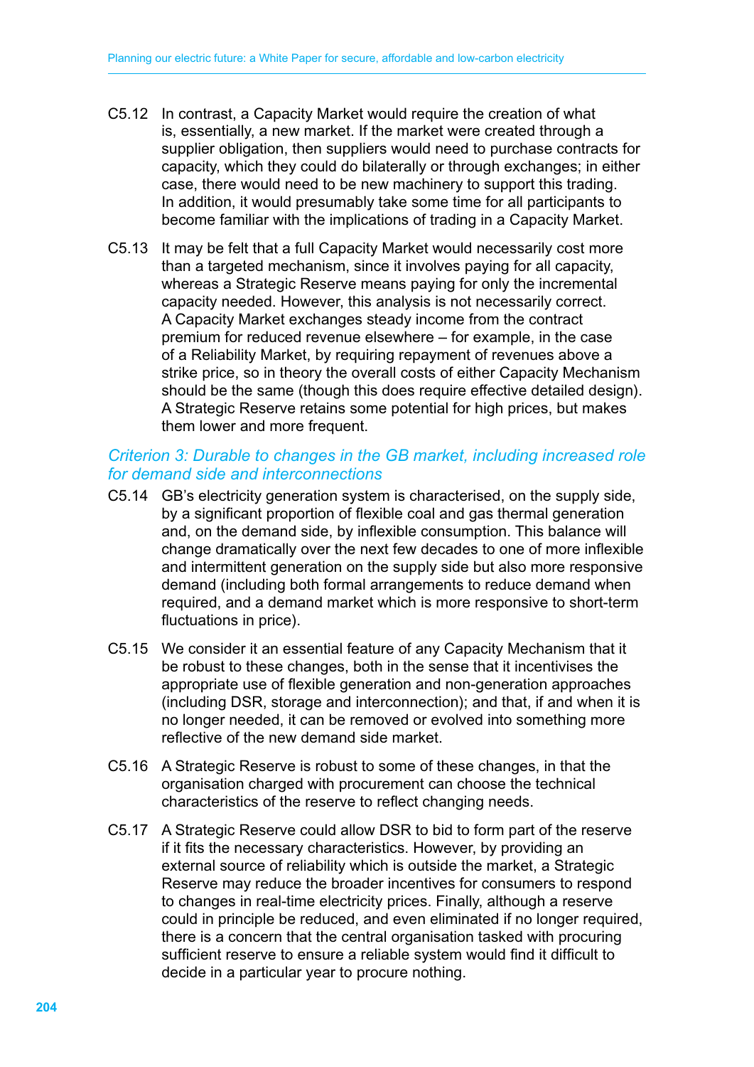C5.12 In contrast, a Capacity Market would require the creation of what is, essentially, a new market. If the market were created through a supplier obligation, then suppliers would need to purchase contracts for capacity, which they could do bilaterally or through exchanges; in either case, there would need to be new machinery to support this trading. In addition, it would presumably take some time for all participants to become familiar with the implications of trading in a Capacity Market.

C5.13 It may be felt that a full Capacity Market would necessarily cost more than a targeted mechanism, since it involves paying for all capacity, whereas a Strategic Reserve means paying for only the incremental capacity needed. However, this analysis is not necessarily correct. A Capacity Market exchanges steady income from the contract premium for reduced revenue elsewhere – for example, in the case of a Reliability Market, by requiring repayment of revenues above a strike price, so in theory the overall costs of either Capacity Mechanism should be the same (though this does require effective detailed design). A Strategic Reserve retains some potential for high prices, but makes them lower and more frequent.

### *Criterion 3: Durable to changes in the GB market, including increased role for demand side and interconnections*

C5.14 GB's electricity generation system is characterised, on the supply side, by a significant proportion of flexible coal and gas thermal generation and, on the demand side, by inflexible consumption. This balance will change dramatically over the next few decades to one of more inflexible and intermittent generation on the supply side but also more responsive demand (including both formal arrangements to reduce demand when required, and a demand market which is more responsive to short-term fluctuations in price).

C5.15 We consider it an essential feature of any Capacity Mechanism that it be robust to these changes, both in the sense that it incentivises the appropriate use of flexible generation and non-generation approaches (including DSR, storage and interconnection); and that, if and when it is no longer needed, it can be removed or evolved into something more reflective of the new demand side market.

C5.16 A Strategic Reserve is robust to some of these changes, in that the organisation charged with procurement can choose the technical characteristics of the reserve to reflect changing needs.

C5.17 A Strategic Reserve could allow DSR to bid to form part of the reserve if it fits the necessary characteristics. However, by providing an external source of reliability which is outside the market, a Strategic Reserve may reduce the broader incentives for consumers to respond to changes in real-time electricity prices. Finally, although a reserve could in principle be reduced, and even eliminated if no longer required, there is a concern that the central organisation tasked with procuring sufficient reserve to ensure a reliable system would find it difficult to decide in a particular year to procure nothing.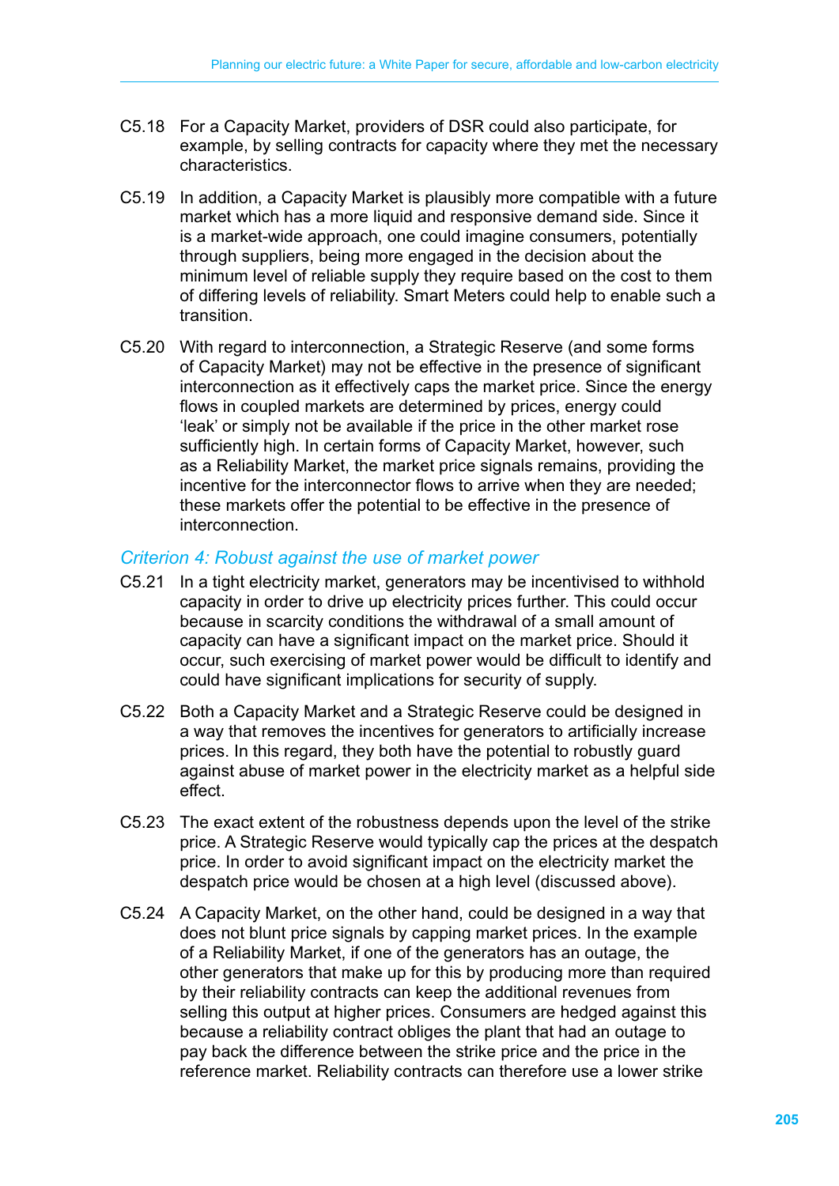C5.18 For a Capacity Market, providers of DSR could also participate, for example, by selling contracts for capacity where they met the necessary characteristics.

C5.19 In addition, a Capacity Market is plausibly more compatible with a future market which has a more liquid and responsive demand side. Since it is a market-wide approach, one could imagine consumers, potentially through suppliers, being more engaged in the decision about the minimum level of reliable supply they require based on the cost to them of differing levels of reliability. Smart Meters could help to enable such a transition.

C5.20 With regard to interconnection, a Strategic Reserve (and some forms of Capacity Market) may not be effective in the presence of significant interconnection as it effectively caps the market price. Since the energy flows in coupled markets are determined by prices, energy could 'leak' or simply not be available if the price in the other market rose sufficiently high. In certain forms of Capacity Market, however, such as a Reliability Market, the market price signals remains, providing the incentive for the interconnector flows to arrive when they are needed; these markets offer the potential to be effective in the presence of interconnection.

### *Criterion 4: Robust against the use of market power*

C5.21 In a tight electricity market, generators may be incentivised to withhold capacity in order to drive up electricity prices further. This could occur because in scarcity conditions the withdrawal of a small amount of capacity can have a significant impact on the market price. Should it occur, such exercising of market power would be difficult to identify and could have significant implications for security of supply.

C5.22 Both a Capacity Market and a Strategic Reserve could be designed in a way that removes the incentives for generators to artificially increase prices. In this regard, they both have the potential to robustly guard against abuse of market power in the electricity market as a helpful side effect.

C5.23 The exact extent of the robustness depends upon the level of the strike price. A Strategic Reserve would typically cap the prices at the despatch price. In order to avoid significant impact on the electricity market the despatch price would be chosen at a high level (discussed above).

C5.24 A Capacity Market, on the other hand, could be designed in a way that does not blunt price signals by capping market prices. In the example of a Reliability Market, if one of the generators has an outage, the other generators that make up for this by producing more than required by their reliability contracts can keep the additional revenues from selling this output at higher prices. Consumers are hedged against this because a reliability contract obliges the plant that had an outage to pay back the difference between the strike price and the price in the reference market. Reliability contracts can therefore use a lower strike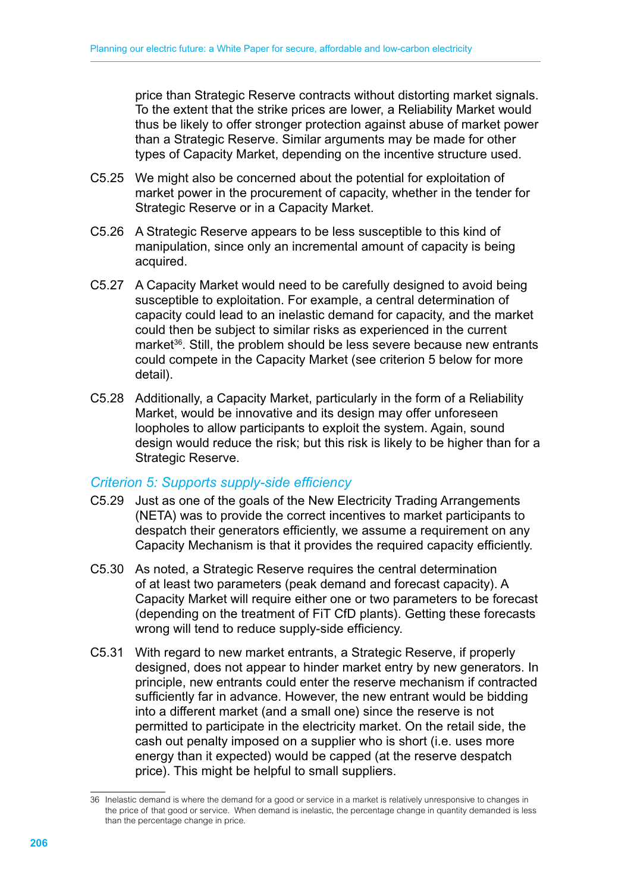price than Strategic Reserve contracts without distorting market signals. To the extent that the strike prices are lower, a Reliability Market would thus be likely to offer stronger protection against abuse of market power than a Strategic Reserve. Similar arguments may be made for other types of Capacity Market, depending on the incentive structure used.

C5.25 We might also be concerned about the potential for exploitation of market power in the procurement of capacity, whether in the tender for Strategic Reserve or in a Capacity Market.

C5.26 A Strategic Reserve appears to be less susceptible to this kind of manipulation, since only an incremental amount of capacity is being acquired.

C5.27 A Capacity Market would need to be carefully designed to avoid being susceptible to exploitation. For example, a central determination of capacity could lead to an inelastic demand for capacity, and the market could then be subject to similar risks as experienced in the current market[36]. Still, the problem should be less severe because new entrants could compete in the Capacity Market (see criterion 5 below for more detail).

C5.28 Additionally, a Capacity Market, particularly in the form of a Reliability Market, would be innovative and its design may offer unforeseen loopholes to allow participants to exploit the system. Again, sound design would reduce the risk; but this risk is likely to be higher than for a Strategic Reserve.

### *Criterion 5: Supports supply-side efficiency*

C5.29 Just as one of the goals of the New Electricity Trading Arrangements (NETA) was to provide the correct incentives to market participants to despatch their generators efficiently, we assume a requirement on any Capacity Mechanism is that it provides the required capacity efficiently.

C5.30 As noted, a Strategic Reserve requires the central determination of at least two parameters (peak demand and forecast capacity). A Capacity Market will require either one or two parameters to be forecast (depending on the treatment of FiT CfD plants). Getting these forecasts wrong will tend to reduce supply-side efficiency.

C5.31 With regard to new market entrants, a Strategic Reserve, if properly designed, does not appear to hinder market entry by new generators. In principle, new entrants could enter the reserve mechanism if contracted sufficiently far in advance. However, the new entrant would be bidding into a different market (and a small one) since the reserve is not permitted to participate in the electricity market. On the retail side, the cash out penalty imposed on a supplier who is short (i.e. uses more energy than it expected) would be capped (at the reserve despatch price). This might be helpful to small suppliers.

---

36 Inelastic demand is where the demand for a good or service in a market is relatively unresponsive to changes in the price of that good or service. When demand is inelastic, the percentage change in quantity demanded is less than the percentage change in price.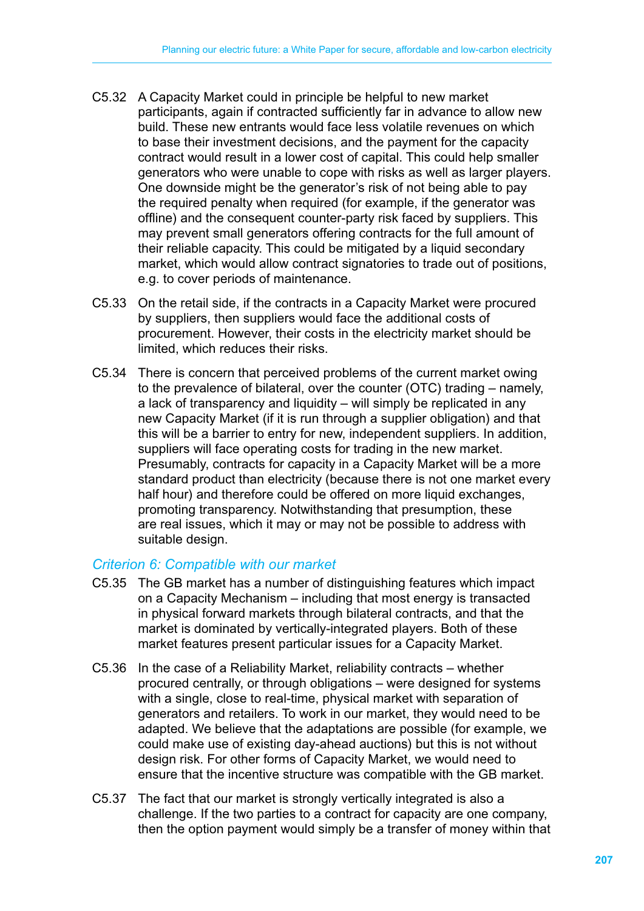C5.32 A Capacity Market could in principle be helpful to new market participants, again if contracted sufficiently far in advance to allow new build. These new entrants would face less volatile revenues on which to base their investment decisions, and the payment for the capacity contract would result in a lower cost of capital. This could help smaller generators who were unable to cope with risks as well as larger players. One downside might be the generator's risk of not being able to pay the required penalty when required (for example, if the generator was offline) and the consequent counter-party risk faced by suppliers. This may prevent small generators offering contracts for the full amount of their reliable capacity. This could be mitigated by a liquid secondary market, which would allow contract signatories to trade out of positions, e.g. to cover periods of maintenance.

C5.33 On the retail side, if the contracts in a Capacity Market were procured by suppliers, then suppliers would face the additional costs of procurement. However, their costs in the electricity market should be limited, which reduces their risks.

C5.34 There is concern that perceived problems of the current market owing to the prevalence of bilateral, over the counter (OTC) trading – namely, a lack of transparency and liquidity – will simply be replicated in any new Capacity Market (if it is run through a supplier obligation) and that this will be a barrier to entry for new, independent suppliers. In addition, suppliers will face operating costs for trading in the new market. Presumably, contracts for capacity in a Capacity Market will be a more standard product than electricity (because there is not one market every half hour) and therefore could be offered on more liquid exchanges, promoting transparency. Notwithstanding that presumption, these are real issues, which it may or may not be possible to address with suitable design.

### *Criterion 6: Compatible with our market*

C5.35 The GB market has a number of distinguishing features which impact on a Capacity Mechanism – including that most energy is transacted in physical forward markets through bilateral contracts, and that the market is dominated by vertically-integrated players. Both of these market features present particular issues for a Capacity Market.

C5.36 In the case of a Reliability Market, reliability contracts – whether procured centrally, or through obligations – were designed for systems with a single, close to real-time, physical market with separation of generators and retailers. To work in our market, they would need to be adapted. We believe that the adaptations are possible (for example, we could make use of existing day-ahead auctions) but this is not without design risk. For other forms of Capacity Market, we would need to ensure that the incentive structure was compatible with the GB market.

C5.37 The fact that our market is strongly vertically integrated is also a challenge. If the two parties to a contract for capacity are one company, then the option payment would simply be a transfer of money within that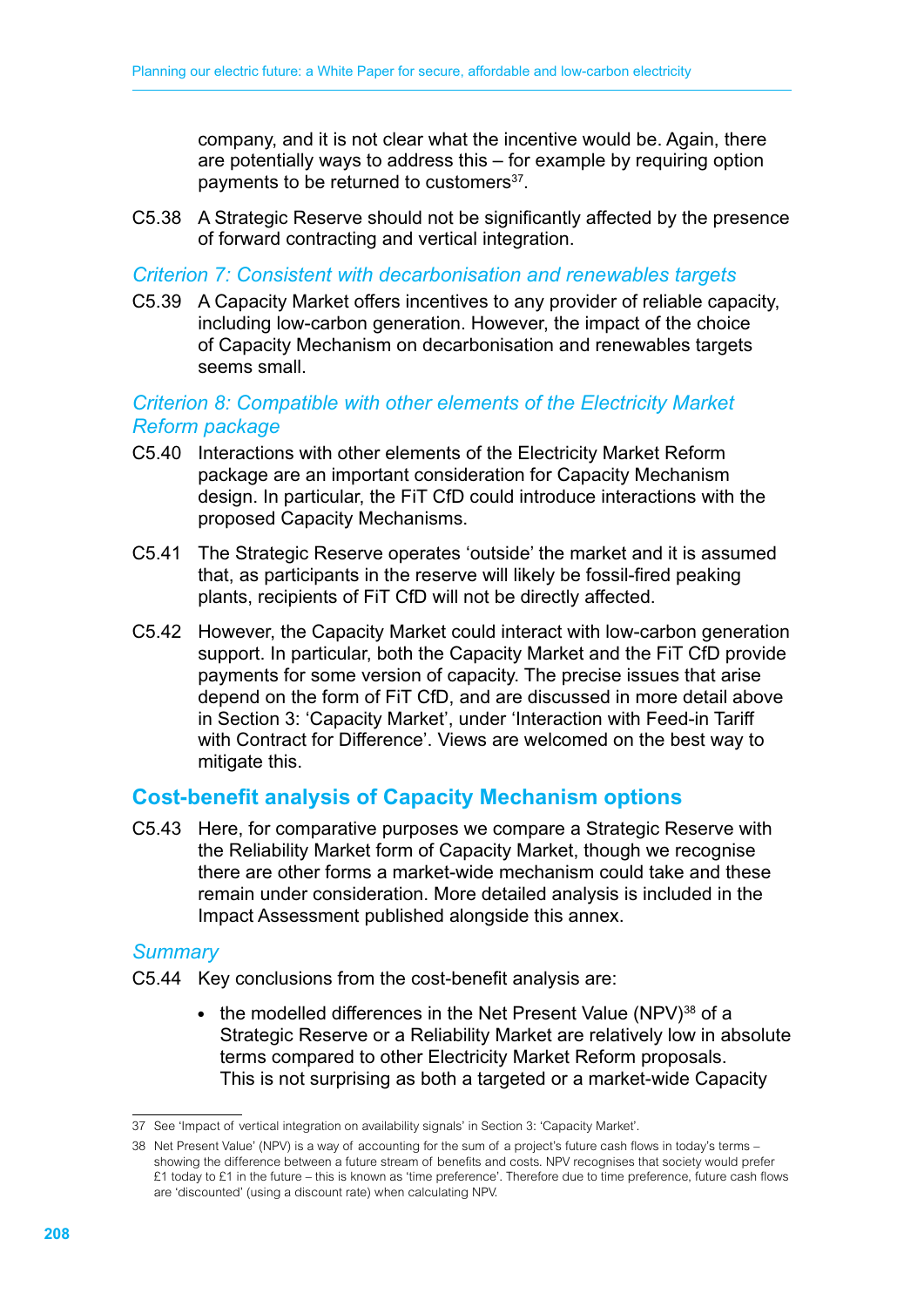company, and it is not clear what the incentive would be. Again, there are potentially ways to address this – for example by requiring option payments to be returned to customers[37].

C5.38 A Strategic Reserve should not be significantly affected by the presence of forward contracting and vertical integration.

### *Criterion 7: Consistent with decarbonisation and renewables targets*

C5.39 A Capacity Market offers incentives to any provider of reliable capacity, including low-carbon generation. However, the impact of the choice of Capacity Mechanism on decarbonisation and renewables targets seems small.

### *Criterion 8: Compatible with other elements of the Electricity Market Reform package*

C5.40 Interactions with other elements of the Electricity Market Reform package are an important consideration for Capacity Mechanism design. In particular, the FiT CfD could introduce interactions with the proposed Capacity Mechanisms.

C5.41 The Strategic Reserve operates 'outside' the market and it is assumed that, as participants in the reserve will likely be fossil-fired peaking plants, recipients of FiT CfD will not be directly affected.

C5.42 However, the Capacity Market could interact with low-carbon generation support. In particular, both the Capacity Market and the FiT CfD provide payments for some version of capacity. The precise issues that arise depend on the form of FiT CfD, and are discussed in more detail above in Section 3: 'Capacity Market', under 'Interaction with Feed-in Tariff with Contract for Difference'. Views are welcomed on the best way to mitigate this.

## Cost-benefit analysis of Capacity Mechanism options

C5.43 Here, for comparative purposes we compare a Strategic Reserve with the Reliability Market form of Capacity Market, though we recognise there are other forms a market-wide mechanism could take and these remain under consideration. More detailed analysis is included in the Impact Assessment published alongside this annex.

### *Summary*

C5.44 Key conclusions from the cost-benefit analysis are:

- the modelled differences in the Net Present Value (NPV)[38] of a Strategic Reserve or a Reliability Market are relatively low in absolute terms compared to other Electricity Market Reform proposals. This is not surprising as both a targeted or a market-wide Capacity

---

37 See 'Impact of vertical integration on availability signals' in Section 3: 'Capacity Market'.

38 Net Present Value' (NPV) is a way of accounting for the sum of a project's future cash flows in today's terms – showing the difference between a future stream of benefits and costs. NPV recognises that society would prefer £1 today to £1 in the future – this is known as 'time preference'. Therefore due to time preference, future cash flows are 'discounted' (using a discount rate) when calculating NPV.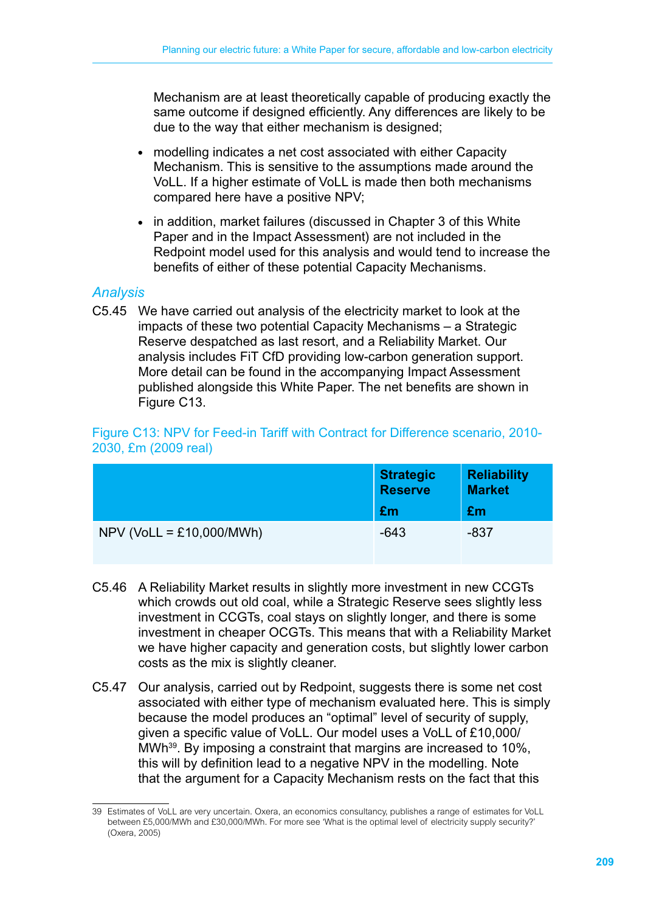Mechanism are at least theoretically capable of producing exactly the same outcome if designed efficiently. Any differences are likely to be due to the way that either mechanism is designed;

- modelling indicates a net cost associated with either Capacity Mechanism. This is sensitive to the assumptions made around the VoLL. If a higher estimate of VoLL is made then both mechanisms compared here have a positive NPV;
- in addition, market failures (discussed in Chapter 3 of this White Paper and in the Impact Assessment) are not included in the Redpoint model used for this analysis and would tend to increase the benefits of either of these potential Capacity Mechanisms.

### *Analysis*

C5.45 We have carried out analysis of the electricity market to look at the impacts of these two potential Capacity Mechanisms – a Strategic Reserve despatched as last resort, and a Reliability Market. Our analysis includes FiT CfD providing low-carbon generation support. More detail can be found in the accompanying Impact Assessment published alongside this White Paper. The net benefits are shown in Figure C13.

Figure C13: NPV for Feed-in Tariff with Contract for Difference scenario, 2010-2030, £m (2009 real)

| | **Strategic Reserve** **£m** | **Reliability Market** **£m** |
|---|---|---|
| NPV (VoLL = £10,000/MWh) | -643 | -837 |

C5.46 A Reliability Market results in slightly more investment in new CCGTs which crowds out old coal, while a Strategic Reserve sees slightly less investment in CCGTs, coal stays on slightly longer, and there is some investment in cheaper OCGTs. This means that with a Reliability Market we have higher capacity and generation costs, but slightly lower carbon costs as the mix is slightly cleaner.

C5.47 Our analysis, carried out by Redpoint, suggests there is some net cost associated with either type of mechanism evaluated here. This is simply because the model produces an "optimal" level of security of supply, given a specific value of VoLL. Our model uses a VoLL of £10,000/MWh[39]. By imposing a constraint that margins are increased to 10%, this will by definition lead to a negative NPV in the modelling. Note that the argument for a Capacity Mechanism rests on the fact that this

---

39 Estimates of VoLL are very uncertain. Oxera, an economics consultancy, publishes a range of estimates for VoLL between £5,000/MWh and £30,000/MWh. For more see 'What is the optimal level of electricity supply security?' (Oxera, 2005)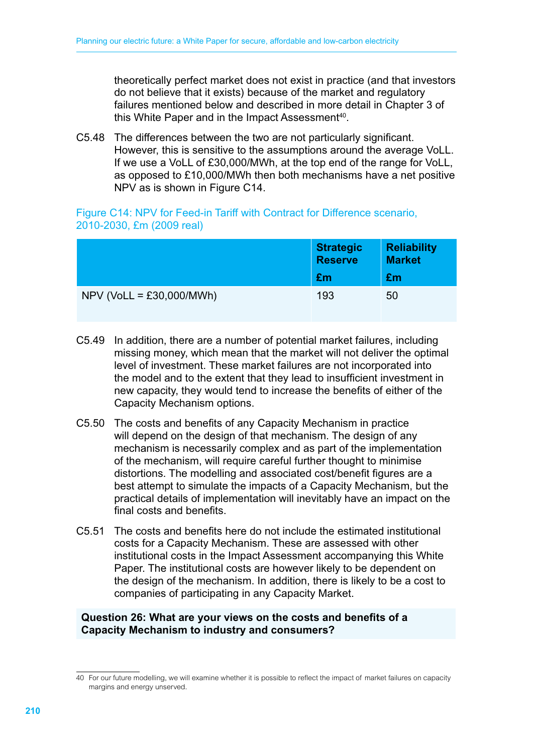theoretically perfect market does not exist in practice (and that investors do not believe that it exists) because of the market and regulatory failures mentioned below and described in more detail in Chapter 3 of this White Paper and in the Impact Assessment[40].

C5.48 The differences between the two are not particularly significant. However, this is sensitive to the assumptions around the average VoLL. If we use a VoLL of £30,000/MWh, at the top end of the range for VoLL, as opposed to £10,000/MWh then both mechanisms have a net positive NPV as is shown in Figure C14.

Figure C14: NPV for Feed-in Tariff with Contract for Difference scenario, 2010-2030, £m (2009 real)

| | **Strategic Reserve** **£m** | **Reliability Market** **£m** |
|---|---|---|
| NPV (VoLL = £30,000/MWh) | 193 | 50 |

C5.49 In addition, there are a number of potential market failures, including missing money, which mean that the market will not deliver the optimal level of investment. These market failures are not incorporated into the model and to the extent that they lead to insufficient investment in new capacity, they would tend to increase the benefits of either of the Capacity Mechanism options.

C5.50 The costs and benefits of any Capacity Mechanism in practice will depend on the design of that mechanism. The design of any mechanism is necessarily complex and as part of the implementation of the mechanism, will require careful further thought to minimise distortions. The modelling and associated cost/benefit figures are a best attempt to simulate the impacts of a Capacity Mechanism, but the practical details of implementation will inevitably have an impact on the final costs and benefits.

C5.51 The costs and benefits here do not include the estimated institutional costs for a Capacity Mechanism. These are assessed with other institutional costs in the Impact Assessment accompanying this White Paper. The institutional costs are however likely to be dependent on the design of the mechanism. In addition, there is likely to be a cost to companies of participating in any Capacity Market.

**Question 26: What are your views on the costs and benefits of a Capacity Mechanism to industry and consumers?**

40 For our future modelling, we will examine whether it is possible to reflect the impact of market failures on capacity margins and energy unserved.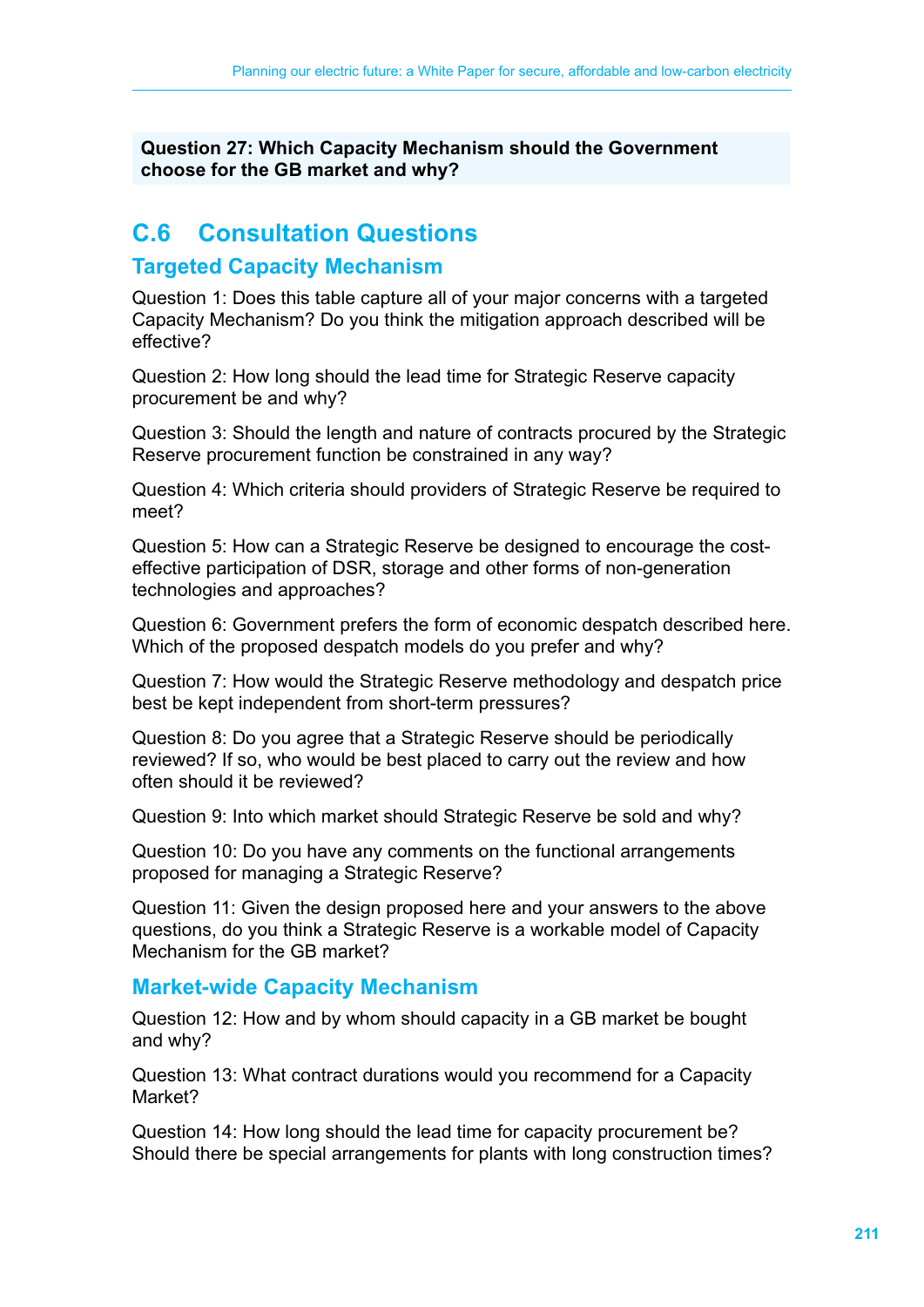**Question 27: Which Capacity Mechanism should the Government choose for the GB market and why?**

## C.6 Consultation Questions

### Targeted Capacity Mechanism

Question 1: Does this table capture all of your major concerns with a targeted Capacity Mechanism? Do you think the mitigation approach described will be effective?

Question 2: How long should the lead time for Strategic Reserve capacity procurement be and why?

Question 3: Should the length and nature of contracts procured by the Strategic Reserve procurement function be constrained in any way?

Question 4: Which criteria should providers of Strategic Reserve be required to meet?

Question 5: How can a Strategic Reserve be designed to encourage the cost-effective participation of DSR, storage and other forms of non-generation technologies and approaches?

Question 6: Government prefers the form of economic despatch described here. Which of the proposed despatch models do you prefer and why?

Question 7: How would the Strategic Reserve methodology and despatch price best be kept independent from short-term pressures?

Question 8: Do you agree that a Strategic Reserve should be periodically reviewed? If so, who would be best placed to carry out the review and how often should it be reviewed?

Question 9: Into which market should Strategic Reserve be sold and why?

Question 10: Do you have any comments on the functional arrangements proposed for managing a Strategic Reserve?

Question 11: Given the design proposed here and your answers to the above questions, do you think a Strategic Reserve is a workable model of Capacity Mechanism for the GB market?

### Market-wide Capacity Mechanism

Question 12: How and by whom should capacity in a GB market be bought and why?

Question 13: What contract durations would you recommend for a Capacity Market?

Question 14: How long should the lead time for capacity procurement be? Should there be special arrangements for plants with long construction times?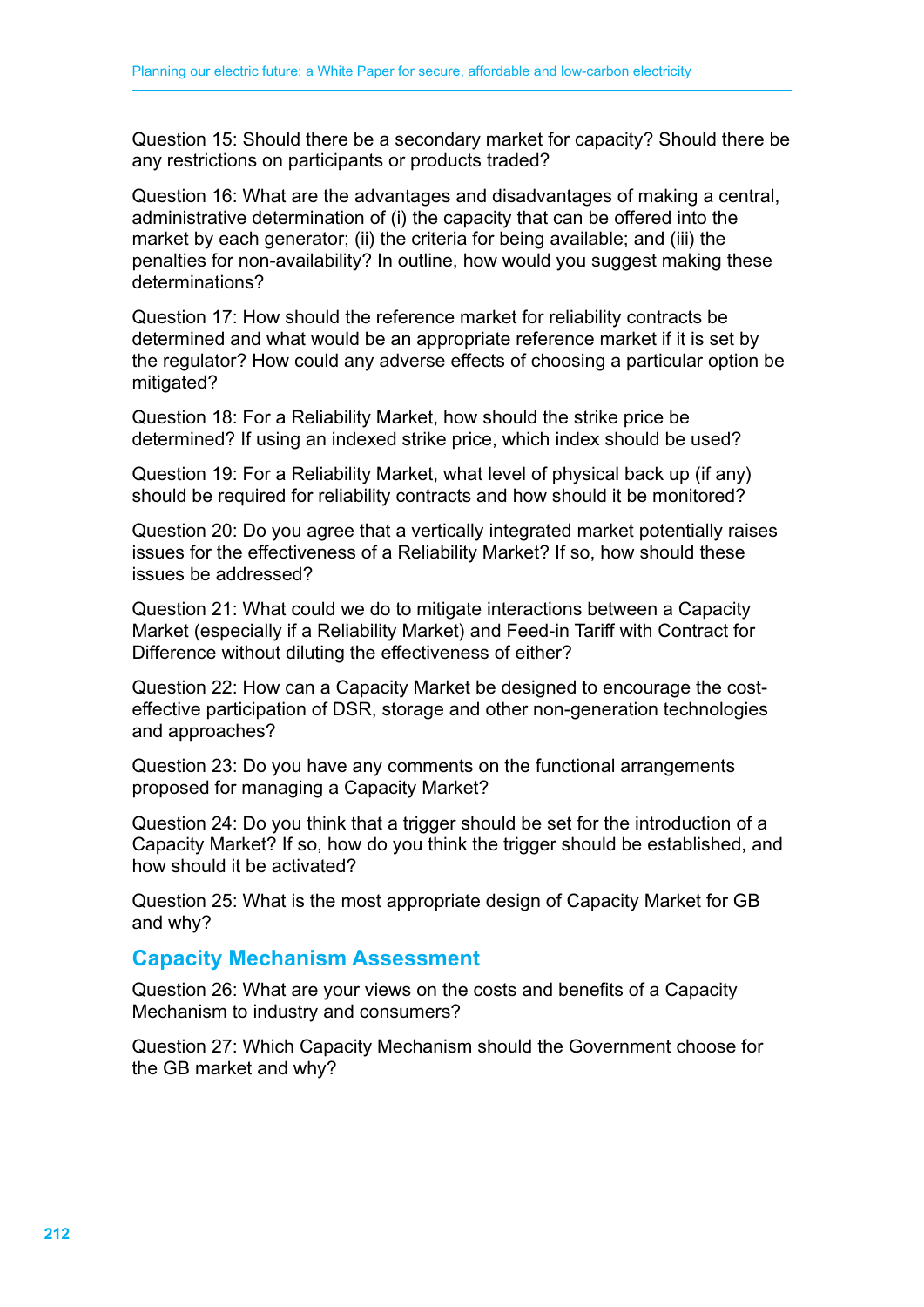Question 15: Should there be a secondary market for capacity? Should there be any restrictions on participants or products traded?

Question 16: What are the advantages and disadvantages of making a central, administrative determination of (i) the capacity that can be offered into the market by each generator; (ii) the criteria for being available; and (iii) the penalties for non-availability? In outline, how would you suggest making these determinations?

Question 17: How should the reference market for reliability contracts be determined and what would be an appropriate reference market if it is set by the regulator? How could any adverse effects of choosing a particular option be mitigated?

Question 18: For a Reliability Market, how should the strike price be determined? If using an indexed strike price, which index should be used?

Question 19: For a Reliability Market, what level of physical back up (if any) should be required for reliability contracts and how should it be monitored?

Question 20: Do you agree that a vertically integrated market potentially raises issues for the effectiveness of a Reliability Market? If so, how should these issues be addressed?

Question 21: What could we do to mitigate interactions between a Capacity Market (especially if a Reliability Market) and Feed-in Tariff with Contract for Difference without diluting the effectiveness of either?

Question 22: How can a Capacity Market be designed to encourage the cost-effective participation of DSR, storage and other non-generation technologies and approaches?

Question 23: Do you have any comments on the functional arrangements proposed for managing a Capacity Market?

Question 24: Do you think that a trigger should be set for the introduction of a Capacity Market? If so, how do you think the trigger should be established, and how should it be activated?

Question 25: What is the most appropriate design of Capacity Market for GB and why?

## Capacity Mechanism Assessment

Question 26: What are your views on the costs and benefits of a Capacity Mechanism to industry and consumers?

Question 27: Which Capacity Mechanism should the Government choose for the GB market and why?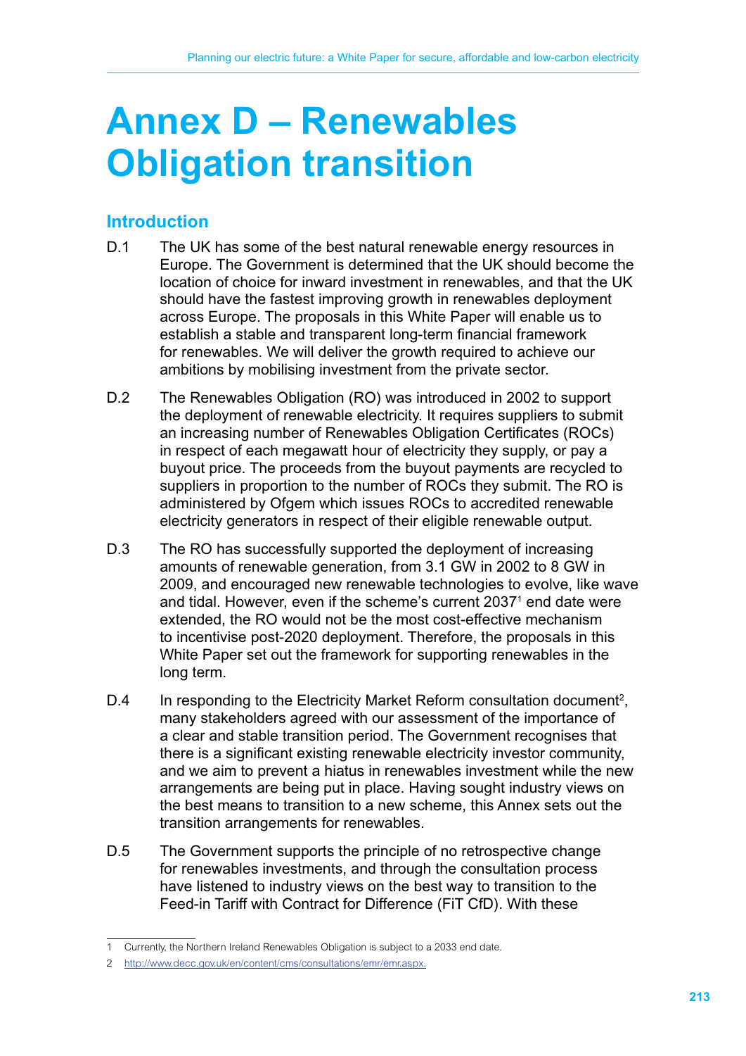# Annex D – Renewables Obligation transition

## Introduction

D.1 The UK has some of the best natural renewable energy resources in Europe. The Government is determined that the UK should become the location of choice for inward investment in renewables, and that the UK should have the fastest improving growth in renewables deployment across Europe. The proposals in this White Paper will enable us to establish a stable and transparent long-term financial framework for renewables. We will deliver the growth required to achieve our ambitions by mobilising investment from the private sector.

D.2 The Renewables Obligation (RO) was introduced in 2002 to support the deployment of renewable electricity. It requires suppliers to submit an increasing number of Renewables Obligation Certificates (ROCs) in respect of each megawatt hour of electricity they supply, or pay a buyout price. The proceeds from the buyout payments are recycled to suppliers in proportion to the number of ROCs they submit. The RO is administered by Ofgem which issues ROCs to accredited renewable electricity generators in respect of their eligible renewable output.

D.3 The RO has successfully supported the deployment of increasing amounts of renewable generation, from 3.1 GW in 2002 to 8 GW in 2009, and encouraged new renewable technologies to evolve, like wave and tidal. However, even if the scheme's current 2037[1] end date were extended, the RO would not be the most cost-effective mechanism to incentivise post-2020 deployment. Therefore, the proposals in this White Paper set out the framework for supporting renewables in the long term.

D.4 In responding to the Electricity Market Reform consultation document[2], many stakeholders agreed with our assessment of the importance of a clear and stable transition period. The Government recognises that there is a significant existing renewable electricity investor community, and we aim to prevent a hiatus in renewables investment while the new arrangements are being put in place. Having sought industry views on the best means to transition to a new scheme, this Annex sets out the transition arrangements for renewables.

D.5 The Government supports the principle of no retrospective change for renewables investments, and through the consultation process have listened to industry views on the best way to transition to the Feed-in Tariff with Contract for Difference (FiT CfD). With these

---

1 Currently, the Northern Ireland Renewables Obligation is subject to a 2033 end date.

2 http://www.decc.gov.uk/en/content/cms/consultations/emr/emr.aspx.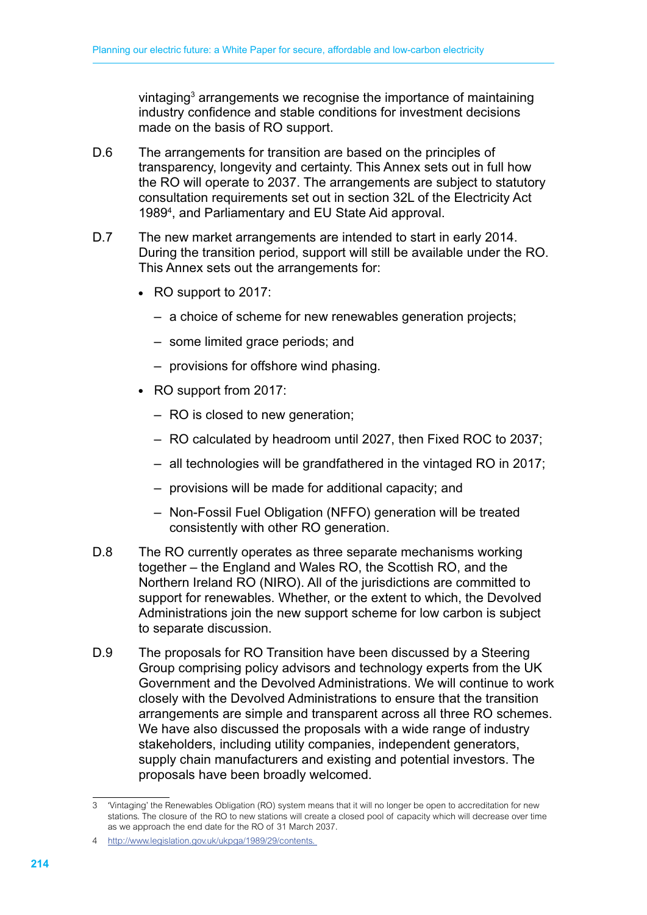vintaging[3] arrangements we recognise the importance of maintaining industry confidence and stable conditions for investment decisions made on the basis of RO support.

D.6 The arrangements for transition are based on the principles of transparency, longevity and certainty. This Annex sets out in full how the RO will operate to 2037. The arrangements are subject to statutory consultation requirements set out in section 32L of the Electricity Act 1989[4], and Parliamentary and EU State Aid approval.

D.7 The new market arrangements are intended to start in early 2014. During the transition period, support will still be available under the RO. This Annex sets out the arrangements for:

- RO support to 2017:
  - a choice of scheme for new renewables generation projects;
  - some limited grace periods; and
  - provisions for offshore wind phasing.
- RO support from 2017:
  - RO is closed to new generation;
  - RO calculated by headroom until 2027, then Fixed ROC to 2037;
  - all technologies will be grandfathered in the vintaged RO in 2017;
  - provisions will be made for additional capacity; and
  - Non-Fossil Fuel Obligation (NFFO) generation will be treated consistently with other RO generation.

D.8 The RO currently operates as three separate mechanisms working together – the England and Wales RO, the Scottish RO, and the Northern Ireland RO (NIRO). All of the jurisdictions are committed to support for renewables. Whether, or the extent to which, the Devolved Administrations join the new support scheme for low carbon is subject to separate discussion.

D.9 The proposals for RO Transition have been discussed by a Steering Group comprising policy advisors and technology experts from the UK Government and the Devolved Administrations. We will continue to work closely with the Devolved Administrations to ensure that the transition arrangements are simple and transparent across all three RO schemes. We have also discussed the proposals with a wide range of industry stakeholders, including utility companies, independent generators, supply chain manufacturers and existing and potential investors. The proposals have been broadly welcomed.

---

3 'Vintaging' the Renewables Obligation (RO) system means that it will no longer be open to accreditation for new stations. The closure of the RO to new stations will create a closed pool of capacity which will decrease over time as we approach the end date for the RO of 31 March 2037.

4 http://www.legislation.gov.uk/ukpga/1989/29/contents.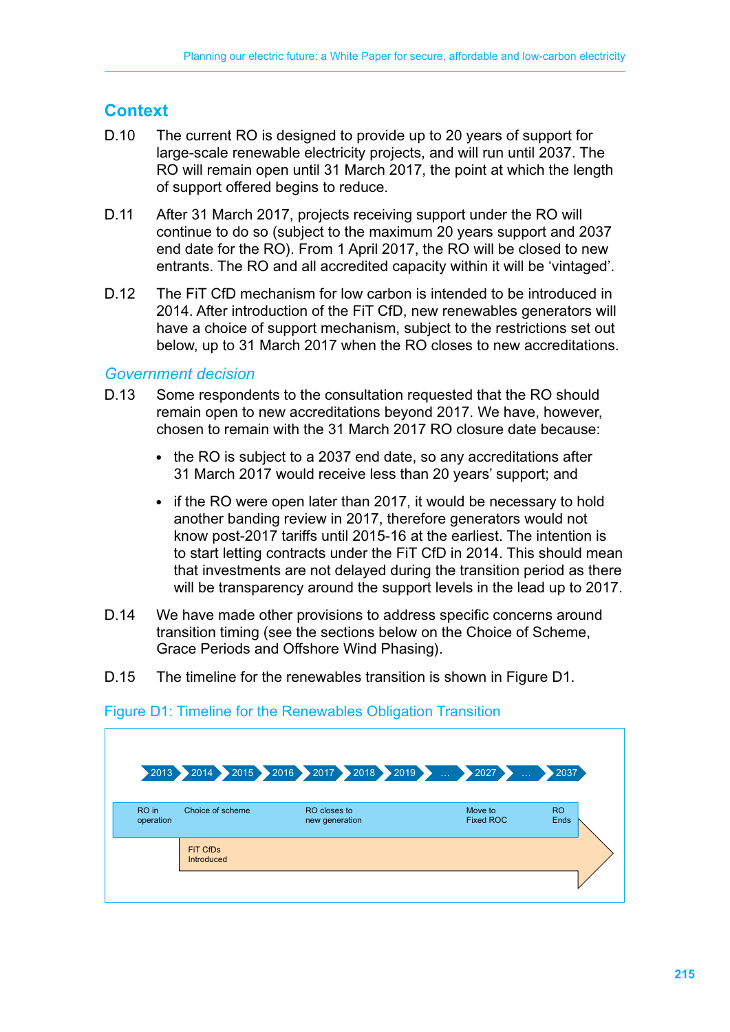## Context

D.10 The current RO is designed to provide up to 20 years of support for large-scale renewable electricity projects, and will run until 2037. The RO will remain open until 31 March 2017, the point at which the length of support offered begins to reduce.

D.11 After 31 March 2017, projects receiving support under the RO will continue to do so (subject to the maximum 20 years support and 2037 end date for the RO). From 1 April 2017, the RO will be closed to new entrants. The RO and all accredited capacity within it will be 'vintaged'.

D.12 The FiT CfD mechanism for low carbon is intended to be introduced in 2014. After introduction of the FiT CfD, new renewables generators will have a choice of support mechanism, subject to the restrictions set out below, up to 31 March 2017 when the RO closes to new accreditations.

### *Government decision*

D.13 Some respondents to the consultation requested that the RO should remain open to new accreditations beyond 2017. We have, however, chosen to remain with the 31 March 2017 RO closure date because:

- the RO is subject to a 2037 end date, so any accreditations after 31 March 2017 would receive less than 20 years' support; and
- if the RO were open later than 2017, it would be necessary to hold another banding review in 2017, therefore generators would not know post-2017 tariffs until 2015-16 at the earliest. The intention is to start letting contracts under the FiT CfD in 2014. This should mean that investments are not delayed during the transition period as there will be transparency around the support levels in the lead up to 2017.

D.14 We have made other provisions to address specific concerns around transition timing (see the sections below on the Choice of Scheme, Grace Periods and Offshore Wind Phasing).

D.15 The timeline for the renewables transition is shown in Figure D1.

Figure D1: Timeline for the Renewables Obligation Transition

2013 | 2014 | 2015 | 2016 | 2017 | 2018 | 2019 | … | 2027 | … | 2037

RO in operation — Choice of scheme — RO closes to new generation — Move to Fixed ROC — RO Ends

FiT CfDs Introduced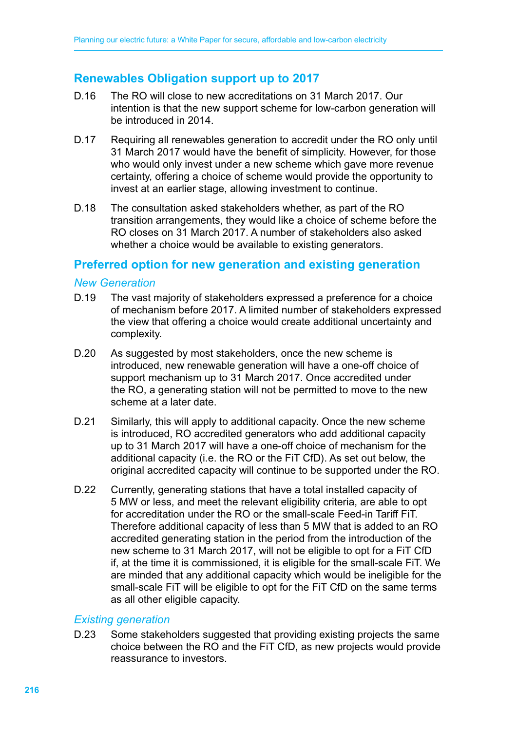## Renewables Obligation support up to 2017

D.16 The RO will close to new accreditations on 31 March 2017. Our intention is that the new support scheme for low-carbon generation will be introduced in 2014.

D.17 Requiring all renewables generation to accredit under the RO only until 31 March 2017 would have the benefit of simplicity. However, for those who would only invest under a new scheme which gave more revenue certainty, offering a choice of scheme would provide the opportunity to invest at an earlier stage, allowing investment to continue.

D.18 The consultation asked stakeholders whether, as part of the RO transition arrangements, they would like a choice of scheme before the RO closes on 31 March 2017. A number of stakeholders also asked whether a choice would be available to existing generators.

## Preferred option for new generation and existing generation

### *New Generation*

D.19 The vast majority of stakeholders expressed a preference for a choice of mechanism before 2017. A limited number of stakeholders expressed the view that offering a choice would create additional uncertainty and complexity.

D.20 As suggested by most stakeholders, once the new scheme is introduced, new renewable generation will have a one-off choice of support mechanism up to 31 March 2017. Once accredited under the RO, a generating station will not be permitted to move to the new scheme at a later date.

D.21 Similarly, this will apply to additional capacity. Once the new scheme is introduced, RO accredited generators who add additional capacity up to 31 March 2017 will have a one-off choice of mechanism for the additional capacity (i.e. the RO or the FiT CfD). As set out below, the original accredited capacity will continue to be supported under the RO.

D.22 Currently, generating stations that have a total installed capacity of 5 MW or less, and meet the relevant eligibility criteria, are able to opt for accreditation under the RO or the small-scale Feed-in Tariff FiT. Therefore additional capacity of less than 5 MW that is added to an RO accredited generating station in the period from the introduction of the new scheme to 31 March 2017, will not be eligible to opt for a FiT CfD if, at the time it is commissioned, it is eligible for the small-scale FiT. We are minded that any additional capacity which would be ineligible for the small-scale FiT will be eligible to opt for the FiT CfD on the same terms as all other eligible capacity.

### *Existing generation*

D.23 Some stakeholders suggested that providing existing projects the same choice between the RO and the FiT CfD, as new projects would provide reassurance to investors.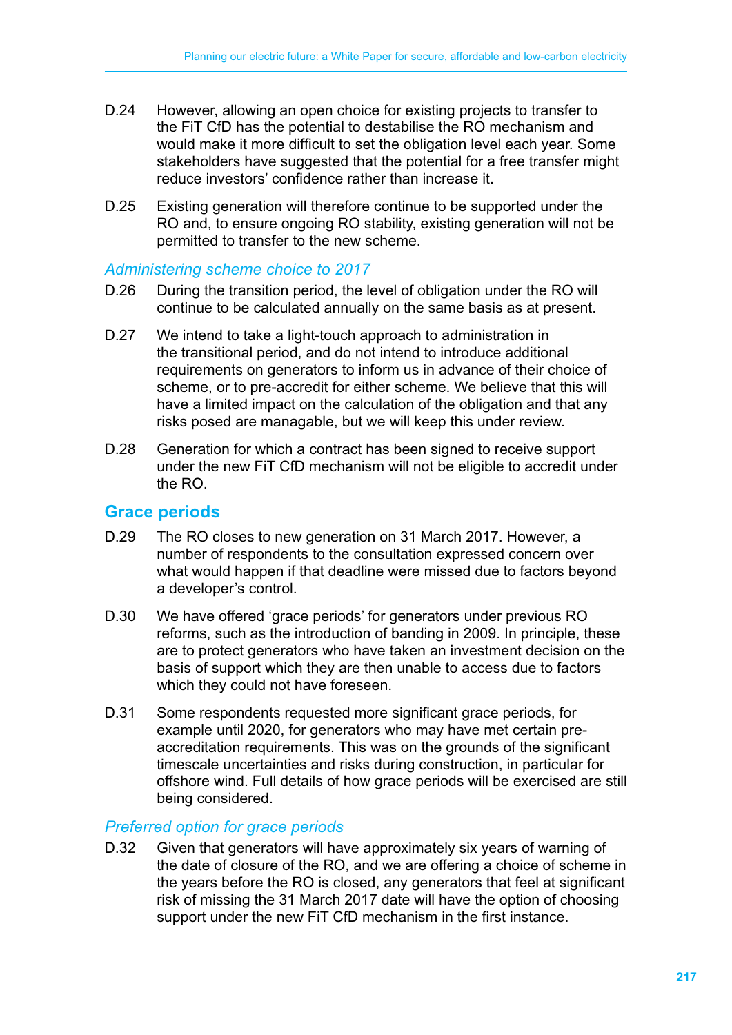D.24 However, allowing an open choice for existing projects to transfer to the FiT CfD has the potential to destabilise the RO mechanism and would make it more difficult to set the obligation level each year. Some stakeholders have suggested that the potential for a free transfer might reduce investors' confidence rather than increase it.

D.25 Existing generation will therefore continue to be supported under the RO and, to ensure ongoing RO stability, existing generation will not be permitted to transfer to the new scheme.

### *Administering scheme choice to 2017*

D.26 During the transition period, the level of obligation under the RO will continue to be calculated annually on the same basis as at present.

D.27 We intend to take a light-touch approach to administration in the transitional period, and do not intend to introduce additional requirements on generators to inform us in advance of their choice of scheme, or to pre-accredit for either scheme. We believe that this will have a limited impact on the calculation of the obligation and that any risks posed are managable, but we will keep this under review.

D.28 Generation for which a contract has been signed to receive support under the new FiT CfD mechanism will not be eligible to accredit under the RO.

## Grace periods

D.29 The RO closes to new generation on 31 March 2017. However, a number of respondents to the consultation expressed concern over what would happen if that deadline were missed due to factors beyond a developer's control.

D.30 We have offered 'grace periods' for generators under previous RO reforms, such as the introduction of banding in 2009. In principle, these are to protect generators who have taken an investment decision on the basis of support which they are then unable to access due to factors which they could not have foreseen.

D.31 Some respondents requested more significant grace periods, for example until 2020, for generators who may have met certain pre-accreditation requirements. This was on the grounds of the significant timescale uncertainties and risks during construction, in particular for offshore wind. Full details of how grace periods will be exercised are still being considered.

### *Preferred option for grace periods*

D.32 Given that generators will have approximately six years of warning of the date of closure of the RO, and we are offering a choice of scheme in the years before the RO is closed, any generators that feel at significant risk of missing the 31 March 2017 date will have the option of choosing support under the new FiT CfD mechanism in the first instance.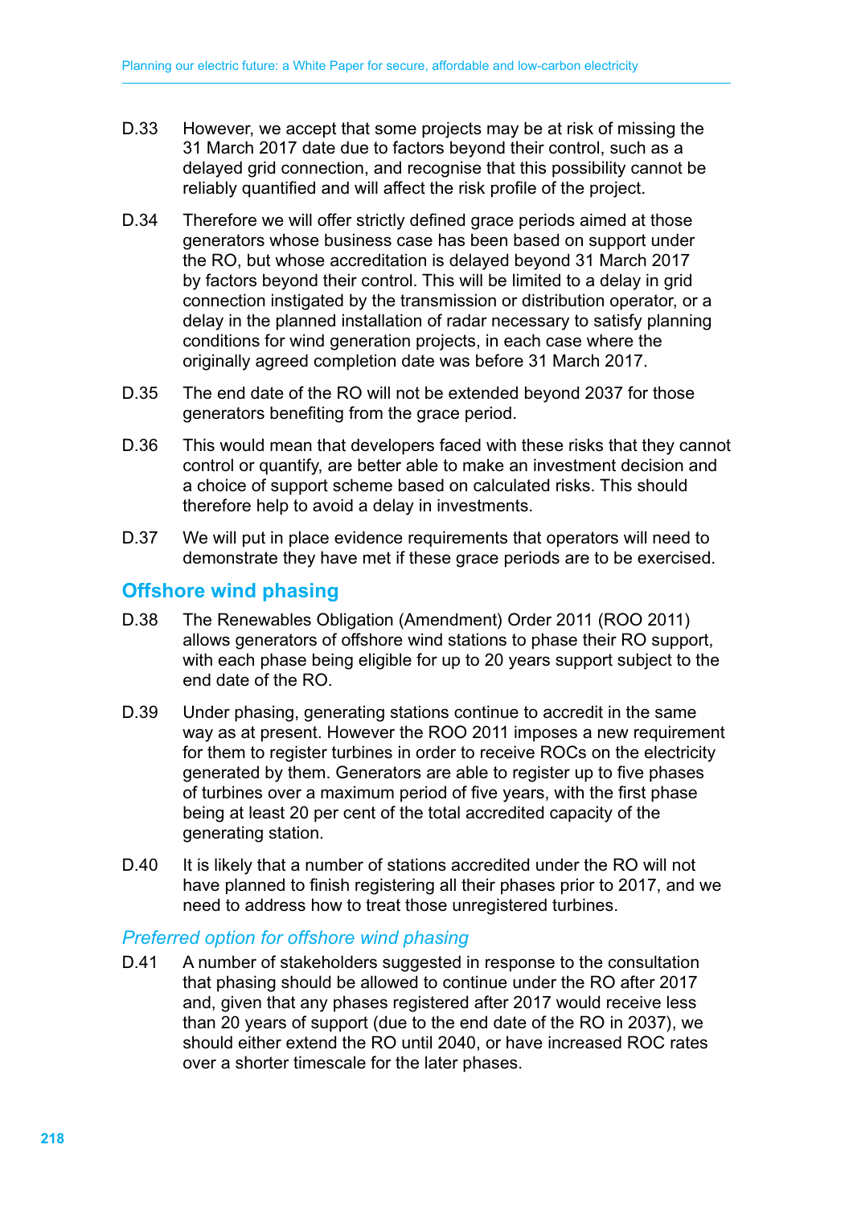D.33 However, we accept that some projects may be at risk of missing the 31 March 2017 date due to factors beyond their control, such as a delayed grid connection, and recognise that this possibility cannot be reliably quantified and will affect the risk profile of the project.

D.34 Therefore we will offer strictly defined grace periods aimed at those generators whose business case has been based on support under the RO, but whose accreditation is delayed beyond 31 March 2017 by factors beyond their control. This will be limited to a delay in grid connection instigated by the transmission or distribution operator, or a delay in the planned installation of radar necessary to satisfy planning conditions for wind generation projects, in each case where the originally agreed completion date was before 31 March 2017.

D.35 The end date of the RO will not be extended beyond 2037 for those generators benefiting from the grace period.

D.36 This would mean that developers faced with these risks that they cannot control or quantify, are better able to make an investment decision and a choice of support scheme based on calculated risks. This should therefore help to avoid a delay in investments.

D.37 We will put in place evidence requirements that operators will need to demonstrate they have met if these grace periods are to be exercised.

## Offshore wind phasing

D.38 The Renewables Obligation (Amendment) Order 2011 (ROO 2011) allows generators of offshore wind stations to phase their RO support, with each phase being eligible for up to 20 years support subject to the end date of the RO.

D.39 Under phasing, generating stations continue to accredit in the same way as at present. However the ROO 2011 imposes a new requirement for them to register turbines in order to receive ROCs on the electricity generated by them. Generators are able to register up to five phases of turbines over a maximum period of five years, with the first phase being at least 20 per cent of the total accredited capacity of the generating station.

D.40 It is likely that a number of stations accredited under the RO will not have planned to finish registering all their phases prior to 2017, and we need to address how to treat those unregistered turbines.

### *Preferred option for offshore wind phasing*

D.41 A number of stakeholders suggested in response to the consultation that phasing should be allowed to continue under the RO after 2017 and, given that any phases registered after 2017 would receive less than 20 years of support (due to the end date of the RO in 2037), we should either extend the RO until 2040, or have increased ROC rates over a shorter timescale for the later phases.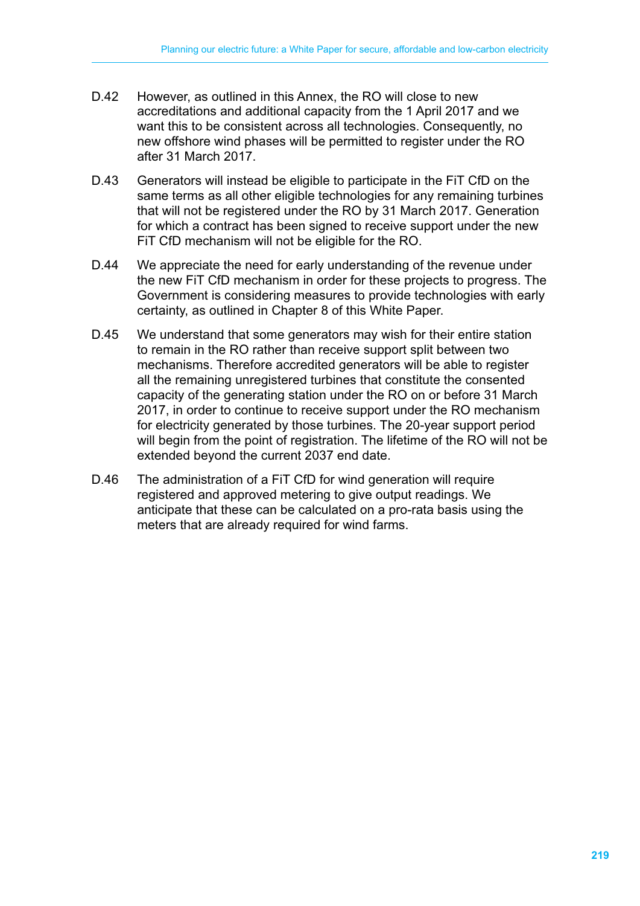D.42 However, as outlined in this Annex, the RO will close to new accreditations and additional capacity from the 1 April 2017 and we want this to be consistent across all technologies. Consequently, no new offshore wind phases will be permitted to register under the RO after 31 March 2017.

D.43 Generators will instead be eligible to participate in the FiT CfD on the same terms as all other eligible technologies for any remaining turbines that will not be registered under the RO by 31 March 2017. Generation for which a contract has been signed to receive support under the new FiT CfD mechanism will not be eligible for the RO.

D.44 We appreciate the need for early understanding of the revenue under the new FiT CfD mechanism in order for these projects to progress. The Government is considering measures to provide technologies with early certainty, as outlined in Chapter 8 of this White Paper.

D.45 We understand that some generators may wish for their entire station to remain in the RO rather than receive support split between two mechanisms. Therefore accredited generators will be able to register all the remaining unregistered turbines that constitute the consented capacity of the generating station under the RO on or before 31 March 2017, in order to continue to receive support under the RO mechanism for electricity generated by those turbines. The 20-year support period will begin from the point of registration. The lifetime of the RO will not be extended beyond the current 2037 end date.

D.46 The administration of a FiT CfD for wind generation will require registered and approved metering to give output readings. We anticipate that these can be calculated on a pro-rata basis using the meters that are already required for wind farms.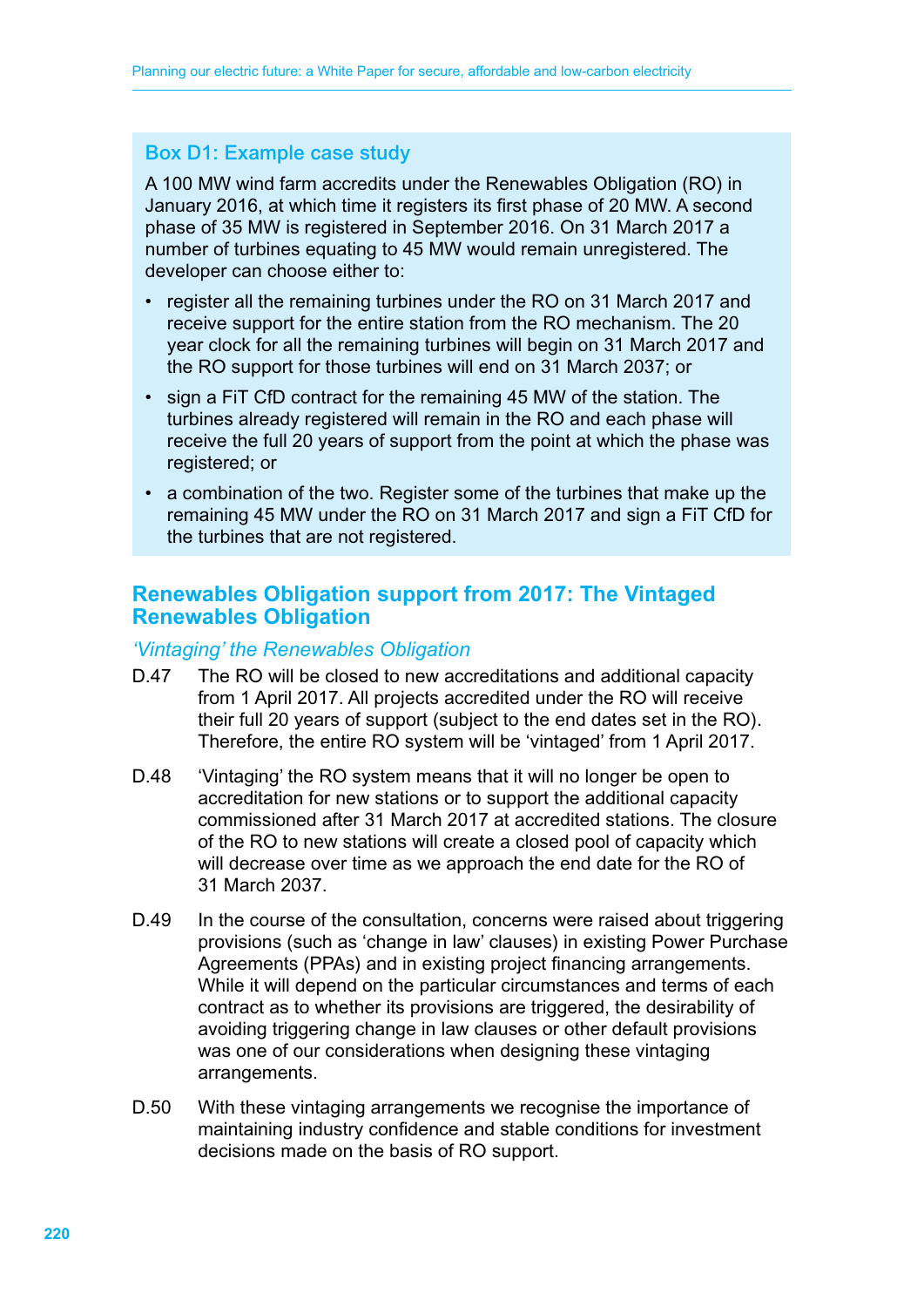### Box D1: Example case study

A 100 MW wind farm accredits under the Renewables Obligation (RO) in January 2016, at which time it registers its first phase of 20 MW. A second phase of 35 MW is registered in September 2016. On 31 March 2017 a number of turbines equating to 45 MW would remain unregistered. The developer can choose either to:

- register all the remaining turbines under the RO on 31 March 2017 and receive support for the entire station from the RO mechanism. The 20 year clock for all the remaining turbines will begin on 31 March 2017 and the RO support for those turbines will end on 31 March 2037; or
- sign a FiT CfD contract for the remaining 45 MW of the station. The turbines already registered will remain in the RO and each phase will receive the full 20 years of support from the point at which the phase was registered; or
- a combination of the two. Register some of the turbines that make up the remaining 45 MW under the RO on 31 March 2017 and sign a FiT CfD for the turbines that are not registered.

## Renewables Obligation support from 2017: The Vintaged Renewables Obligation

### *'Vintaging' the Renewables Obligation*

D.47 The RO will be closed to new accreditations and additional capacity from 1 April 2017. All projects accredited under the RO will receive their full 20 years of support (subject to the end dates set in the RO). Therefore, the entire RO system will be 'vintaged' from 1 April 2017.

D.48 'Vintaging' the RO system means that it will no longer be open to accreditation for new stations or to support the additional capacity commissioned after 31 March 2017 at accredited stations. The closure of the RO to new stations will create a closed pool of capacity which will decrease over time as we approach the end date for the RO of 31 March 2037.

D.49 In the course of the consultation, concerns were raised about triggering provisions (such as 'change in law' clauses) in existing Power Purchase Agreements (PPAs) and in existing project financing arrangements. While it will depend on the particular circumstances and terms of each contract as to whether its provisions are triggered, the desirability of avoiding triggering change in law clauses or other default provisions was one of our considerations when designing these vintaging arrangements.

D.50 With these vintaging arrangements we recognise the importance of maintaining industry confidence and stable conditions for investment decisions made on the basis of RO support.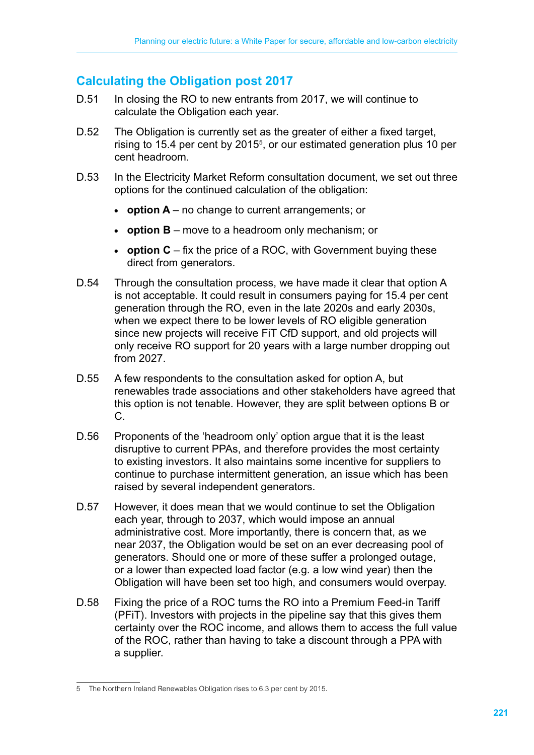## Calculating the Obligation post 2017

D.51 In closing the RO to new entrants from 2017, we will continue to calculate the Obligation each year.

D.52 The Obligation is currently set as the greater of either a fixed target, rising to 15.4 per cent by 2015[5], or our estimated generation plus 10 per cent headroom.

D.53 In the Electricity Market Reform consultation document, we set out three options for the continued calculation of the obligation:

- **option A** – no change to current arrangements; or
- **option B** – move to a headroom only mechanism; or
- **option C** – fix the price of a ROC, with Government buying these direct from generators.

D.54 Through the consultation process, we have made it clear that option A is not acceptable. It could result in consumers paying for 15.4 per cent generation through the RO, even in the late 2020s and early 2030s, when we expect there to be lower levels of RO eligible generation since new projects will receive FiT CfD support, and old projects will only receive RO support for 20 years with a large number dropping out from 2027.

D.55 A few respondents to the consultation asked for option A, but renewables trade associations and other stakeholders have agreed that this option is not tenable. However, they are split between options B or C.

D.56 Proponents of the 'headroom only' option argue that it is the least disruptive to current PPAs, and therefore provides the most certainty to existing investors. It also maintains some incentive for suppliers to continue to purchase intermittent generation, an issue which has been raised by several independent generators.

D.57 However, it does mean that we would continue to set the Obligation each year, through to 2037, which would impose an annual administrative cost. More importantly, there is concern that, as we near 2037, the Obligation would be set on an ever decreasing pool of generators. Should one or more of these suffer a prolonged outage, or a lower than expected load factor (e.g. a low wind year) then the Obligation will have been set too high, and consumers would overpay.

D.58 Fixing the price of a ROC turns the RO into a Premium Feed-in Tariff (PFiT). Investors with projects in the pipeline say that this gives them certainty over the ROC income, and allows them to access the full value of the ROC, rather than having to take a discount through a PPA with a supplier.

---

5 The Northern Ireland Renewables Obligation rises to 6.3 per cent by 2015.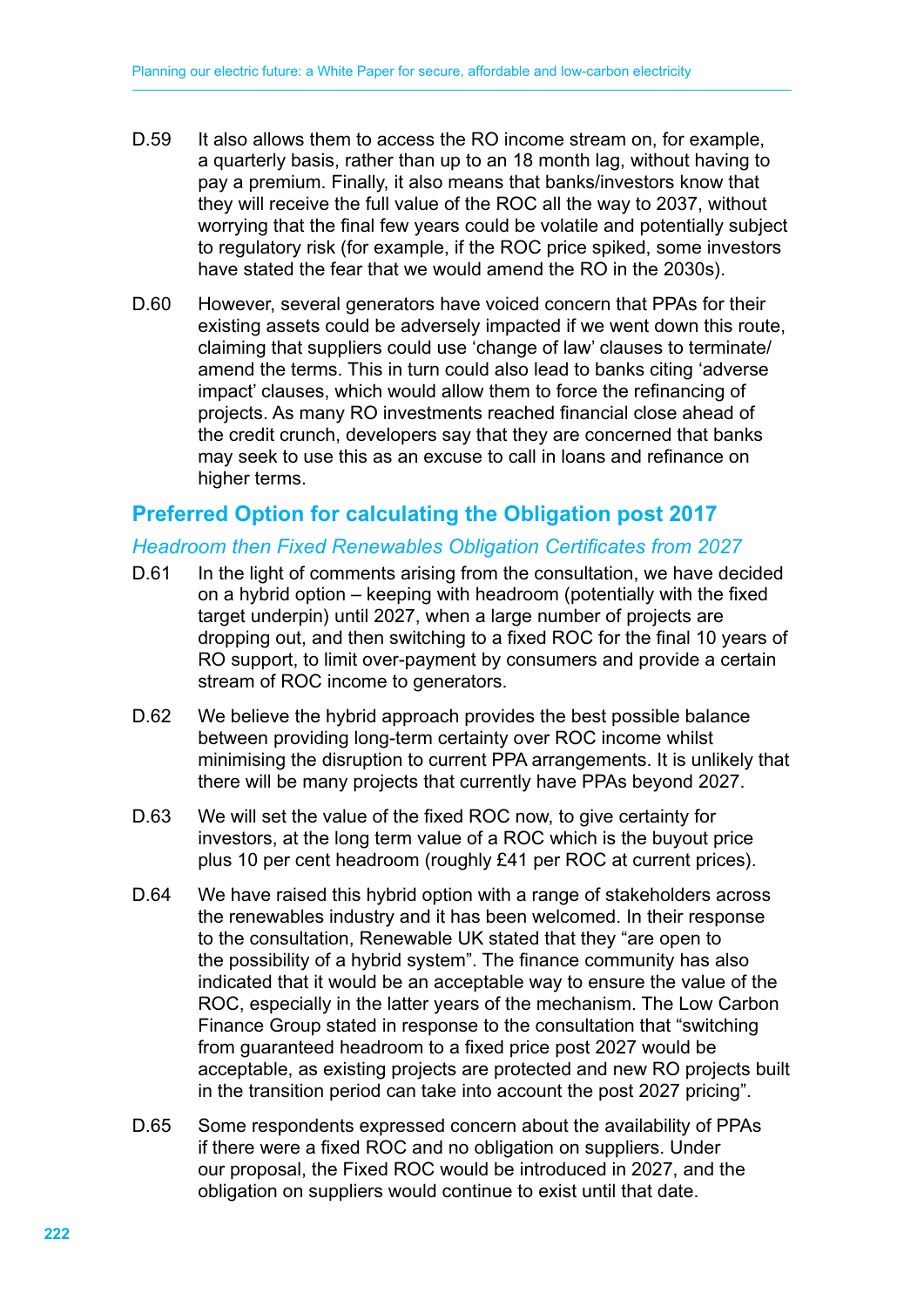D.59 It also allows them to access the RO income stream on, for example, a quarterly basis, rather than up to an 18 month lag, without having to pay a premium. Finally, it also means that banks/investors know that they will receive the full value of the ROC all the way to 2037, without worrying that the final few years could be volatile and potentially subject to regulatory risk (for example, if the ROC price spiked, some investors have stated the fear that we would amend the RO in the 2030s).

D.60 However, several generators have voiced concern that PPAs for their existing assets could be adversely impacted if we went down this route, claiming that suppliers could use 'change of law' clauses to terminate/amend the terms. This in turn could also lead to banks citing 'adverse impact' clauses, which would allow them to force the refinancing of projects. As many RO investments reached financial close ahead of the credit crunch, developers say that they are concerned that banks may seek to use this as an excuse to call in loans and refinance on higher terms.

## Preferred Option for calculating the Obligation post 2017

### *Headroom then Fixed Renewables Obligation Certificates from 2027*

D.61 In the light of comments arising from the consultation, we have decided on a hybrid option – keeping with headroom (potentially with the fixed target underpin) until 2027, when a large number of projects are dropping out, and then switching to a fixed ROC for the final 10 years of RO support, to limit over-payment by consumers and provide a certain stream of ROC income to generators.

D.62 We believe the hybrid approach provides the best possible balance between providing long-term certainty over ROC income whilst minimising the disruption to current PPA arrangements. It is unlikely that there will be many projects that currently have PPAs beyond 2027.

D.63 We will set the value of the fixed ROC now, to give certainty for investors, at the long term value of a ROC which is the buyout price plus 10 per cent headroom (roughly £41 per ROC at current prices).

D.64 We have raised this hybrid option with a range of stakeholders across the renewables industry and it has been welcomed. In their response to the consultation, Renewable UK stated that they "are open to the possibility of a hybrid system". The finance community has also indicated that it would be an acceptable way to ensure the value of the ROC, especially in the latter years of the mechanism. The Low Carbon Finance Group stated in response to the consultation that "switching from guaranteed headroom to a fixed price post 2027 would be acceptable, as existing projects are protected and new RO projects built in the transition period can take into account the post 2027 pricing".

D.65 Some respondents expressed concern about the availability of PPAs if there were a fixed ROC and no obligation on suppliers. Under our proposal, the Fixed ROC would be introduced in 2027, and the obligation on suppliers would continue to exist until that date.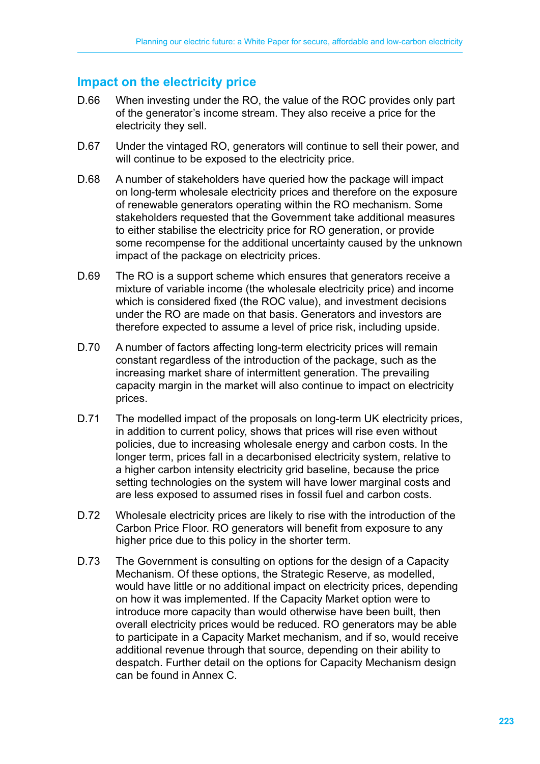## Impact on the electricity price

D.66 When investing under the RO, the value of the ROC provides only part of the generator's income stream. They also receive a price for the electricity they sell.

D.67 Under the vintaged RO, generators will continue to sell their power, and will continue to be exposed to the electricity price.

D.68 A number of stakeholders have queried how the package will impact on long-term wholesale electricity prices and therefore on the exposure of renewable generators operating within the RO mechanism. Some stakeholders requested that the Government take additional measures to either stabilise the electricity price for RO generation, or provide some recompense for the additional uncertainty caused by the unknown impact of the package on electricity prices.

D.69 The RO is a support scheme which ensures that generators receive a mixture of variable income (the wholesale electricity price) and income which is considered fixed (the ROC value), and investment decisions under the RO are made on that basis. Generators and investors are therefore expected to assume a level of price risk, including upside.

D.70 A number of factors affecting long-term electricity prices will remain constant regardless of the introduction of the package, such as the increasing market share of intermittent generation. The prevailing capacity margin in the market will also continue to impact on electricity prices.

D.71 The modelled impact of the proposals on long-term UK electricity prices, in addition to current policy, shows that prices will rise even without policies, due to increasing wholesale energy and carbon costs. In the longer term, prices fall in a decarbonised electricity system, relative to a higher carbon intensity electricity grid baseline, because the price setting technologies on the system will have lower marginal costs and are less exposed to assumed rises in fossil fuel and carbon costs.

D.72 Wholesale electricity prices are likely to rise with the introduction of the Carbon Price Floor. RO generators will benefit from exposure to any higher price due to this policy in the shorter term.

D.73 The Government is consulting on options for the design of a Capacity Mechanism. Of these options, the Strategic Reserve, as modelled, would have little or no additional impact on electricity prices, depending on how it was implemented. If the Capacity Market option were to introduce more capacity than would otherwise have been built, then overall electricity prices would be reduced. RO generators may be able to participate in a Capacity Market mechanism, and if so, would receive additional revenue through that source, depending on their ability to despatch. Further detail on the options for Capacity Mechanism design can be found in Annex C.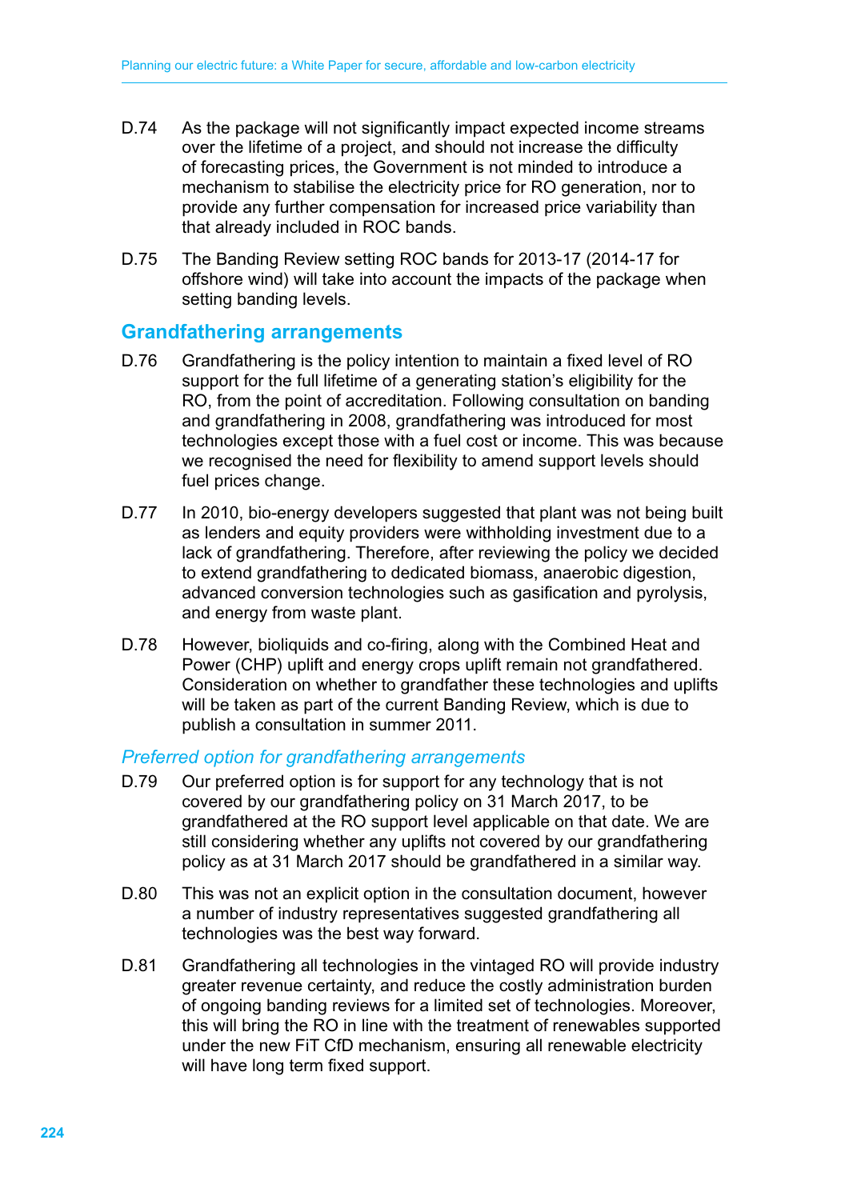D.74 As the package will not significantly impact expected income streams over the lifetime of a project, and should not increase the difficulty of forecasting prices, the Government is not minded to introduce a mechanism to stabilise the electricity price for RO generation, nor to provide any further compensation for increased price variability than that already included in ROC bands.

D.75 The Banding Review setting ROC bands for 2013-17 (2014-17 for offshore wind) will take into account the impacts of the package when setting banding levels.

## Grandfathering arrangements

D.76 Grandfathering is the policy intention to maintain a fixed level of RO support for the full lifetime of a generating station's eligibility for the RO, from the point of accreditation. Following consultation on banding and grandfathering in 2008, grandfathering was introduced for most technologies except those with a fuel cost or income. This was because we recognised the need for flexibility to amend support levels should fuel prices change.

D.77 In 2010, bio-energy developers suggested that plant was not being built as lenders and equity providers were withholding investment due to a lack of grandfathering. Therefore, after reviewing the policy we decided to extend grandfathering to dedicated biomass, anaerobic digestion, advanced conversion technologies such as gasification and pyrolysis, and energy from waste plant.

D.78 However, bioliquids and co-firing, along with the Combined Heat and Power (CHP) uplift and energy crops uplift remain not grandfathered. Consideration on whether to grandfather these technologies and uplifts will be taken as part of the current Banding Review, which is due to publish a consultation in summer 2011.

### *Preferred option for grandfathering arrangements*

D.79 Our preferred option is for support for any technology that is not covered by our grandfathering policy on 31 March 2017, to be grandfathered at the RO support level applicable on that date. We are still considering whether any uplifts not covered by our grandfathering policy as at 31 March 2017 should be grandfathered in a similar way.

D.80 This was not an explicit option in the consultation document, however a number of industry representatives suggested grandfathering all technologies was the best way forward.

D.81 Grandfathering all technologies in the vintaged RO will provide industry greater revenue certainty, and reduce the costly administration burden of ongoing banding reviews for a limited set of technologies. Moreover, this will bring the RO in line with the treatment of renewables supported under the new FiT CfD mechanism, ensuring all renewable electricity will have long term fixed support.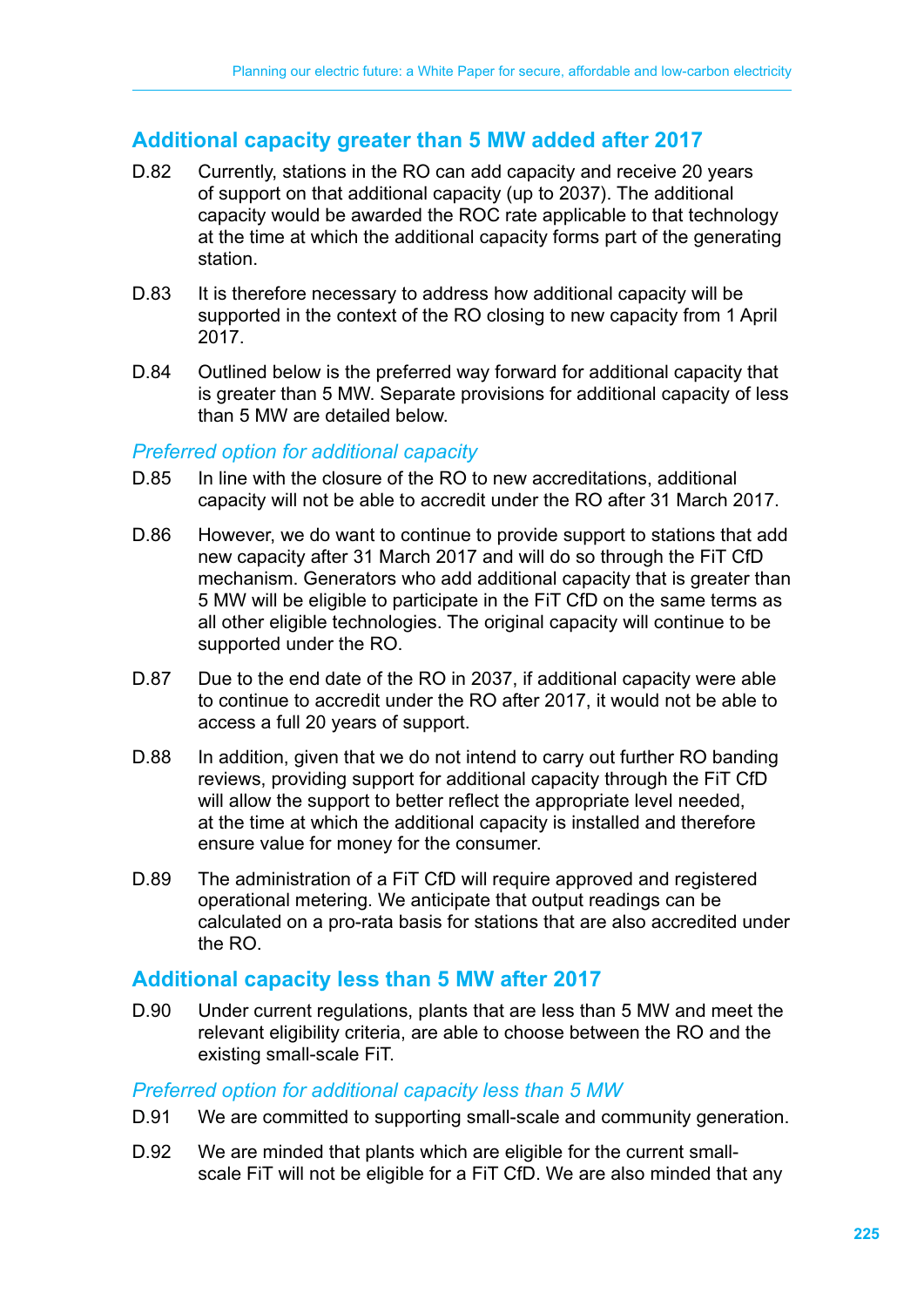## Additional capacity greater than 5 MW added after 2017

D.82 Currently, stations in the RO can add capacity and receive 20 years of support on that additional capacity (up to 2037). The additional capacity would be awarded the ROC rate applicable to that technology at the time at which the additional capacity forms part of the generating station.

D.83 It is therefore necessary to address how additional capacity will be supported in the context of the RO closing to new capacity from 1 April 2017.

D.84 Outlined below is the preferred way forward for additional capacity that is greater than 5 MW. Separate provisions for additional capacity of less than 5 MW are detailed below.

### *Preferred option for additional capacity*

D.85 In line with the closure of the RO to new accreditations, additional capacity will not be able to accredit under the RO after 31 March 2017.

D.86 However, we do want to continue to provide support to stations that add new capacity after 31 March 2017 and will do so through the FiT CfD mechanism. Generators who add additional capacity that is greater than 5 MW will be eligible to participate in the FiT CfD on the same terms as all other eligible technologies. The original capacity will continue to be supported under the RO.

D.87 Due to the end date of the RO in 2037, if additional capacity were able to continue to accredit under the RO after 2017, it would not be able to access a full 20 years of support.

D.88 In addition, given that we do not intend to carry out further RO banding reviews, providing support for additional capacity through the FiT CfD will allow the support to better reflect the appropriate level needed, at the time at which the additional capacity is installed and therefore ensure value for money for the consumer.

D.89 The administration of a FiT CfD will require approved and registered operational metering. We anticipate that output readings can be calculated on a pro-rata basis for stations that are also accredited under the RO.

## Additional capacity less than 5 MW after 2017

D.90 Under current regulations, plants that are less than 5 MW and meet the relevant eligibility criteria, are able to choose between the RO and the existing small-scale FiT.

### *Preferred option for additional capacity less than 5 MW*

D.91 We are committed to supporting small-scale and community generation.

D.92 We are minded that plants which are eligible for the current small-scale FiT will not be eligible for a FiT CfD. We are also minded that any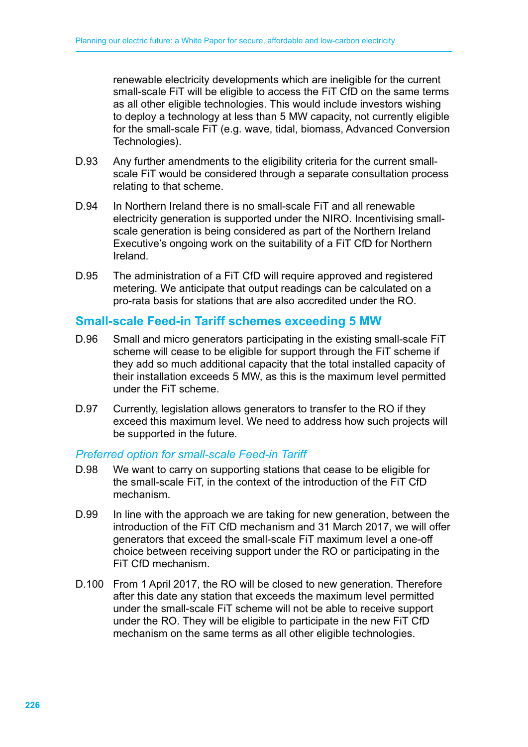renewable electricity developments which are ineligible for the current small-scale FiT will be eligible to access the FiT CfD on the same terms as all other eligible technologies. This would include investors wishing to deploy a technology at less than 5 MW capacity, not currently eligible for the small-scale FiT (e.g. wave, tidal, biomass, Advanced Conversion Technologies).

D.93 Any further amendments to the eligibility criteria for the current small-scale FiT would be considered through a separate consultation process relating to that scheme.

D.94 In Northern Ireland there is no small-scale FiT and all renewable electricity generation is supported under the NIRO. Incentivising small-scale generation is being considered as part of the Northern Ireland Executive's ongoing work on the suitability of a FiT CfD for Northern Ireland.

D.95 The administration of a FiT CfD will require approved and registered metering. We anticipate that output readings can be calculated on a pro-rata basis for stations that are also accredited under the RO.

## Small-scale Feed-in Tariff schemes exceeding 5 MW

D.96 Small and micro generators participating in the existing small-scale FiT scheme will cease to be eligible for support through the FiT scheme if they add so much additional capacity that the total installed capacity of their installation exceeds 5 MW, as this is the maximum level permitted under the FiT scheme.

D.97 Currently, legislation allows generators to transfer to the RO if they exceed this maximum level. We need to address how such projects will be supported in the future.

### *Preferred option for small-scale Feed-in Tariff*

D.98 We want to carry on supporting stations that cease to be eligible for the small-scale FiT, in the context of the introduction of the FiT CfD mechanism.

D.99 In line with the approach we are taking for new generation, between the introduction of the FiT CfD mechanism and 31 March 2017, we will offer generators that exceed the small-scale FiT maximum level a one-off choice between receiving support under the RO or participating in the FiT CfD mechanism.

D.100 From 1 April 2017, the RO will be closed to new generation. Therefore after this date any station that exceeds the maximum level permitted under the small-scale FiT scheme will not be able to receive support under the RO. They will be eligible to participate in the new FiT CfD mechanism on the same terms as all other eligible technologies.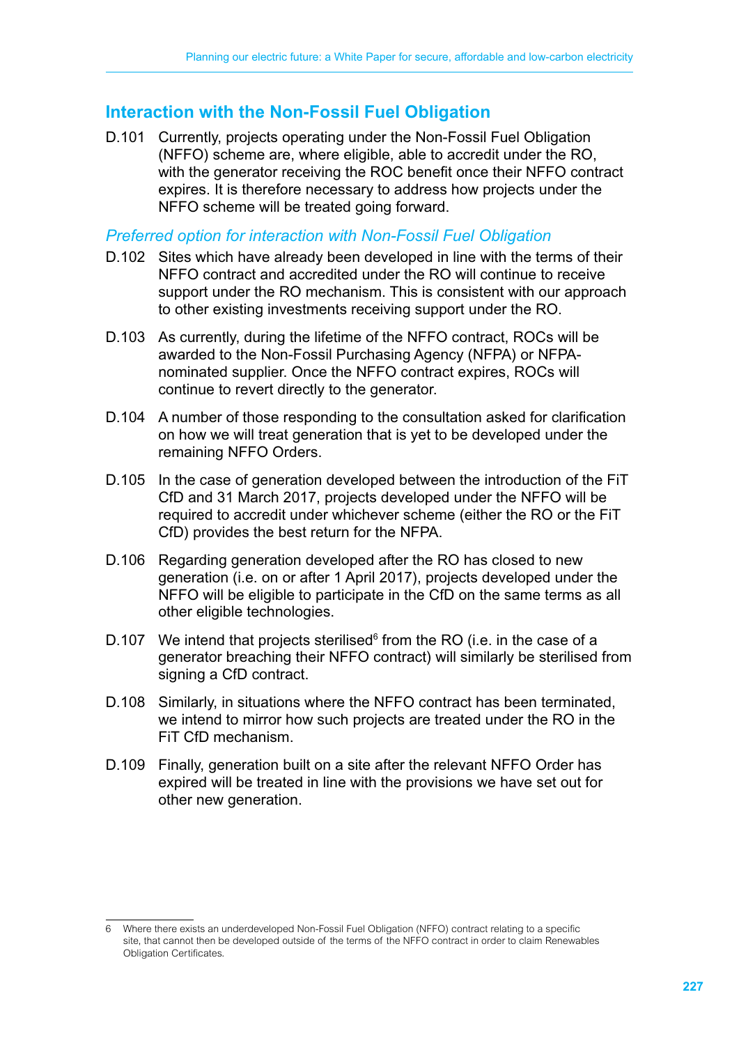## Interaction with the Non-Fossil Fuel Obligation

D.101 Currently, projects operating under the Non-Fossil Fuel Obligation (NFFO) scheme are, where eligible, able to accredit under the RO, with the generator receiving the ROC benefit once their NFFO contract expires. It is therefore necessary to address how projects under the NFFO scheme will be treated going forward.

### *Preferred option for interaction with Non-Fossil Fuel Obligation*

D.102 Sites which have already been developed in line with the terms of their NFFO contract and accredited under the RO will continue to receive support under the RO mechanism. This is consistent with our approach to other existing investments receiving support under the RO.

D.103 As currently, during the lifetime of the NFFO contract, ROCs will be awarded to the Non-Fossil Purchasing Agency (NFPA) or NFPA-nominated supplier. Once the NFFO contract expires, ROCs will continue to revert directly to the generator.

D.104 A number of those responding to the consultation asked for clarification on how we will treat generation that is yet to be developed under the remaining NFFO Orders.

D.105 In the case of generation developed between the introduction of the FiT CfD and 31 March 2017, projects developed under the NFFO will be required to accredit under whichever scheme (either the RO or the FiT CfD) provides the best return for the NFPA.

D.106 Regarding generation developed after the RO has closed to new generation (i.e. on or after 1 April 2017), projects developed under the NFFO will be eligible to participate in the CfD on the same terms as all other eligible technologies.

D.107 We intend that projects sterilised[6] from the RO (i.e. in the case of a generator breaching their NFFO contract) will similarly be sterilised from signing a CfD contract.

D.108 Similarly, in situations where the NFFO contract has been terminated, we intend to mirror how such projects are treated under the RO in the FiT CfD mechanism.

D.109 Finally, generation built on a site after the relevant NFFO Order has expired will be treated in line with the provisions we have set out for other new generation.

---

6 Where there exists an underdeveloped Non-Fossil Fuel Obligation (NFFO) contract relating to a specific site, that cannot then be developed outside of the terms of the NFFO contract in order to claim Renewables Obligation Certificates.